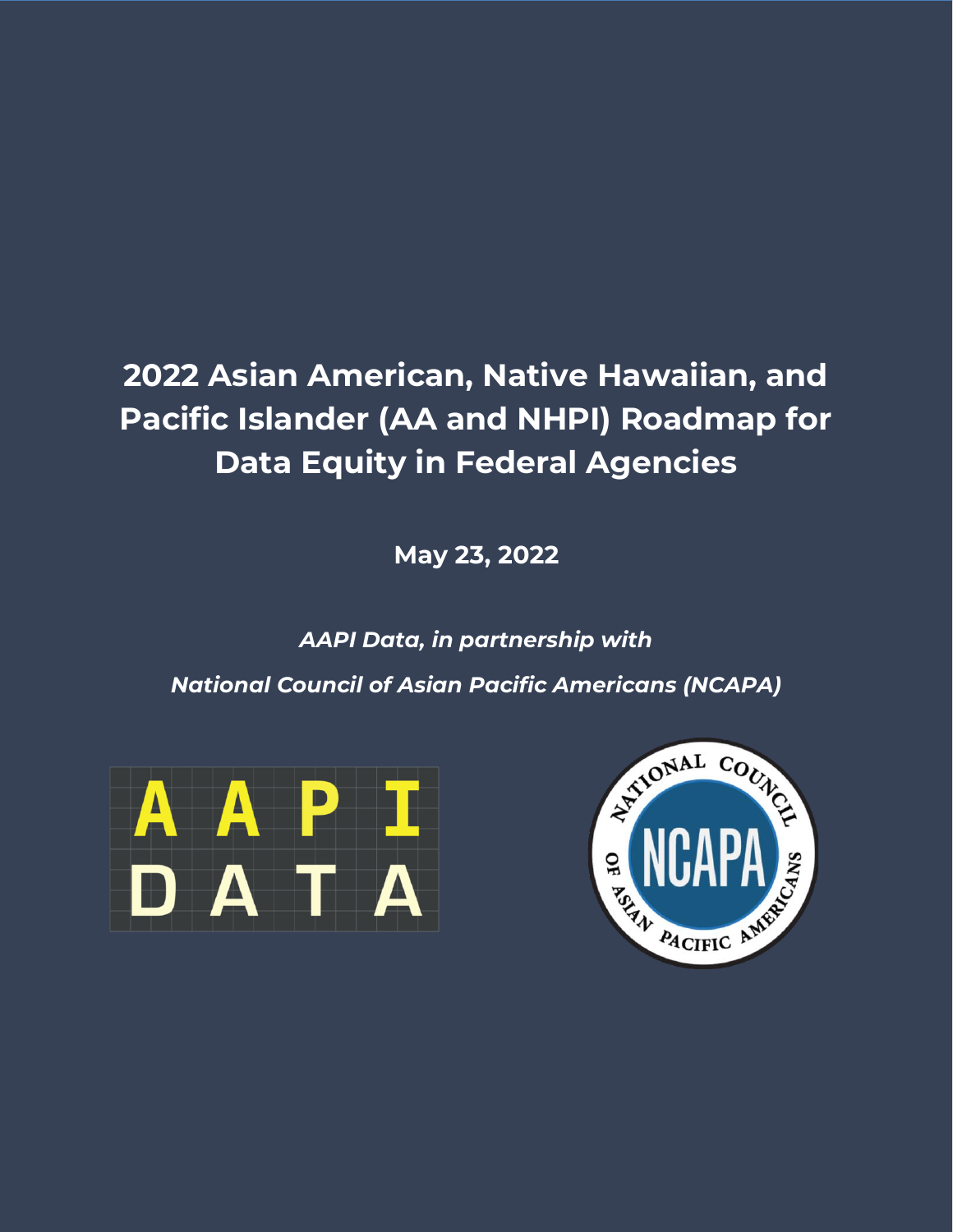# 2022 Asian American, Native Hawaiian, and Pacific Islander (AA and NHPI) Roadmap for Data Equity in Federal Agencies

**May 23, 2022**

***AAPI Data, in partnership with***

***National Council of Asian Pacific Americans (NCAPA)***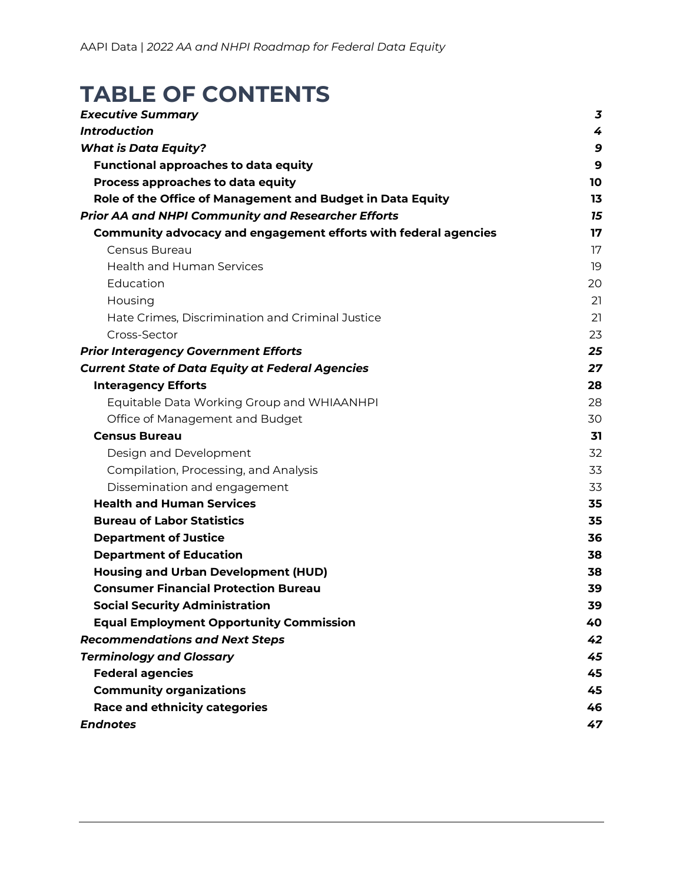# TABLE OF CONTENTS

| | |
|---|---|
| ***Executive Summary*** | ***3*** |
| ***Introduction*** | ***4*** |
| ***What is Data Equity?*** | ***9*** |
| **Functional approaches to data equity** | **9** |
| **Process approaches to data equity** | **10** |
| **Role of the Office of Management and Budget in Data Equity** | **13** |
| ***Prior AA and NHPI Community and Researcher Efforts*** | ***15*** |
| **Community advocacy and engagement efforts with federal agencies** | **17** |
| Census Bureau | 17 |
| Health and Human Services | 19 |
| Education | 20 |
| Housing | 21 |
| Hate Crimes, Discrimination and Criminal Justice | 21 |
| Cross-Sector | 23 |
| ***Prior Interagency Government Efforts*** | ***25*** |
| ***Current State of Data Equity at Federal Agencies*** | ***27*** |
| **Interagency Efforts** | **28** |
| Equitable Data Working Group and WHIAANHPI | 28 |
| Office of Management and Budget | 30 |
| **Census Bureau** | **31** |
| Design and Development | 32 |
| Compilation, Processing, and Analysis | 33 |
| Dissemination and engagement | 33 |
| **Health and Human Services** | **35** |
| **Bureau of Labor Statistics** | **35** |
| **Department of Justice** | **36** |
| **Department of Education** | **38** |
| **Housing and Urban Development (HUD)** | **38** |
| **Consumer Financial Protection Bureau** | **39** |
| **Social Security Administration** | **39** |
| **Equal Employment Opportunity Commission** | **40** |
| ***Recommendations and Next Steps*** | ***42*** |
| ***Terminology and Glossary*** | ***45*** |
| **Federal agencies** | **45** |
| **Community organizations** | **45** |
| **Race and ethnicity categories** | **46** |
| ***Endnotes*** | ***47*** |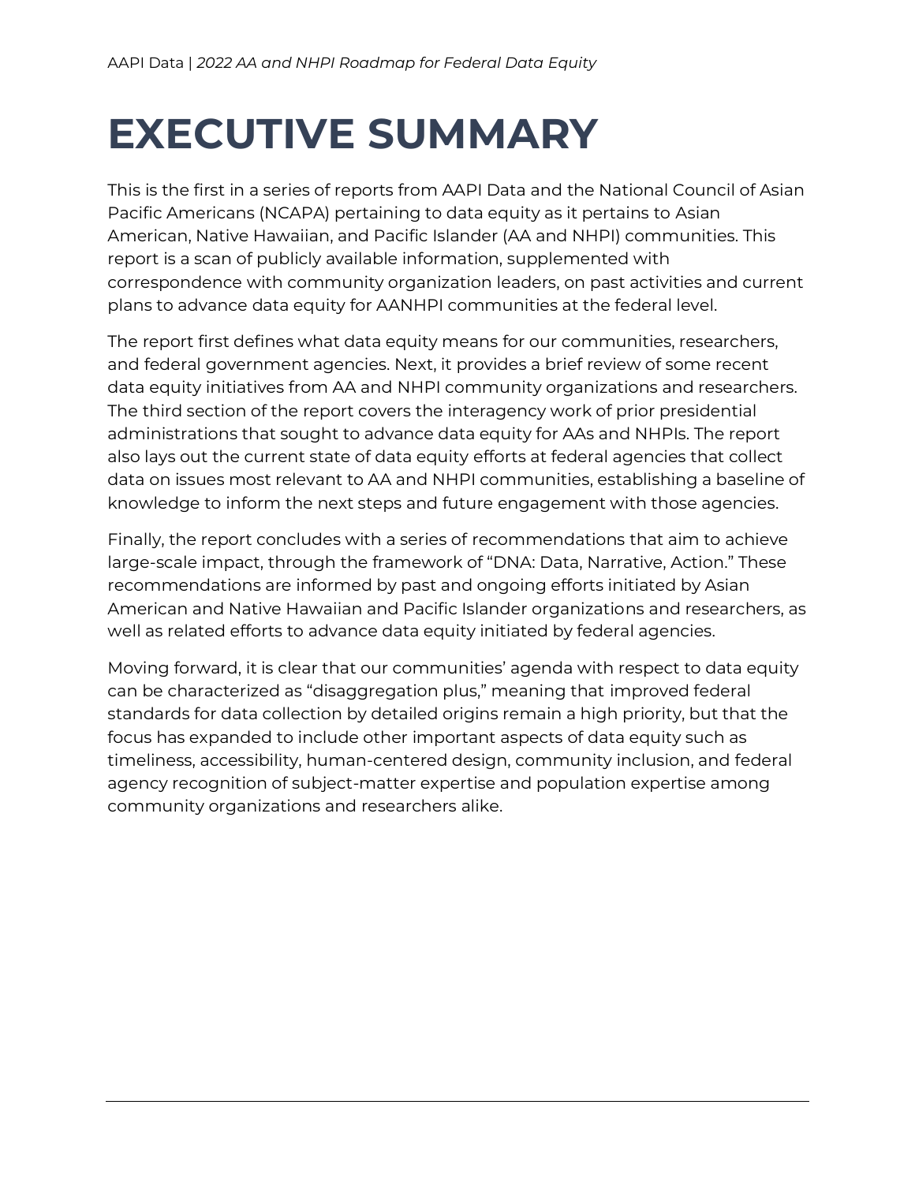# EXECUTIVE SUMMARY

This is the first in a series of reports from AAPI Data and the National Council of Asian Pacific Americans (NCAPA) pertaining to data equity as it pertains to Asian American, Native Hawaiian, and Pacific Islander (AA and NHPI) communities. This report is a scan of publicly available information, supplemented with correspondence with community organization leaders, on past activities and current plans to advance data equity for AANHPI communities at the federal level.

The report first defines what data equity means for our communities, researchers, and federal government agencies. Next, it provides a brief review of some recent data equity initiatives from AA and NHPI community organizations and researchers. The third section of the report covers the interagency work of prior presidential administrations that sought to advance data equity for AAs and NHPIs. The report also lays out the current state of data equity efforts at federal agencies that collect data on issues most relevant to AA and NHPI communities, establishing a baseline of knowledge to inform the next steps and future engagement with those agencies.

Finally, the report concludes with a series of recommendations that aim to achieve large-scale impact, through the framework of "DNA: Data, Narrative, Action." These recommendations are informed by past and ongoing efforts initiated by Asian American and Native Hawaiian and Pacific Islander organizations and researchers, as well as related efforts to advance data equity initiated by federal agencies.

Moving forward, it is clear that our communities' agenda with respect to data equity can be characterized as "disaggregation plus," meaning that improved federal standards for data collection by detailed origins remain a high priority, but that the focus has expanded to include other important aspects of data equity such as timeliness, accessibility, human-centered design, community inclusion, and federal agency recognition of subject-matter expertise and population expertise among community organizations and researchers alike.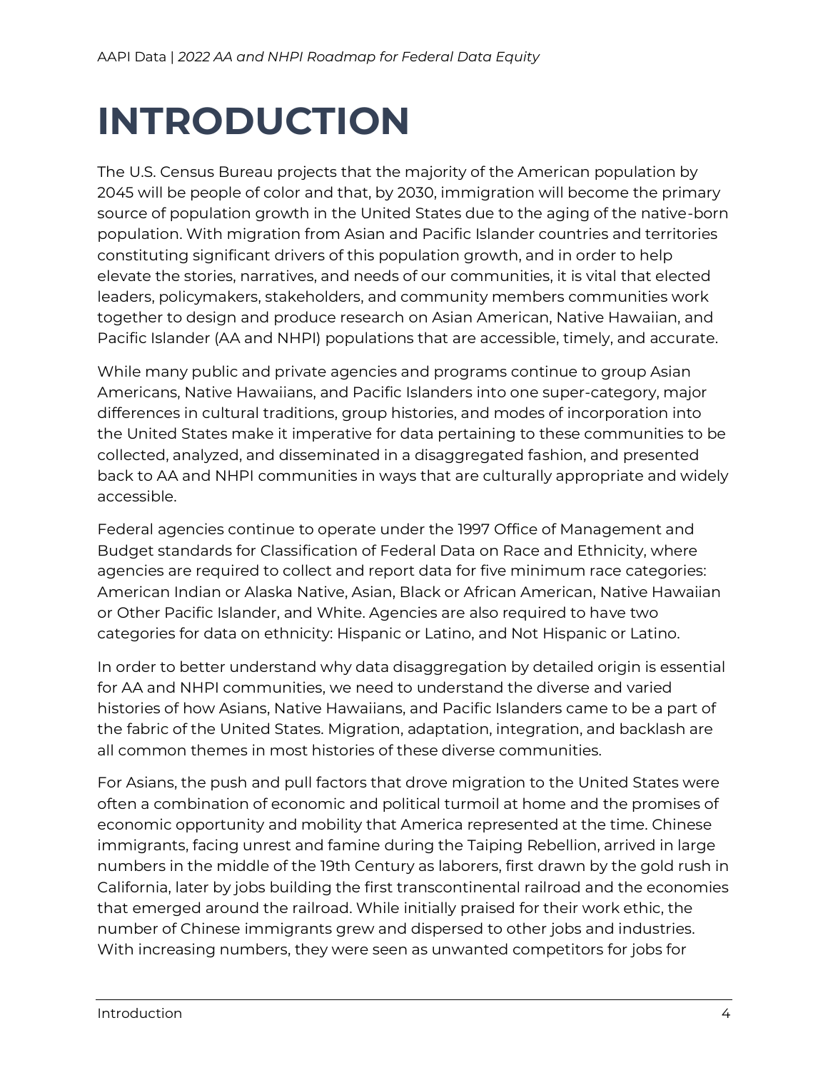# INTRODUCTION

The U.S. Census Bureau projects that the majority of the American population by 2045 will be people of color and that, by 2030, immigration will become the primary source of population growth in the United States due to the aging of the native-born population. With migration from Asian and Pacific Islander countries and territories constituting significant drivers of this population growth, and in order to help elevate the stories, narratives, and needs of our communities, it is vital that elected leaders, policymakers, stakeholders, and community members communities work together to design and produce research on Asian American, Native Hawaiian, and Pacific Islander (AA and NHPI) populations that are accessible, timely, and accurate.

While many public and private agencies and programs continue to group Asian Americans, Native Hawaiians, and Pacific Islanders into one super-category, major differences in cultural traditions, group histories, and modes of incorporation into the United States make it imperative for data pertaining to these communities to be collected, analyzed, and disseminated in a disaggregated fashion, and presented back to AA and NHPI communities in ways that are culturally appropriate and widely accessible.

Federal agencies continue to operate under the 1997 Office of Management and Budget standards for Classification of Federal Data on Race and Ethnicity, where agencies are required to collect and report data for five minimum race categories: American Indian or Alaska Native, Asian, Black or African American, Native Hawaiian or Other Pacific Islander, and White. Agencies are also required to have two categories for data on ethnicity: Hispanic or Latino, and Not Hispanic or Latino.

In order to better understand why data disaggregation by detailed origin is essential for AA and NHPI communities, we need to understand the diverse and varied histories of how Asians, Native Hawaiians, and Pacific Islanders came to be a part of the fabric of the United States. Migration, adaptation, integration, and backlash are all common themes in most histories of these diverse communities.

For Asians, the push and pull factors that drove migration to the United States were often a combination of economic and political turmoil at home and the promises of economic opportunity and mobility that America represented at the time. Chinese immigrants, facing unrest and famine during the Taiping Rebellion, arrived in large numbers in the middle of the 19th Century as laborers, first drawn by the gold rush in California, later by jobs building the first transcontinental railroad and the economies that emerged around the railroad. While initially praised for their work ethic, the number of Chinese immigrants grew and dispersed to other jobs and industries. With increasing numbers, they were seen as unwanted competitors for jobs for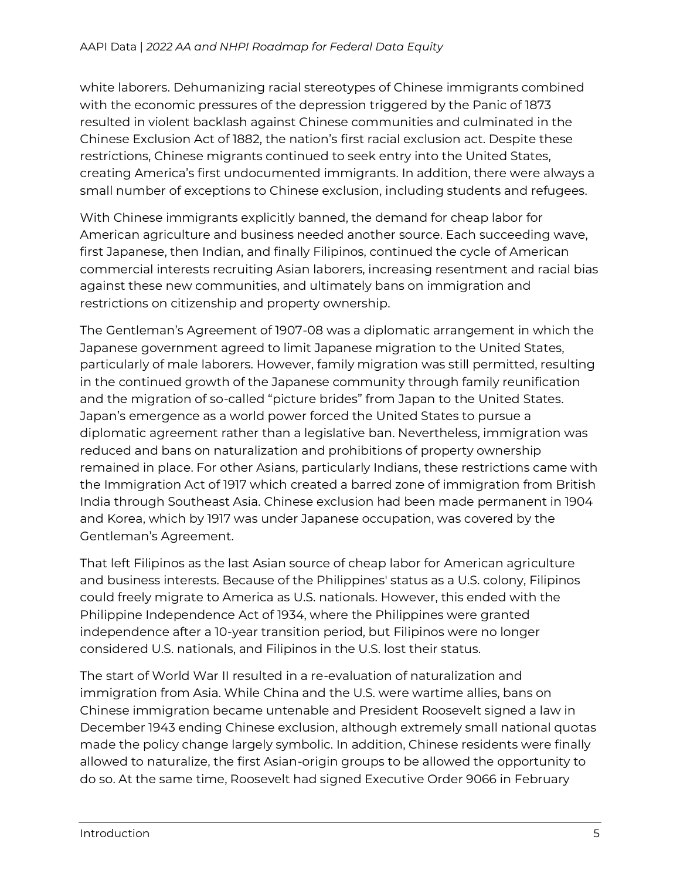white laborers. Dehumanizing racial stereotypes of Chinese immigrants combined with the economic pressures of the depression triggered by the Panic of 1873 resulted in violent backlash against Chinese communities and culminated in the Chinese Exclusion Act of 1882, the nation's first racial exclusion act. Despite these restrictions, Chinese migrants continued to seek entry into the United States, creating America's first undocumented immigrants. In addition, there were always a small number of exceptions to Chinese exclusion, including students and refugees.

With Chinese immigrants explicitly banned, the demand for cheap labor for American agriculture and business needed another source. Each succeeding wave, first Japanese, then Indian, and finally Filipinos, continued the cycle of American commercial interests recruiting Asian laborers, increasing resentment and racial bias against these new communities, and ultimately bans on immigration and restrictions on citizenship and property ownership.

The Gentleman's Agreement of 1907-08 was a diplomatic arrangement in which the Japanese government agreed to limit Japanese migration to the United States, particularly of male laborers. However, family migration was still permitted, resulting in the continued growth of the Japanese community through family reunification and the migration of so-called "picture brides" from Japan to the United States. Japan's emergence as a world power forced the United States to pursue a diplomatic agreement rather than a legislative ban. Nevertheless, immigration was reduced and bans on naturalization and prohibitions of property ownership remained in place. For other Asians, particularly Indians, these restrictions came with the Immigration Act of 1917 which created a barred zone of immigration from British India through Southeast Asia. Chinese exclusion had been made permanent in 1904 and Korea, which by 1917 was under Japanese occupation, was covered by the Gentleman's Agreement.

That left Filipinos as the last Asian source of cheap labor for American agriculture and business interests. Because of the Philippines' status as a U.S. colony, Filipinos could freely migrate to America as U.S. nationals. However, this ended with the Philippine Independence Act of 1934, where the Philippines were granted independence after a 10-year transition period, but Filipinos were no longer considered U.S. nationals, and Filipinos in the U.S. lost their status.

The start of World War II resulted in a re-evaluation of naturalization and immigration from Asia. While China and the U.S. were wartime allies, bans on Chinese immigration became untenable and President Roosevelt signed a law in December 1943 ending Chinese exclusion, although extremely small national quotas made the policy change largely symbolic. In addition, Chinese residents were finally allowed to naturalize, the first Asian-origin groups to be allowed the opportunity to do so. At the same time, Roosevelt had signed Executive Order 9066 in February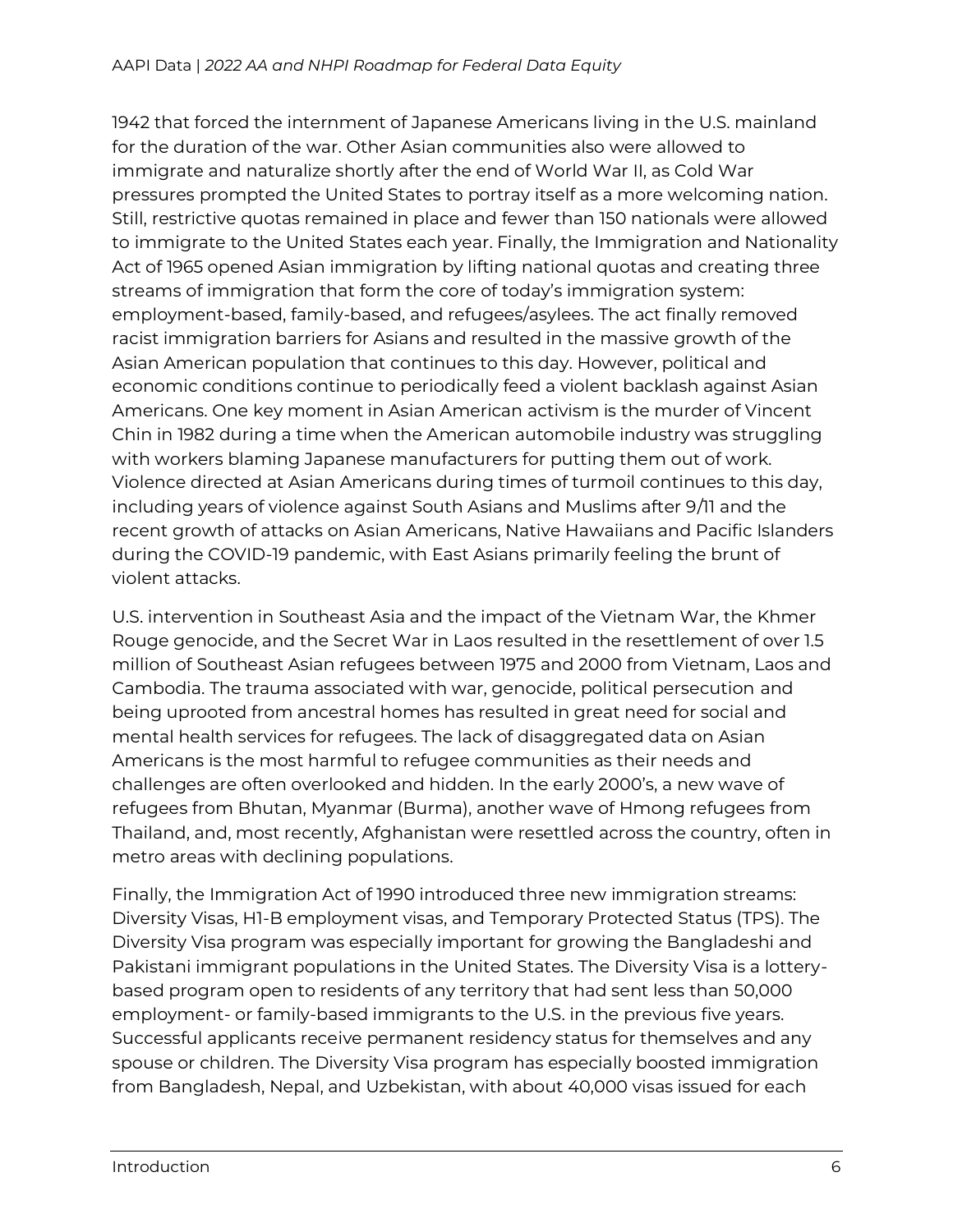1942 that forced the internment of Japanese Americans living in the U.S. mainland for the duration of the war. Other Asian communities also were allowed to immigrate and naturalize shortly after the end of World War II, as Cold War pressures prompted the United States to portray itself as a more welcoming nation. Still, restrictive quotas remained in place and fewer than 150 nationals were allowed to immigrate to the United States each year. Finally, the Immigration and Nationality Act of 1965 opened Asian immigration by lifting national quotas and creating three streams of immigration that form the core of today's immigration system: employment-based, family-based, and refugees/asylees. The act finally removed racist immigration barriers for Asians and resulted in the massive growth of the Asian American population that continues to this day. However, political and economic conditions continue to periodically feed a violent backlash against Asian Americans. One key moment in Asian American activism is the murder of Vincent Chin in 1982 during a time when the American automobile industry was struggling with workers blaming Japanese manufacturers for putting them out of work. Violence directed at Asian Americans during times of turmoil continues to this day, including years of violence against South Asians and Muslims after 9/11 and the recent growth of attacks on Asian Americans, Native Hawaiians and Pacific Islanders during the COVID-19 pandemic, with East Asians primarily feeling the brunt of violent attacks.

U.S. intervention in Southeast Asia and the impact of the Vietnam War, the Khmer Rouge genocide, and the Secret War in Laos resulted in the resettlement of over 1.5 million of Southeast Asian refugees between 1975 and 2000 from Vietnam, Laos and Cambodia. The trauma associated with war, genocide, political persecution and being uprooted from ancestral homes has resulted in great need for social and mental health services for refugees. The lack of disaggregated data on Asian Americans is the most harmful to refugee communities as their needs and challenges are often overlooked and hidden. In the early 2000's, a new wave of refugees from Bhutan, Myanmar (Burma), another wave of Hmong refugees from Thailand, and, most recently, Afghanistan were resettled across the country, often in metro areas with declining populations.

Finally, the Immigration Act of 1990 introduced three new immigration streams: Diversity Visas, H1-B employment visas, and Temporary Protected Status (TPS). The Diversity Visa program was especially important for growing the Bangladeshi and Pakistani immigrant populations in the United States. The Diversity Visa is a lottery-based program open to residents of any territory that had sent less than 50,000 employment- or family-based immigrants to the U.S. in the previous five years. Successful applicants receive permanent residency status for themselves and any spouse or children. The Diversity Visa program has especially boosted immigration from Bangladesh, Nepal, and Uzbekistan, with about 40,000 visas issued for each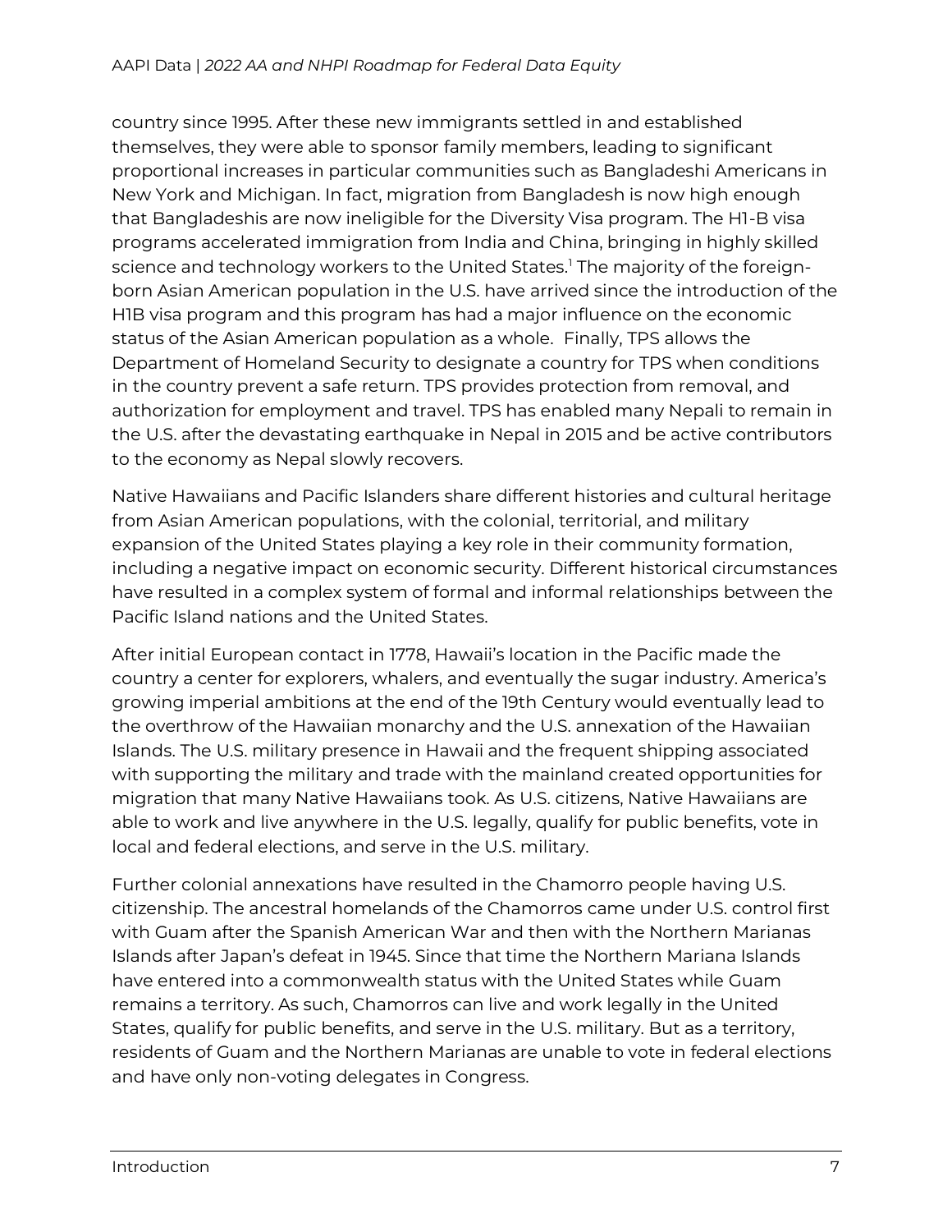country since 1995. After these new immigrants settled in and established themselves, they were able to sponsor family members, leading to significant proportional increases in particular communities such as Bangladeshi Americans in New York and Michigan. In fact, migration from Bangladesh is now high enough that Bangladeshis are now ineligible for the Diversity Visa program. The H1-B visa programs accelerated immigration from India and China, bringing in highly skilled science and technology workers to the United States.[1] The majority of the foreign-born Asian American population in the U.S. have arrived since the introduction of the H1B visa program and this program has had a major influence on the economic status of the Asian American population as a whole. Finally, TPS allows the Department of Homeland Security to designate a country for TPS when conditions in the country prevent a safe return. TPS provides protection from removal, and authorization for employment and travel. TPS has enabled many Nepali to remain in the U.S. after the devastating earthquake in Nepal in 2015 and be active contributors to the economy as Nepal slowly recovers.

Native Hawaiians and Pacific Islanders share different histories and cultural heritage from Asian American populations, with the colonial, territorial, and military expansion of the United States playing a key role in their community formation, including a negative impact on economic security. Different historical circumstances have resulted in a complex system of formal and informal relationships between the Pacific Island nations and the United States.

After initial European contact in 1778, Hawaii's location in the Pacific made the country a center for explorers, whalers, and eventually the sugar industry. America's growing imperial ambitions at the end of the 19th Century would eventually lead to the overthrow of the Hawaiian monarchy and the U.S. annexation of the Hawaiian Islands. The U.S. military presence in Hawaii and the frequent shipping associated with supporting the military and trade with the mainland created opportunities for migration that many Native Hawaiians took. As U.S. citizens, Native Hawaiians are able to work and live anywhere in the U.S. legally, qualify for public benefits, vote in local and federal elections, and serve in the U.S. military.

Further colonial annexations have resulted in the Chamorro people having U.S. citizenship. The ancestral homelands of the Chamorros came under U.S. control first with Guam after the Spanish American War and then with the Northern Marianas Islands after Japan's defeat in 1945. Since that time the Northern Mariana Islands have entered into a commonwealth status with the United States while Guam remains a territory. As such, Chamorros can live and work legally in the United States, qualify for public benefits, and serve in the U.S. military. But as a territory, residents of Guam and the Northern Marianas are unable to vote in federal elections and have only non-voting delegates in Congress.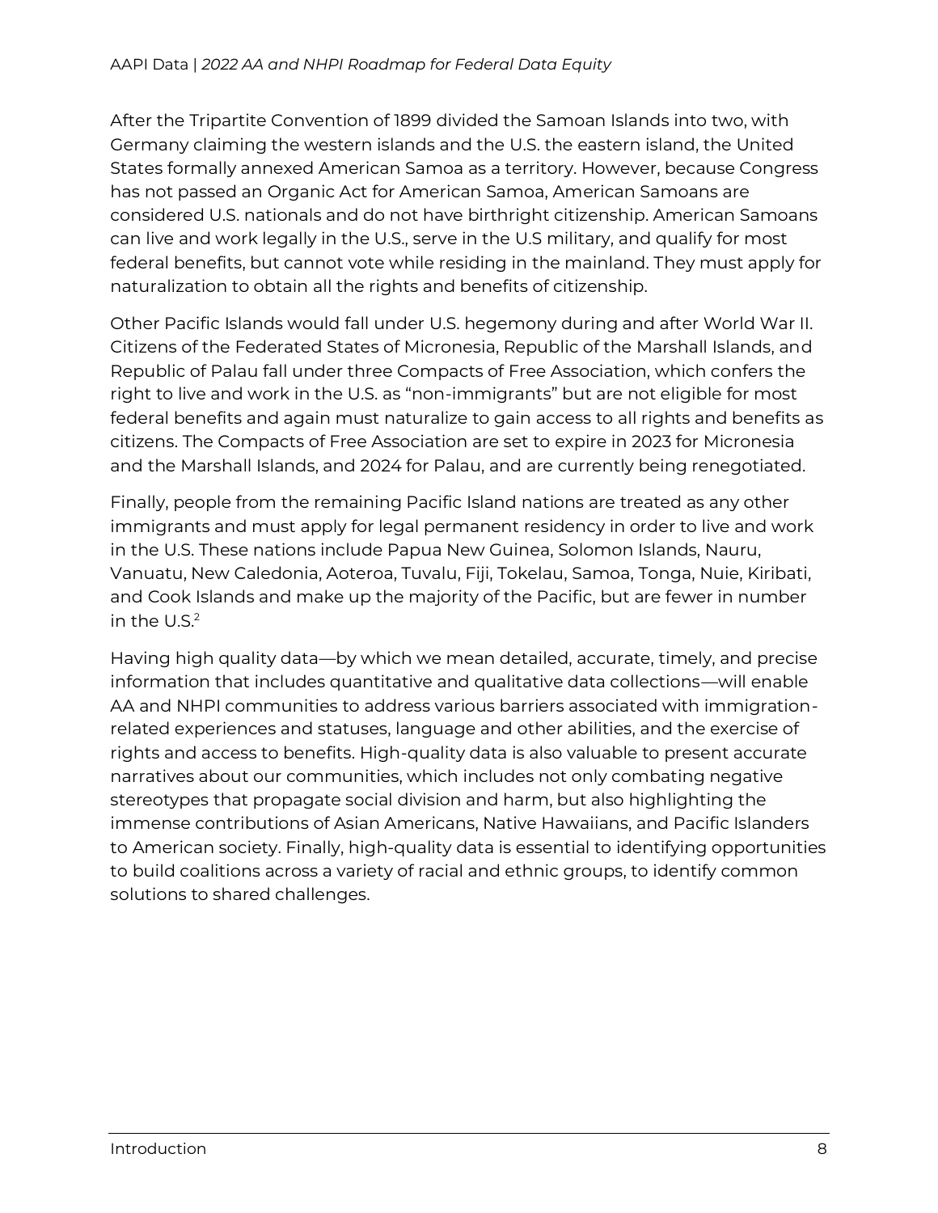After the Tripartite Convention of 1899 divided the Samoan Islands into two, with Germany claiming the western islands and the U.S. the eastern island, the United States formally annexed American Samoa as a territory. However, because Congress has not passed an Organic Act for American Samoa, American Samoans are considered U.S. nationals and do not have birthright citizenship. American Samoans can live and work legally in the U.S., serve in the U.S military, and qualify for most federal benefits, but cannot vote while residing in the mainland. They must apply for naturalization to obtain all the rights and benefits of citizenship.

Other Pacific Islands would fall under U.S. hegemony during and after World War II. Citizens of the Federated States of Micronesia, Republic of the Marshall Islands, and Republic of Palau fall under three Compacts of Free Association, which confers the right to live and work in the U.S. as "non-immigrants" but are not eligible for most federal benefits and again must naturalize to gain access to all rights and benefits as citizens. The Compacts of Free Association are set to expire in 2023 for Micronesia and the Marshall Islands, and 2024 for Palau, and are currently being renegotiated.

Finally, people from the remaining Pacific Island nations are treated as any other immigrants and must apply for legal permanent residency in order to live and work in the U.S. These nations include Papua New Guinea, Solomon Islands, Nauru, Vanuatu, New Caledonia, Aoteroa, Tuvalu, Fiji, Tokelau, Samoa, Tonga, Nuie, Kiribati, and Cook Islands and make up the majority of the Pacific, but are fewer in number in the U.S.[2]

Having high quality data—by which we mean detailed, accurate, timely, and precise information that includes quantitative and qualitative data collections—will enable AA and NHPI communities to address various barriers associated with immigration-related experiences and statuses, language and other abilities, and the exercise of rights and access to benefits. High-quality data is also valuable to present accurate narratives about our communities, which includes not only combating negative stereotypes that propagate social division and harm, but also highlighting the immense contributions of Asian Americans, Native Hawaiians, and Pacific Islanders to American society. Finally, high-quality data is essential to identifying opportunities to build coalitions across a variety of racial and ethnic groups, to identify common solutions to shared challenges.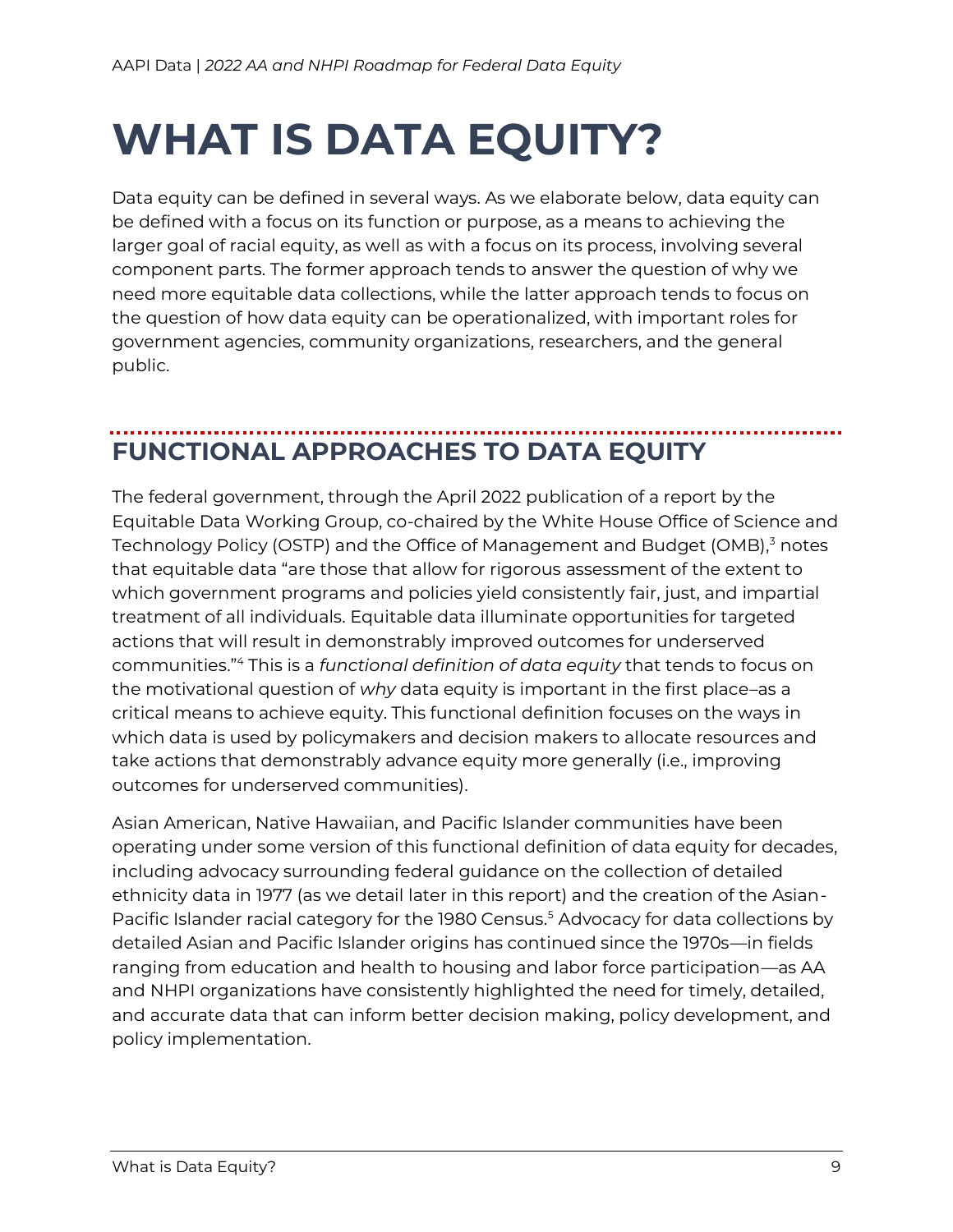# WHAT IS DATA EQUITY?

Data equity can be defined in several ways. As we elaborate below, data equity can be defined with a focus on its function or purpose, as a means to achieving the larger goal of racial equity, as well as with a focus on its process, involving several component parts. The former approach tends to answer the question of why we need more equitable data collections, while the latter approach tends to focus on the question of how data equity can be operationalized, with important roles for government agencies, community organizations, researchers, and the general public.

## FUNCTIONAL APPROACHES TO DATA EQUITY

The federal government, through the April 2022 publication of a report by the Equitable Data Working Group, co-chaired by the White House Office of Science and Technology Policy (OSTP) and the Office of Management and Budget (OMB),[3] notes that equitable data "are those that allow for rigorous assessment of the extent to which government programs and policies yield consistently fair, just, and impartial treatment of all individuals. Equitable data illuminate opportunities for targeted actions that will result in demonstrably improved outcomes for underserved communities."[4] This is a *functional definition of data equity* that tends to focus on the motivational question of *why* data equity is important in the first place–as a critical means to achieve equity. This functional definition focuses on the ways in which data is used by policymakers and decision makers to allocate resources and take actions that demonstrably advance equity more generally (i.e., improving outcomes for underserved communities).

Asian American, Native Hawaiian, and Pacific Islander communities have been operating under some version of this functional definition of data equity for decades, including advocacy surrounding federal guidance on the collection of detailed ethnicity data in 1977 (as we detail later in this report) and the creation of the Asian-Pacific Islander racial category for the 1980 Census.[5] Advocacy for data collections by detailed Asian and Pacific Islander origins has continued since the 1970s—in fields ranging from education and health to housing and labor force participation—as AA and NHPI organizations have consistently highlighted the need for timely, detailed, and accurate data that can inform better decision making, policy development, and policy implementation.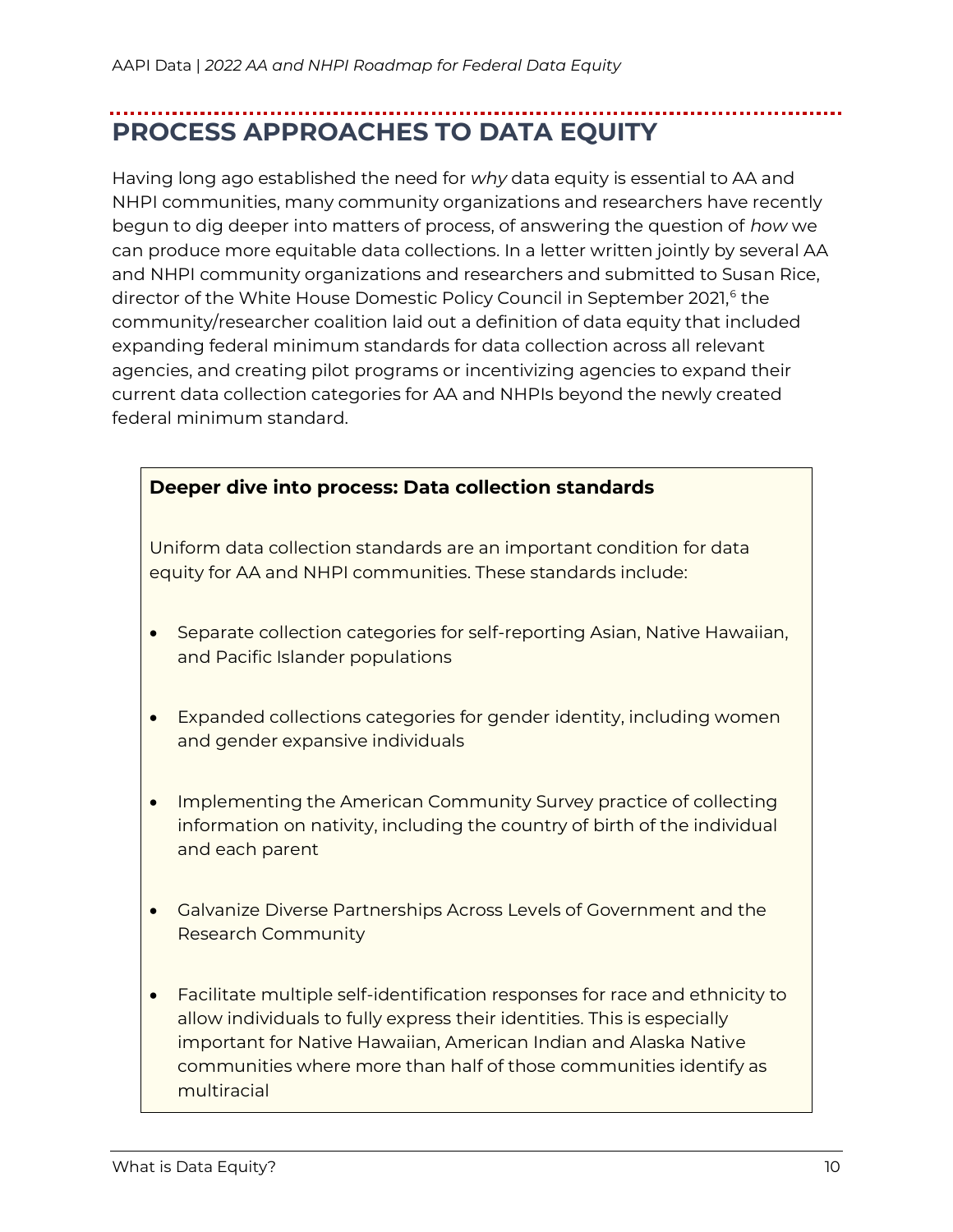# PROCESS APPROACHES TO DATA EQUITY

Having long ago established the need for *why* data equity is essential to AA and NHPI communities, many community organizations and researchers have recently begun to dig deeper into matters of process, of answering the question of *how* we can produce more equitable data collections. In a letter written jointly by several AA and NHPI community organizations and researchers and submitted to Susan Rice, director of the White House Domestic Policy Council in September 2021,[6] the community/researcher coalition laid out a definition of data equity that included expanding federal minimum standards for data collection across all relevant agencies, and creating pilot programs or incentivizing agencies to expand their current data collection categories for AA and NHPIs beyond the newly created federal minimum standard.

**Deeper dive into process: Data collection standards**

Uniform data collection standards are an important condition for data equity for AA and NHPI communities. These standards include:

- Separate collection categories for self-reporting Asian, Native Hawaiian, and Pacific Islander populations
- Expanded collections categories for gender identity, including women and gender expansive individuals
- Implementing the American Community Survey practice of collecting information on nativity, including the country of birth of the individual and each parent
- Galvanize Diverse Partnerships Across Levels of Government and the Research Community
- Facilitate multiple self-identification responses for race and ethnicity to allow individuals to fully express their identities. This is especially important for Native Hawaiian, American Indian and Alaska Native communities where more than half of those communities identify as multiracial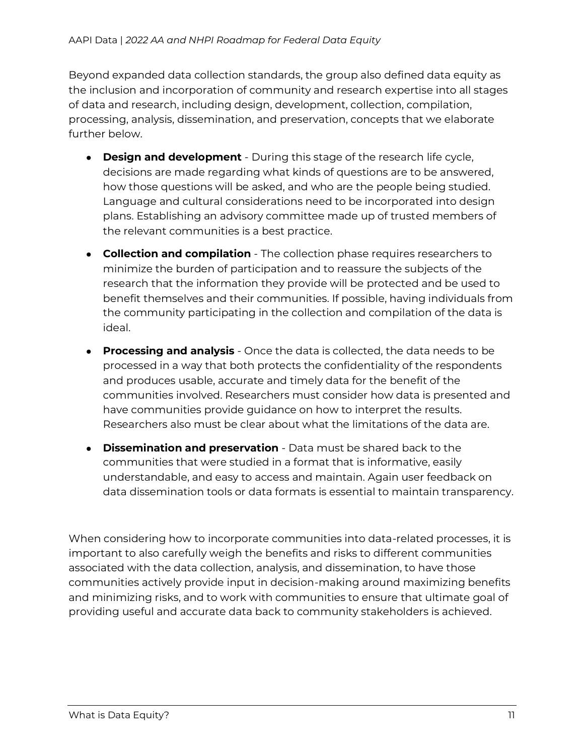Beyond expanded data collection standards, the group also defined data equity as the inclusion and incorporation of community and research expertise into all stages of data and research, including design, development, collection, compilation, processing, analysis, dissemination, and preservation, concepts that we elaborate further below.

- **Design and development** - During this stage of the research life cycle, decisions are made regarding what kinds of questions are to be answered, how those questions will be asked, and who are the people being studied. Language and cultural considerations need to be incorporated into design plans. Establishing an advisory committee made up of trusted members of the relevant communities is a best practice.
- **Collection and compilation** - The collection phase requires researchers to minimize the burden of participation and to reassure the subjects of the research that the information they provide will be protected and be used to benefit themselves and their communities. If possible, having individuals from the community participating in the collection and compilation of the data is ideal.
- **Processing and analysis** - Once the data is collected, the data needs to be processed in a way that both protects the confidentiality of the respondents and produces usable, accurate and timely data for the benefit of the communities involved. Researchers must consider how data is presented and have communities provide guidance on how to interpret the results. Researchers also must be clear about what the limitations of the data are.
- **Dissemination and preservation** - Data must be shared back to the communities that were studied in a format that is informative, easily understandable, and easy to access and maintain. Again user feedback on data dissemination tools or data formats is essential to maintain transparency.

When considering how to incorporate communities into data-related processes, it is important to also carefully weigh the benefits and risks to different communities associated with the data collection, analysis, and dissemination, to have those communities actively provide input in decision-making around maximizing benefits and minimizing risks, and to work with communities to ensure that ultimate goal of providing useful and accurate data back to community stakeholders is achieved.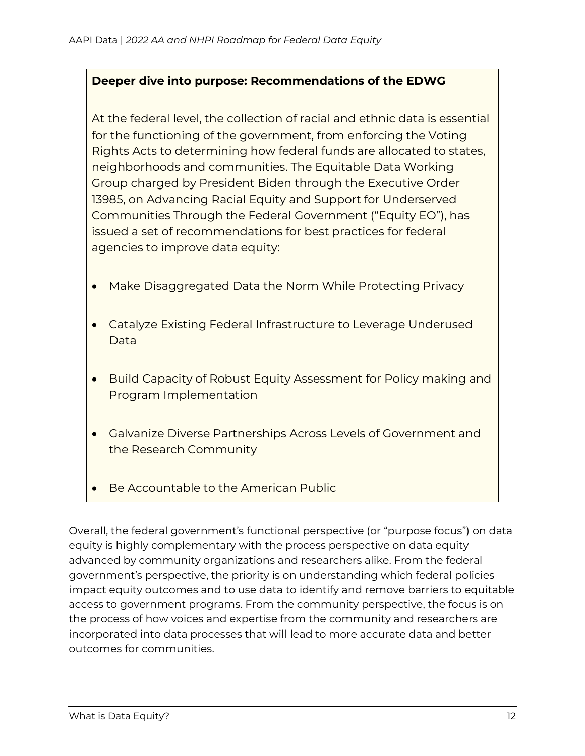**Deeper dive into purpose: Recommendations of the EDWG**

At the federal level, the collection of racial and ethnic data is essential for the functioning of the government, from enforcing the Voting Rights Acts to determining how federal funds are allocated to states, neighborhoods and communities. The Equitable Data Working Group charged by President Biden through the Executive Order 13985, on Advancing Racial Equity and Support for Underserved Communities Through the Federal Government ("Equity EO"), has issued a set of recommendations for best practices for federal agencies to improve data equity:

- Make Disaggregated Data the Norm While Protecting Privacy
- Catalyze Existing Federal Infrastructure to Leverage Underused Data
- Build Capacity of Robust Equity Assessment for Policy making and Program Implementation
- Galvanize Diverse Partnerships Across Levels of Government and the Research Community
- Be Accountable to the American Public

Overall, the federal government's functional perspective (or "purpose focus") on data equity is highly complementary with the process perspective on data equity advanced by community organizations and researchers alike. From the federal government's perspective, the priority is on understanding which federal policies impact equity outcomes and to use data to identify and remove barriers to equitable access to government programs. From the community perspective, the focus is on the process of how voices and expertise from the community and researchers are incorporated into data processes that will lead to more accurate data and better outcomes for communities.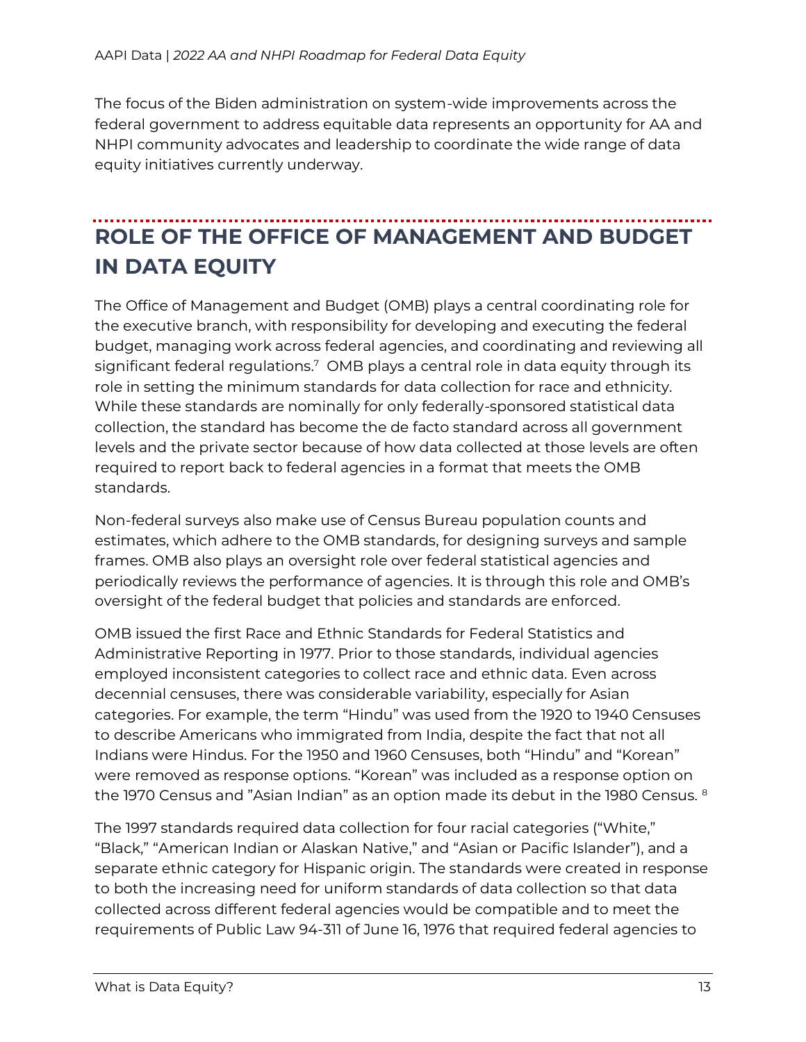The focus of the Biden administration on system-wide improvements across the federal government to address equitable data represents an opportunity for AA and NHPI community advocates and leadership to coordinate the wide range of data equity initiatives currently underway.

## ROLE OF THE OFFICE OF MANAGEMENT AND BUDGET IN DATA EQUITY

The Office of Management and Budget (OMB) plays a central coordinating role for the executive branch, with responsibility for developing and executing the federal budget, managing work across federal agencies, and coordinating and reviewing all significant federal regulations.[7] OMB plays a central role in data equity through its role in setting the minimum standards for data collection for race and ethnicity. While these standards are nominally for only federally-sponsored statistical data collection, the standard has become the de facto standard across all government levels and the private sector because of how data collected at those levels are often required to report back to federal agencies in a format that meets the OMB standards.

Non-federal surveys also make use of Census Bureau population counts and estimates, which adhere to the OMB standards, for designing surveys and sample frames. OMB also plays an oversight role over federal statistical agencies and periodically reviews the performance of agencies. It is through this role and OMB's oversight of the federal budget that policies and standards are enforced.

OMB issued the first Race and Ethnic Standards for Federal Statistics and Administrative Reporting in 1977. Prior to those standards, individual agencies employed inconsistent categories to collect race and ethnic data. Even across decennial censuses, there was considerable variability, especially for Asian categories. For example, the term "Hindu" was used from the 1920 to 1940 Censuses to describe Americans who immigrated from India, despite the fact that not all Indians were Hindus. For the 1950 and 1960 Censuses, both "Hindu" and "Korean" were removed as response options. "Korean" was included as a response option on the 1970 Census and "Asian Indian" as an option made its debut in the 1980 Census.[8]

The 1997 standards required data collection for four racial categories ("White," "Black," "American Indian or Alaskan Native," and "Asian or Pacific Islander"), and a separate ethnic category for Hispanic origin. The standards were created in response to both the increasing need for uniform standards of data collection so that data collected across different federal agencies would be compatible and to meet the requirements of Public Law 94-311 of June 16, 1976 that required federal agencies to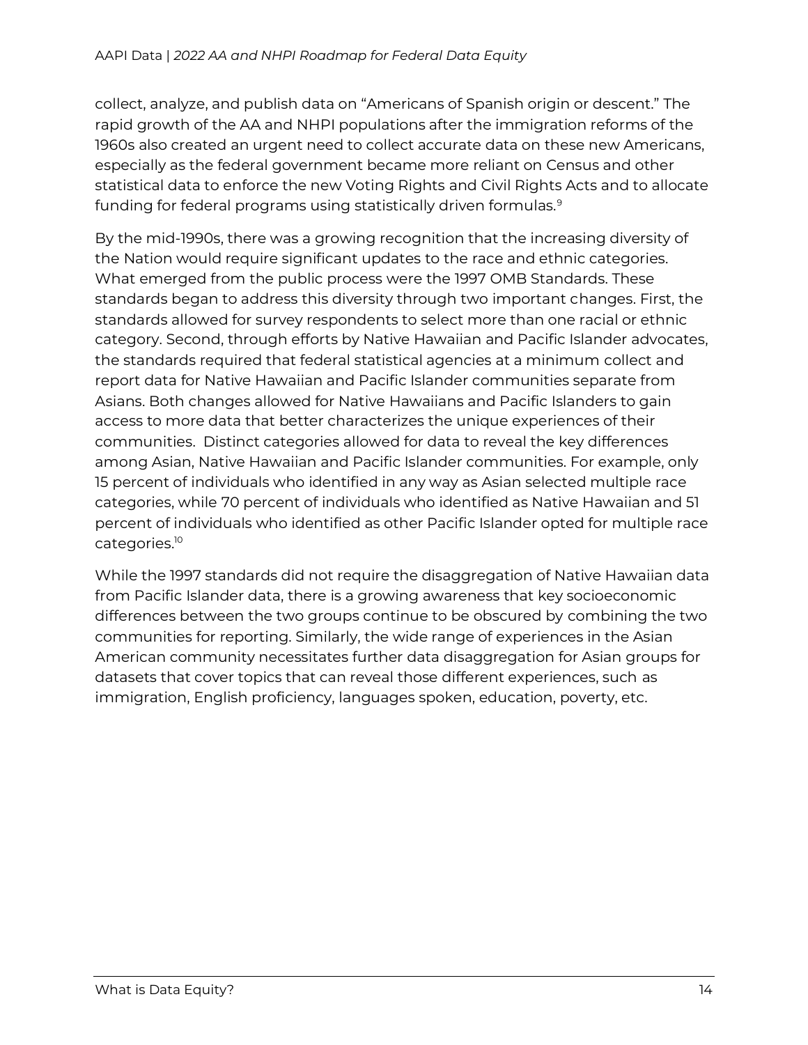collect, analyze, and publish data on "Americans of Spanish origin or descent." The rapid growth of the AA and NHPI populations after the immigration reforms of the 1960s also created an urgent need to collect accurate data on these new Americans, especially as the federal government became more reliant on Census and other statistical data to enforce the new Voting Rights and Civil Rights Acts and to allocate funding for federal programs using statistically driven formulas.[9]

By the mid-1990s, there was a growing recognition that the increasing diversity of the Nation would require significant updates to the race and ethnic categories. What emerged from the public process were the 1997 OMB Standards. These standards began to address this diversity through two important changes. First, the standards allowed for survey respondents to select more than one racial or ethnic category. Second, through efforts by Native Hawaiian and Pacific Islander advocates, the standards required that federal statistical agencies at a minimum collect and report data for Native Hawaiian and Pacific Islander communities separate from Asians. Both changes allowed for Native Hawaiians and Pacific Islanders to gain access to more data that better characterizes the unique experiences of their communities. Distinct categories allowed for data to reveal the key differences among Asian, Native Hawaiian and Pacific Islander communities. For example, only 15 percent of individuals who identified in any way as Asian selected multiple race categories, while 70 percent of individuals who identified as Native Hawaiian and 51 percent of individuals who identified as other Pacific Islander opted for multiple race categories.[10]

While the 1997 standards did not require the disaggregation of Native Hawaiian data from Pacific Islander data, there is a growing awareness that key socioeconomic differences between the two groups continue to be obscured by combining the two communities for reporting. Similarly, the wide range of experiences in the Asian American community necessitates further data disaggregation for Asian groups for datasets that cover topics that can reveal those different experiences, such as immigration, English proficiency, languages spoken, education, poverty, etc.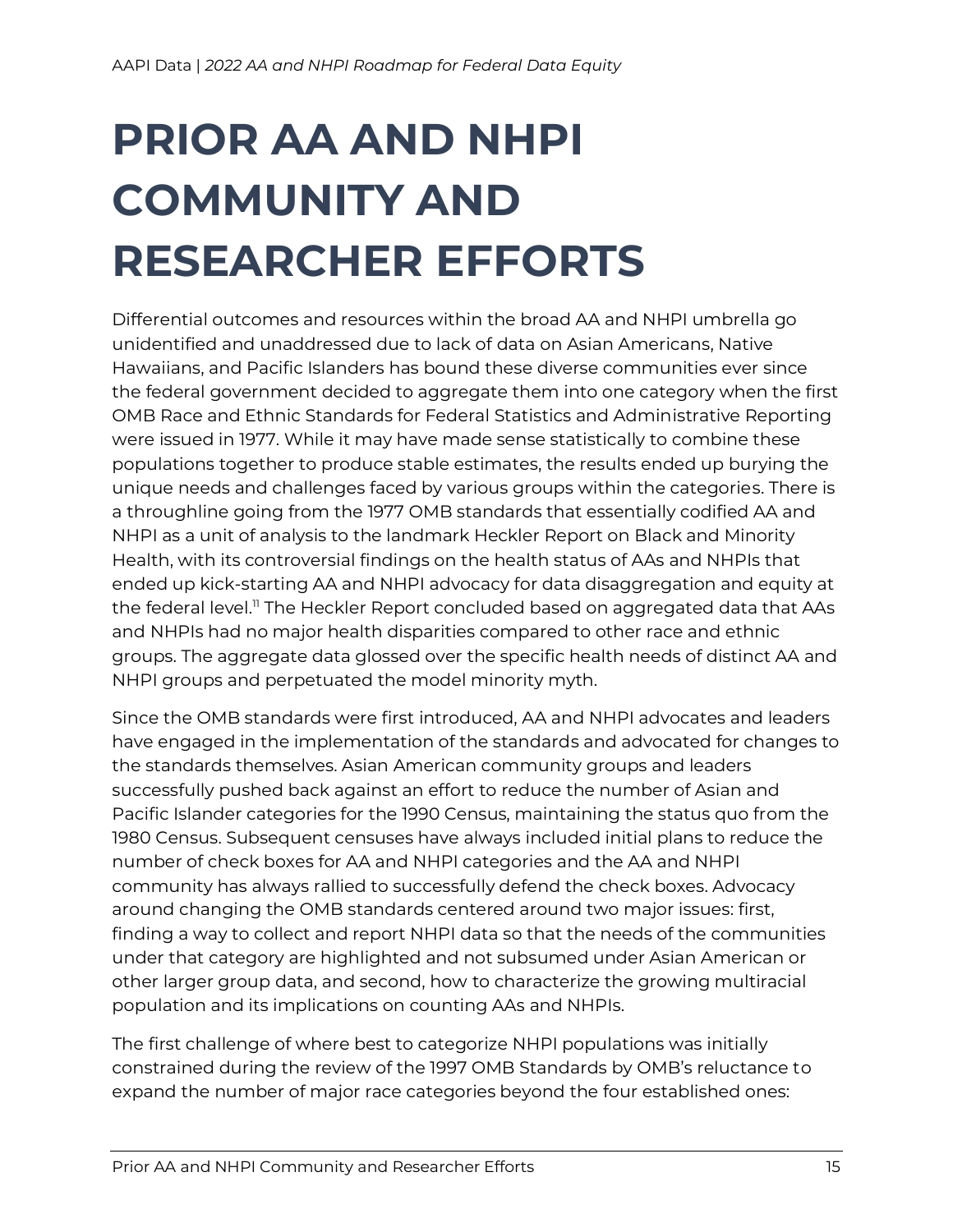# PRIOR AA AND NHPI COMMUNITY AND RESEARCHER EFFORTS

Differential outcomes and resources within the broad AA and NHPI umbrella go unidentified and unaddressed due to lack of data on Asian Americans, Native Hawaiians, and Pacific Islanders has bound these diverse communities ever since the federal government decided to aggregate them into one category when the first OMB Race and Ethnic Standards for Federal Statistics and Administrative Reporting were issued in 1977. While it may have made sense statistically to combine these populations together to produce stable estimates, the results ended up burying the unique needs and challenges faced by various groups within the categories. There is a throughline going from the 1977 OMB standards that essentially codified AA and NHPI as a unit of analysis to the landmark Heckler Report on Black and Minority Health, with its controversial findings on the health status of AAs and NHPIs that ended up kick-starting AA and NHPI advocacy for data disaggregation and equity at the federal level.[11] The Heckler Report concluded based on aggregated data that AAs and NHPIs had no major health disparities compared to other race and ethnic groups. The aggregate data glossed over the specific health needs of distinct AA and NHPI groups and perpetuated the model minority myth.

Since the OMB standards were first introduced, AA and NHPI advocates and leaders have engaged in the implementation of the standards and advocated for changes to the standards themselves. Asian American community groups and leaders successfully pushed back against an effort to reduce the number of Asian and Pacific Islander categories for the 1990 Census, maintaining the status quo from the 1980 Census. Subsequent censuses have always included initial plans to reduce the number of check boxes for AA and NHPI categories and the AA and NHPI community has always rallied to successfully defend the check boxes. Advocacy around changing the OMB standards centered around two major issues: first, finding a way to collect and report NHPI data so that the needs of the communities under that category are highlighted and not subsumed under Asian American or other larger group data, and second, how to characterize the growing multiracial population and its implications on counting AAs and NHPIs.

The first challenge of where best to categorize NHPI populations was initially constrained during the review of the 1997 OMB Standards by OMB's reluctance to expand the number of major race categories beyond the four established ones: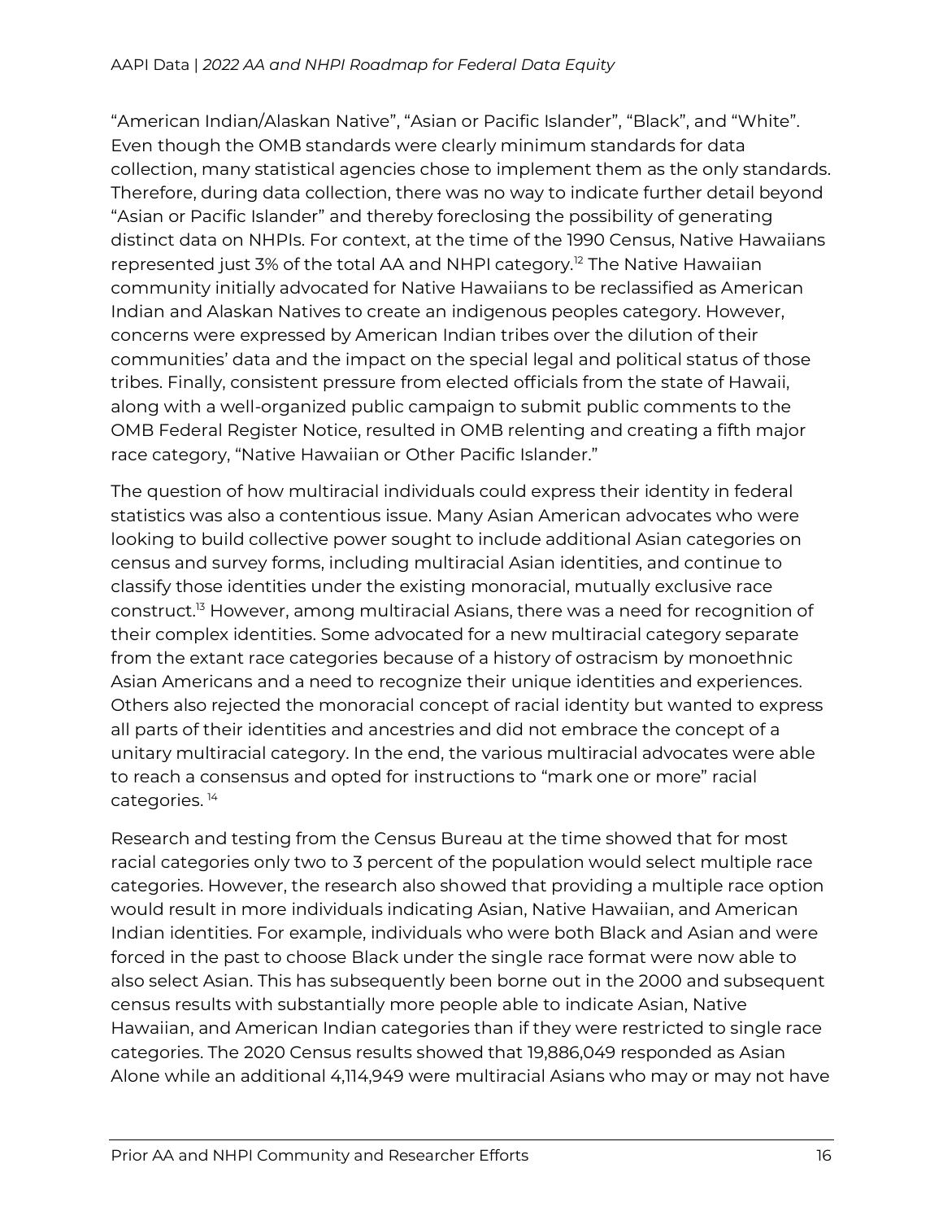"American Indian/Alaskan Native", "Asian or Pacific Islander", "Black", and "White". Even though the OMB standards were clearly minimum standards for data collection, many statistical agencies chose to implement them as the only standards. Therefore, during data collection, there was no way to indicate further detail beyond "Asian or Pacific Islander" and thereby foreclosing the possibility of generating distinct data on NHPIs. For context, at the time of the 1990 Census, Native Hawaiians represented just 3% of the total AA and NHPI category.[12] The Native Hawaiian community initially advocated for Native Hawaiians to be reclassified as American Indian and Alaskan Natives to create an indigenous peoples category. However, concerns were expressed by American Indian tribes over the dilution of their communities' data and the impact on the special legal and political status of those tribes. Finally, consistent pressure from elected officials from the state of Hawaii, along with a well-organized public campaign to submit public comments to the OMB Federal Register Notice, resulted in OMB relenting and creating a fifth major race category, "Native Hawaiian or Other Pacific Islander."

The question of how multiracial individuals could express their identity in federal statistics was also a contentious issue. Many Asian American advocates who were looking to build collective power sought to include additional Asian categories on census and survey forms, including multiracial Asian identities, and continue to classify those identities under the existing monoracial, mutually exclusive race construct.[13] However, among multiracial Asians, there was a need for recognition of their complex identities. Some advocated for a new multiracial category separate from the extant race categories because of a history of ostracism by monoethnic Asian Americans and a need to recognize their unique identities and experiences. Others also rejected the monoracial concept of racial identity but wanted to express all parts of their identities and ancestries and did not embrace the concept of a unitary multiracial category. In the end, the various multiracial advocates were able to reach a consensus and opted for instructions to "mark one or more" racial categories. [14]

Research and testing from the Census Bureau at the time showed that for most racial categories only two to 3 percent of the population would select multiple race categories. However, the research also showed that providing a multiple race option would result in more individuals indicating Asian, Native Hawaiian, and American Indian identities. For example, individuals who were both Black and Asian and were forced in the past to choose Black under the single race format were now able to also select Asian. This has subsequently been borne out in the 2000 and subsequent census results with substantially more people able to indicate Asian, Native Hawaiian, and American Indian categories than if they were restricted to single race categories. The 2020 Census results showed that 19,886,049 responded as Asian Alone while an additional 4,114,949 were multiracial Asians who may or may not have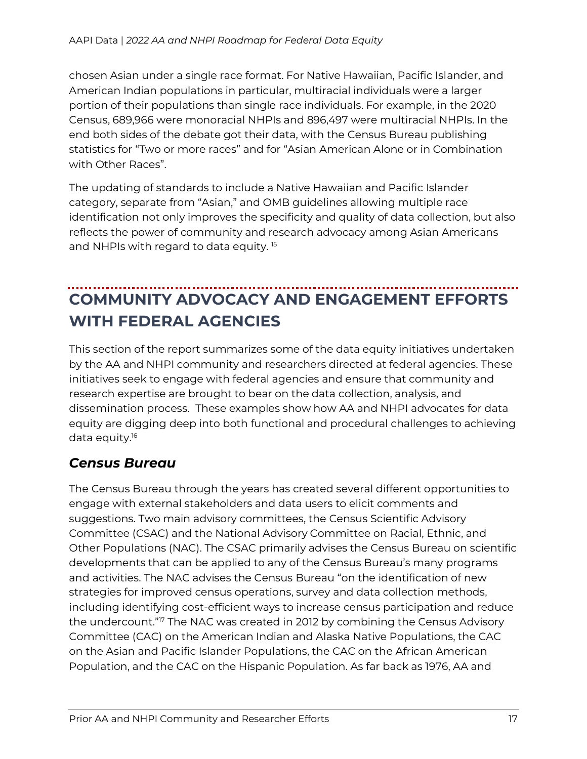chosen Asian under a single race format. For Native Hawaiian, Pacific Islander, and American Indian populations in particular, multiracial individuals were a larger portion of their populations than single race individuals. For example, in the 2020 Census, 689,966 were monoracial NHPIs and 896,497 were multiracial NHPIs. In the end both sides of the debate got their data, with the Census Bureau publishing statistics for "Two or more races" and for "Asian American Alone or in Combination with Other Races".

The updating of standards to include a Native Hawaiian and Pacific Islander category, separate from "Asian," and OMB guidelines allowing multiple race identification not only improves the specificity and quality of data collection, but also reflects the power of community and research advocacy among Asian Americans and NHPIs with regard to data equity. [15]

## COMMUNITY ADVOCACY AND ENGAGEMENT EFFORTS WITH FEDERAL AGENCIES

This section of the report summarizes some of the data equity initiatives undertaken by the AA and NHPI community and researchers directed at federal agencies. These initiatives seek to engage with federal agencies and ensure that community and research expertise are brought to bear on the data collection, analysis, and dissemination process. These examples show how AA and NHPI advocates for data equity are digging deep into both functional and procedural challenges to achieving data equity.[16]

### *Census Bureau*

The Census Bureau through the years has created several different opportunities to engage with external stakeholders and data users to elicit comments and suggestions. Two main advisory committees, the Census Scientific Advisory Committee (CSAC) and the National Advisory Committee on Racial, Ethnic, and Other Populations (NAC). The CSAC primarily advises the Census Bureau on scientific developments that can be applied to any of the Census Bureau's many programs and activities. The NAC advises the Census Bureau "on the identification of new strategies for improved census operations, survey and data collection methods, including identifying cost-efficient ways to increase census participation and reduce the undercount."[17] The NAC was created in 2012 by combining the Census Advisory Committee (CAC) on the American Indian and Alaska Native Populations, the CAC on the Asian and Pacific Islander Populations, the CAC on the African American Population, and the CAC on the Hispanic Population. As far back as 1976, AA and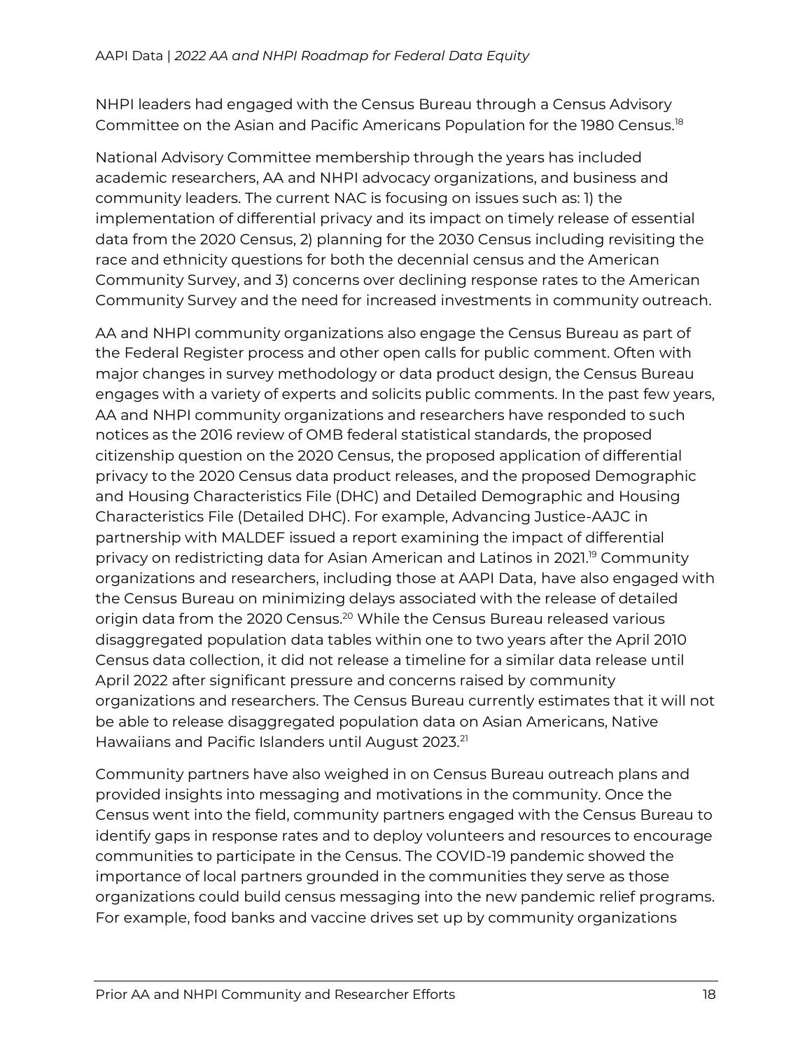NHPI leaders had engaged with the Census Bureau through a Census Advisory Committee on the Asian and Pacific Americans Population for the 1980 Census.[18]

National Advisory Committee membership through the years has included academic researchers, AA and NHPI advocacy organizations, and business and community leaders. The current NAC is focusing on issues such as: 1) the implementation of differential privacy and its impact on timely release of essential data from the 2020 Census, 2) planning for the 2030 Census including revisiting the race and ethnicity questions for both the decennial census and the American Community Survey, and 3) concerns over declining response rates to the American Community Survey and the need for increased investments in community outreach.

AA and NHPI community organizations also engage the Census Bureau as part of the Federal Register process and other open calls for public comment. Often with major changes in survey methodology or data product design, the Census Bureau engages with a variety of experts and solicits public comments. In the past few years, AA and NHPI community organizations and researchers have responded to such notices as the 2016 review of OMB federal statistical standards, the proposed citizenship question on the 2020 Census, the proposed application of differential privacy to the 2020 Census data product releases, and the proposed Demographic and Housing Characteristics File (DHC) and Detailed Demographic and Housing Characteristics File (Detailed DHC). For example, Advancing Justice-AAJC in partnership with MALDEF issued a report examining the impact of differential privacy on redistricting data for Asian American and Latinos in 2021.[19] Community organizations and researchers, including those at AAPI Data, have also engaged with the Census Bureau on minimizing delays associated with the release of detailed origin data from the 2020 Census.[20] While the Census Bureau released various disaggregated population data tables within one to two years after the April 2010 Census data collection, it did not release a timeline for a similar data release until April 2022 after significant pressure and concerns raised by community organizations and researchers. The Census Bureau currently estimates that it will not be able to release disaggregated population data on Asian Americans, Native Hawaiians and Pacific Islanders until August 2023.[21]

Community partners have also weighed in on Census Bureau outreach plans and provided insights into messaging and motivations in the community. Once the Census went into the field, community partners engaged with the Census Bureau to identify gaps in response rates and to deploy volunteers and resources to encourage communities to participate in the Census. The COVID-19 pandemic showed the importance of local partners grounded in the communities they serve as those organizations could build census messaging into the new pandemic relief programs. For example, food banks and vaccine drives set up by community organizations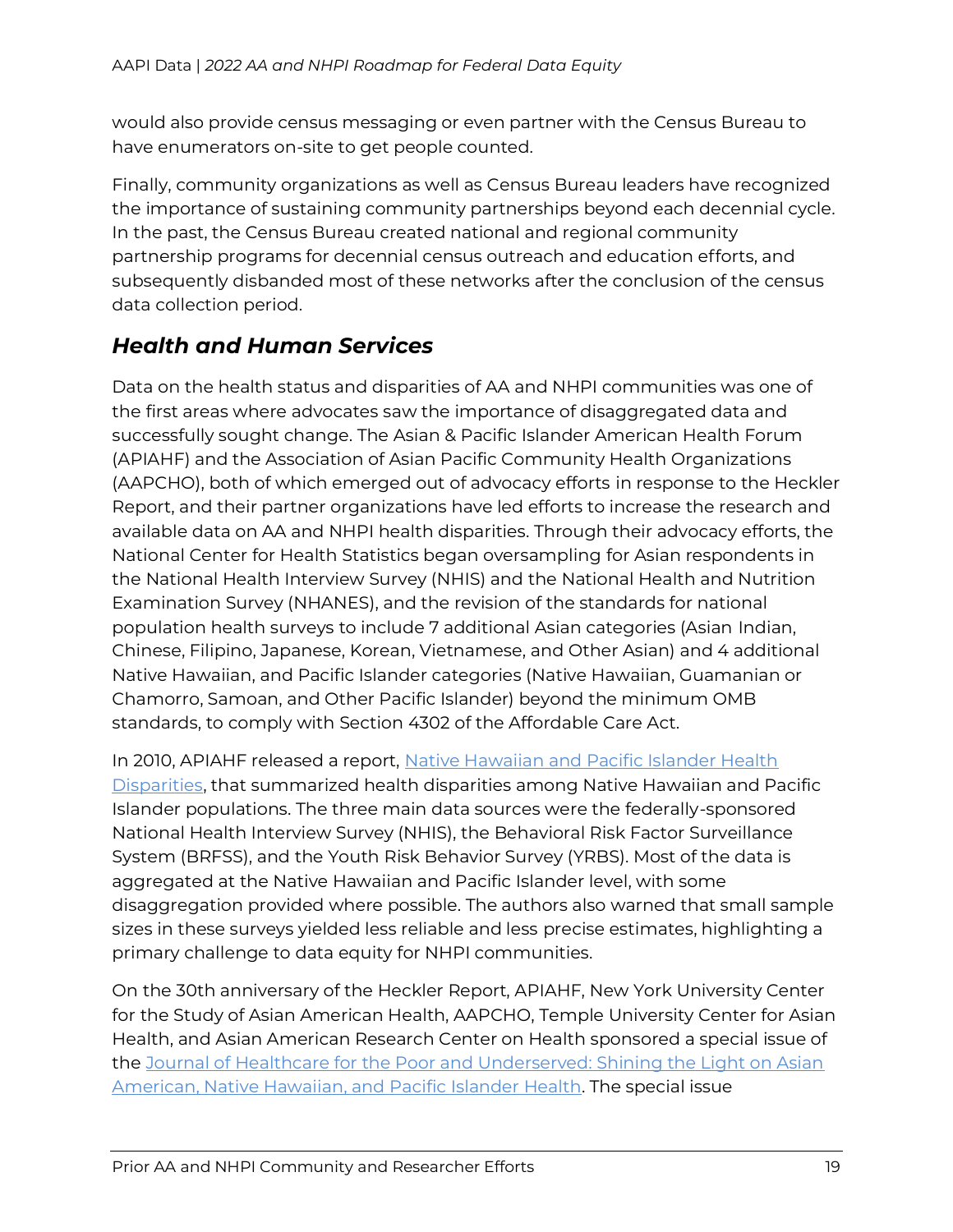would also provide census messaging or even partner with the Census Bureau to have enumerators on-site to get people counted.

Finally, community organizations as well as Census Bureau leaders have recognized the importance of sustaining community partnerships beyond each decennial cycle. In the past, the Census Bureau created national and regional community partnership programs for decennial census outreach and education efforts, and subsequently disbanded most of these networks after the conclusion of the census data collection period.

## *Health and Human Services*

Data on the health status and disparities of AA and NHPI communities was one of the first areas where advocates saw the importance of disaggregated data and successfully sought change. The Asian & Pacific Islander American Health Forum (APIAHF) and the Association of Asian Pacific Community Health Organizations (AAPCHO), both of which emerged out of advocacy efforts in response to the Heckler Report, and their partner organizations have led efforts to increase the research and available data on AA and NHPI health disparities. Through their advocacy efforts, the National Center for Health Statistics began oversampling for Asian respondents in the National Health Interview Survey (NHIS) and the National Health and Nutrition Examination Survey (NHANES), and the revision of the standards for national population health surveys to include 7 additional Asian categories (Asian Indian, Chinese, Filipino, Japanese, Korean, Vietnamese, and Other Asian) and 4 additional Native Hawaiian, and Pacific Islander categories (Native Hawaiian, Guamanian or Chamorro, Samoan, and Other Pacific Islander) beyond the minimum OMB standards, to comply with Section 4302 of the Affordable Care Act.

In 2010, APIAHF released a report, [Native Hawaiian and Pacific Islander Health Disparities](), that summarized health disparities among Native Hawaiian and Pacific Islander populations. The three main data sources were the federally-sponsored National Health Interview Survey (NHIS), the Behavioral Risk Factor Surveillance System (BRFSS), and the Youth Risk Behavior Survey (YRBS). Most of the data is aggregated at the Native Hawaiian and Pacific Islander level, with some disaggregation provided where possible. The authors also warned that small sample sizes in these surveys yielded less reliable and less precise estimates, highlighting a primary challenge to data equity for NHPI communities.

On the 30th anniversary of the Heckler Report, APIAHF, New York University Center for the Study of Asian American Health, AAPCHO, Temple University Center for Asian Health, and Asian American Research Center on Health sponsored a special issue of the [Journal of Healthcare for the Poor and Underserved: Shining the Light on Asian American, Native Hawaiian, and Pacific Islander Health](). The special issue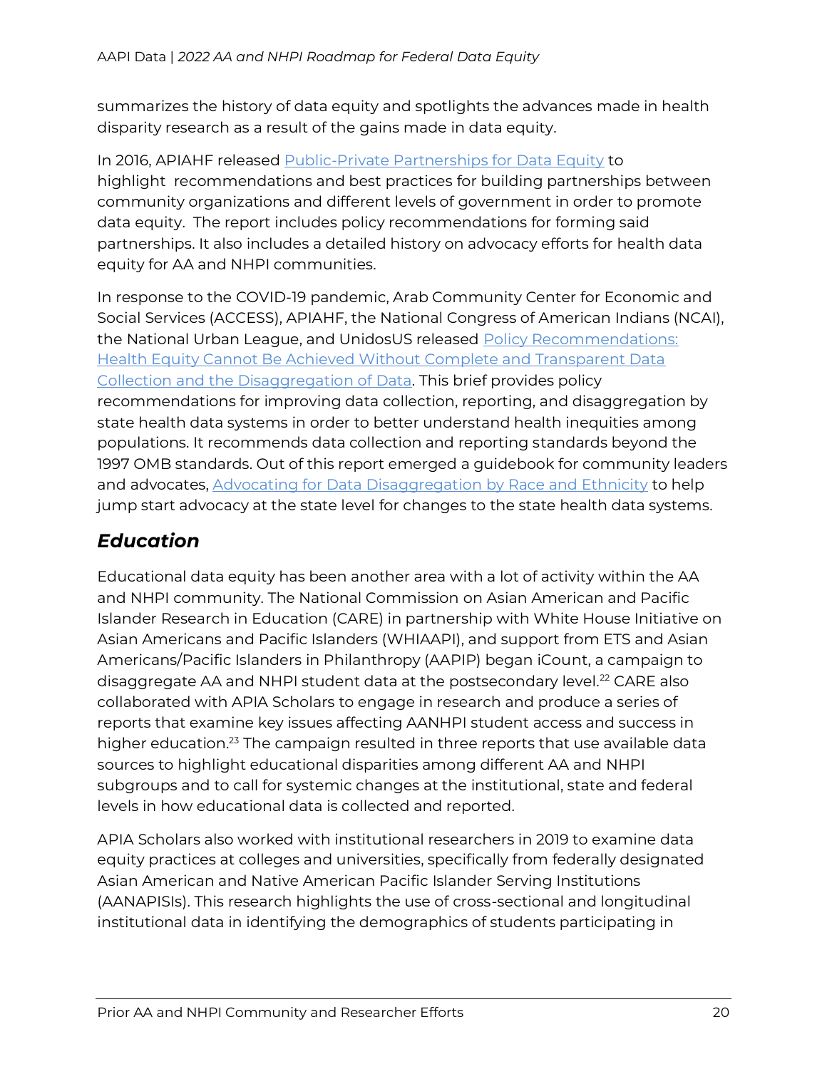summarizes the history of data equity and spotlights the advances made in health disparity research as a result of the gains made in data equity.

In 2016, APIAHF released [Public-Private Partnerships for Data Equity](#) to highlight recommendations and best practices for building partnerships between community organizations and different levels of government in order to promote data equity. The report includes policy recommendations for forming said partnerships. It also includes a detailed history on advocacy efforts for health data equity for AA and NHPI communities.

In response to the COVID-19 pandemic, Arab Community Center for Economic and Social Services (ACCESS), APIAHF, the National Congress of American Indians (NCAI), the National Urban League, and UnidosUS released [Policy Recommendations: Health Equity Cannot Be Achieved Without Complete and Transparent Data Collection and the Disaggregation of Data](#). This brief provides policy recommendations for improving data collection, reporting, and disaggregation by state health data systems in order to better understand health inequities among populations. It recommends data collection and reporting standards beyond the 1997 OMB standards. Out of this report emerged a guidebook for community leaders and advocates, [Advocating for Data Disaggregation by Race and Ethnicity](#) to help jump start advocacy at the state level for changes to the state health data systems.

## *Education*

Educational data equity has been another area with a lot of activity within the AA and NHPI community. The National Commission on Asian American and Pacific Islander Research in Education (CARE) in partnership with White House Initiative on Asian Americans and Pacific Islanders (WHIAAPI), and support from ETS and Asian Americans/Pacific Islanders in Philanthropy (AAPIP) began iCount, a campaign to disaggregate AA and NHPI student data at the postsecondary level.[22] CARE also collaborated with APIA Scholars to engage in research and produce a series of reports that examine key issues affecting AANHPI student access and success in higher education.[23] The campaign resulted in three reports that use available data sources to highlight educational disparities among different AA and NHPI subgroups and to call for systemic changes at the institutional, state and federal levels in how educational data is collected and reported.

APIA Scholars also worked with institutional researchers in 2019 to examine data equity practices at colleges and universities, specifically from federally designated Asian American and Native American Pacific Islander Serving Institutions (AANAPISIs). This research highlights the use of cross-sectional and longitudinal institutional data in identifying the demographics of students participating in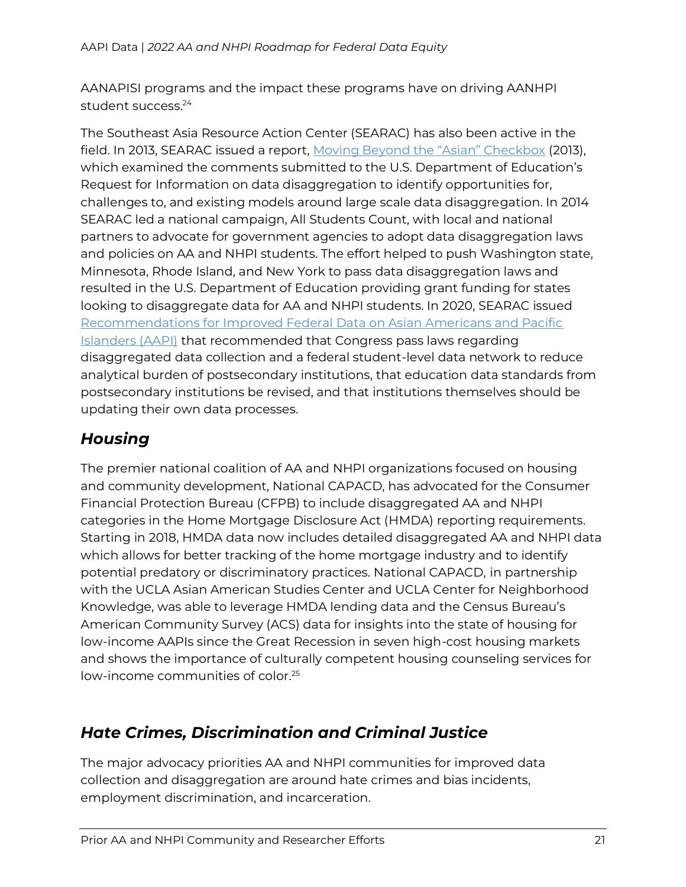AANAPISI programs and the impact these programs have on driving AANHPI student success.[24]

The Southeast Asia Resource Action Center (SEARAC) has also been active in the field. In 2013, SEARAC issued a report, [Moving Beyond the "Asian" Checkbox]() (2013), which examined the comments submitted to the U.S. Department of Education's Request for Information on data disaggregation to identify opportunities for, challenges to, and existing models around large scale data disaggregation. In 2014 SEARAC led a national campaign, All Students Count, with local and national partners to advocate for government agencies to adopt data disaggregation laws and policies on AA and NHPI students. The effort helped to push Washington state, Minnesota, Rhode Island, and New York to pass data disaggregation laws and resulted in the U.S. Department of Education providing grant funding for states looking to disaggregate data for AA and NHPI students. In 2020, SEARAC issued [Recommendations for Improved Federal Data on Asian Americans and Pacific Islanders (AAPI)]() that recommended that Congress pass laws regarding disaggregated data collection and a federal student-level data network to reduce analytical burden of postsecondary institutions, that education data standards from postsecondary institutions be revised, and that institutions themselves should be updating their own data processes.

## *Housing*

The premier national coalition of AA and NHPI organizations focused on housing and community development, National CAPACD, has advocated for the Consumer Financial Protection Bureau (CFPB) to include disaggregated AA and NHPI categories in the Home Mortgage Disclosure Act (HMDA) reporting requirements. Starting in 2018, HMDA data now includes detailed disaggregated AA and NHPI data which allows for better tracking of the home mortgage industry and to identify potential predatory or discriminatory practices. National CAPACD, in partnership with the UCLA Asian American Studies Center and UCLA Center for Neighborhood Knowledge, was able to leverage HMDA lending data and the Census Bureau's American Community Survey (ACS) data for insights into the state of housing for low-income AAPIs since the Great Recession in seven high-cost housing markets and shows the importance of culturally competent housing counseling services for low-income communities of color.[25]

## *Hate Crimes, Discrimination and Criminal Justice*

The major advocacy priorities AA and NHPI communities for improved data collection and disaggregation are around hate crimes and bias incidents, employment discrimination, and incarceration.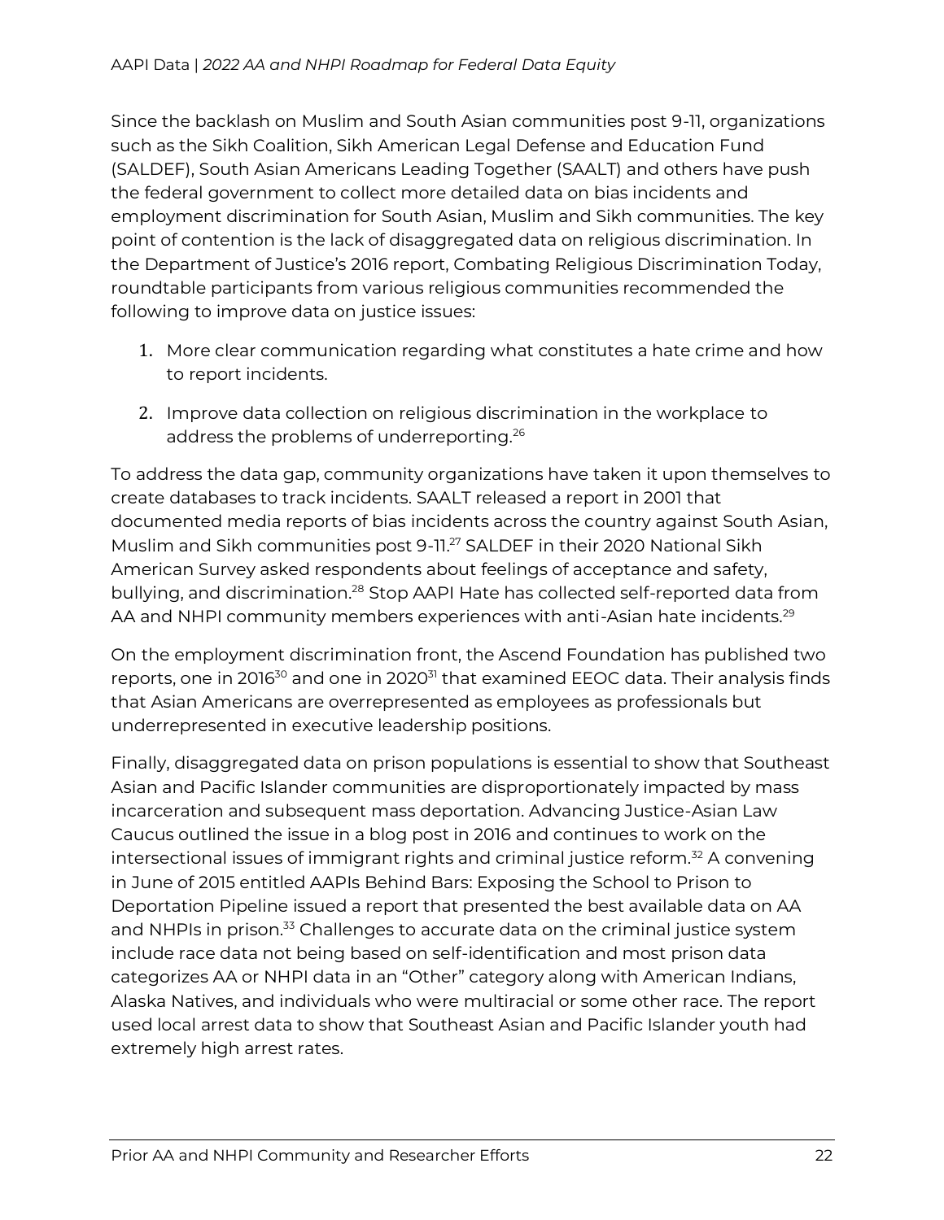Since the backlash on Muslim and South Asian communities post 9-11, organizations such as the Sikh Coalition, Sikh American Legal Defense and Education Fund (SALDEF), South Asian Americans Leading Together (SAALT) and others have push the federal government to collect more detailed data on bias incidents and employment discrimination for South Asian, Muslim and Sikh communities. The key point of contention is the lack of disaggregated data on religious discrimination. In the Department of Justice's 2016 report, Combating Religious Discrimination Today, roundtable participants from various religious communities recommended the following to improve data on justice issues:

1. More clear communication regarding what constitutes a hate crime and how to report incidents.
2. Improve data collection on religious discrimination in the workplace to address the problems of underreporting.[26]

To address the data gap, community organizations have taken it upon themselves to create databases to track incidents. SAALT released a report in 2001 that documented media reports of bias incidents across the country against South Asian, Muslim and Sikh communities post 9-11.[27] SALDEF in their 2020 National Sikh American Survey asked respondents about feelings of acceptance and safety, bullying, and discrimination.[28] Stop AAPI Hate has collected self-reported data from AA and NHPI community members experiences with anti-Asian hate incidents.[29]

On the employment discrimination front, the Ascend Foundation has published two reports, one in 2016[30] and one in 2020[31] that examined EEOC data. Their analysis finds that Asian Americans are overrepresented as employees as professionals but underrepresented in executive leadership positions.

Finally, disaggregated data on prison populations is essential to show that Southeast Asian and Pacific Islander communities are disproportionately impacted by mass incarceration and subsequent mass deportation. Advancing Justice-Asian Law Caucus outlined the issue in a blog post in 2016 and continues to work on the intersectional issues of immigrant rights and criminal justice reform.[32] A convening in June of 2015 entitled AAPIs Behind Bars: Exposing the School to Prison to Deportation Pipeline issued a report that presented the best available data on AA and NHPIs in prison.[33] Challenges to accurate data on the criminal justice system include race data not being based on self-identification and most prison data categorizes AA or NHPI data in an "Other" category along with American Indians, Alaska Natives, and individuals who were multiracial or some other race. The report used local arrest data to show that Southeast Asian and Pacific Islander youth had extremely high arrest rates.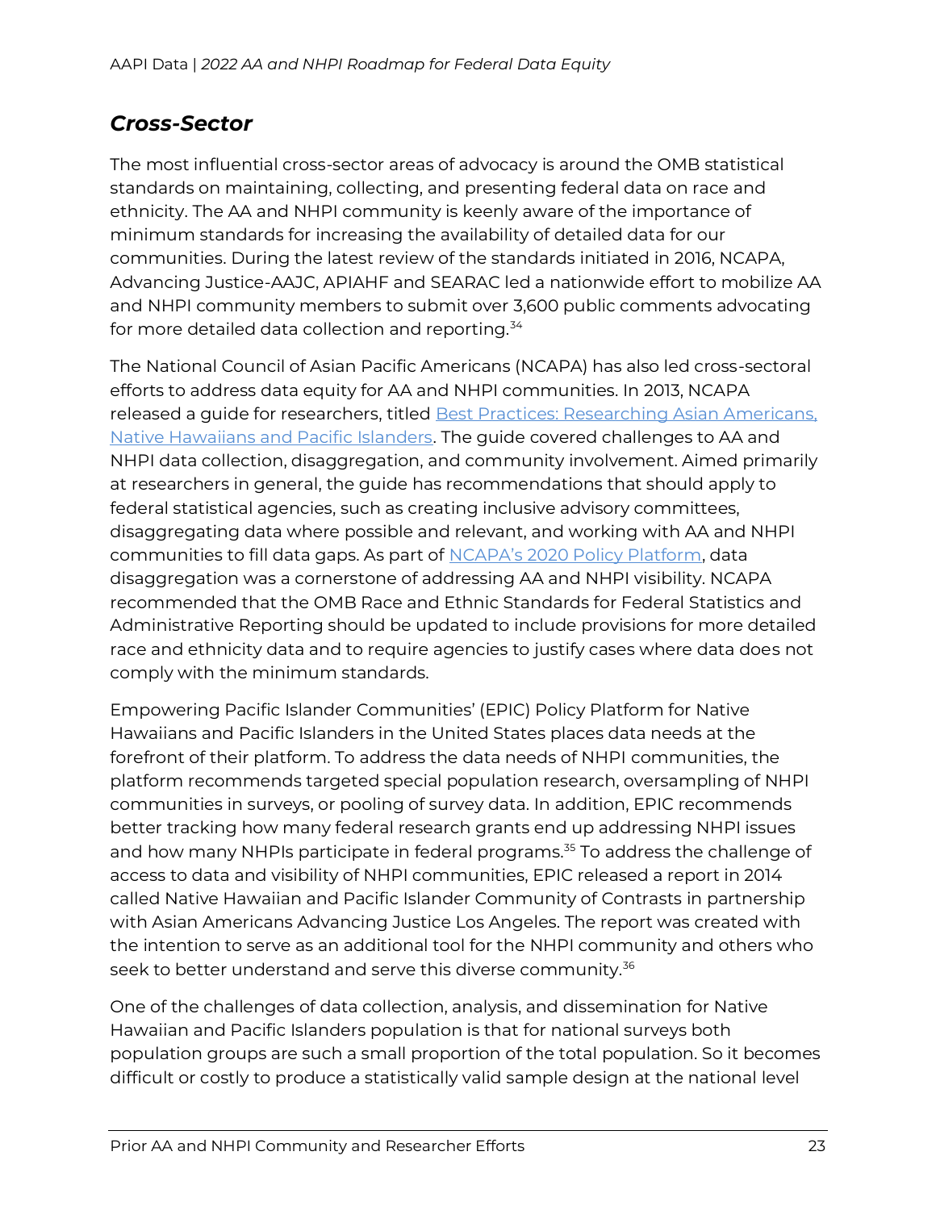## *Cross-Sector*

The most influential cross-sector areas of advocacy is around the OMB statistical standards on maintaining, collecting, and presenting federal data on race and ethnicity. The AA and NHPI community is keenly aware of the importance of minimum standards for increasing the availability of detailed data for our communities. During the latest review of the standards initiated in 2016, NCAPA, Advancing Justice-AAJC, APIAHF and SEARAC led a nationwide effort to mobilize AA and NHPI community members to submit over 3,600 public comments advocating for more detailed data collection and reporting.[34]

The National Council of Asian Pacific Americans (NCAPA) has also led cross-sectoral efforts to address data equity for AA and NHPI communities. In 2013, NCAPA released a guide for researchers, titled Best Practices: Researching Asian Americans, Native Hawaiians and Pacific Islanders. The guide covered challenges to AA and NHPI data collection, disaggregation, and community involvement. Aimed primarily at researchers in general, the guide has recommendations that should apply to federal statistical agencies, such as creating inclusive advisory committees, disaggregating data where possible and relevant, and working with AA and NHPI communities to fill data gaps. As part of NCAPA's 2020 Policy Platform, data disaggregation was a cornerstone of addressing AA and NHPI visibility. NCAPA recommended that the OMB Race and Ethnic Standards for Federal Statistics and Administrative Reporting should be updated to include provisions for more detailed race and ethnicity data and to require agencies to justify cases where data does not comply with the minimum standards.

Empowering Pacific Islander Communities' (EPIC) Policy Platform for Native Hawaiians and Pacific Islanders in the United States places data needs at the forefront of their platform. To address the data needs of NHPI communities, the platform recommends targeted special population research, oversampling of NHPI communities in surveys, or pooling of survey data. In addition, EPIC recommends better tracking how many federal research grants end up addressing NHPI issues and how many NHPIs participate in federal programs.[35] To address the challenge of access to data and visibility of NHPI communities, EPIC released a report in 2014 called Native Hawaiian and Pacific Islander Community of Contrasts in partnership with Asian Americans Advancing Justice Los Angeles. The report was created with the intention to serve as an additional tool for the NHPI community and others who seek to better understand and serve this diverse community.[36]

One of the challenges of data collection, analysis, and dissemination for Native Hawaiian and Pacific Islanders population is that for national surveys both population groups are such a small proportion of the total population. So it becomes difficult or costly to produce a statistically valid sample design at the national level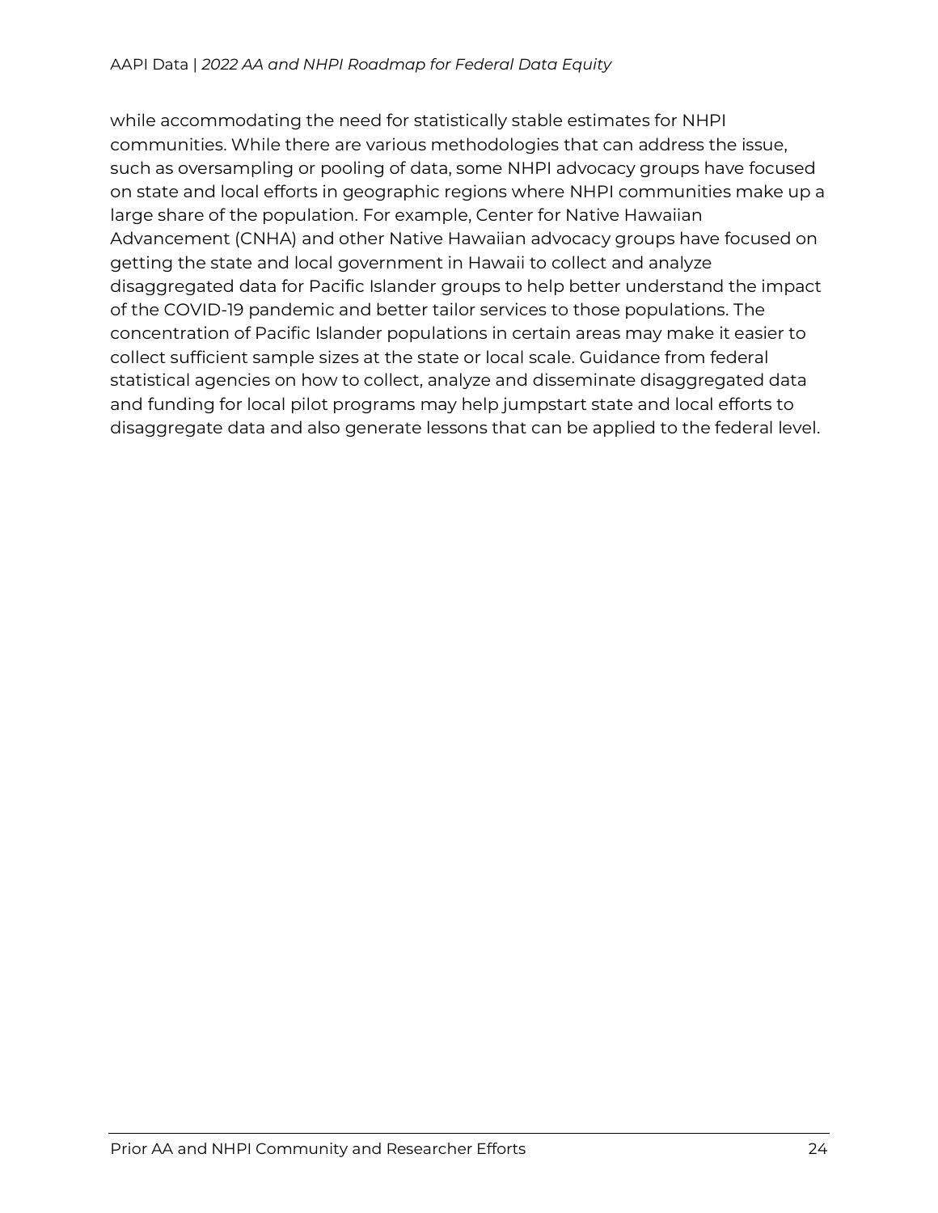while accommodating the need for statistically stable estimates for NHPI communities. While there are various methodologies that can address the issue, such as oversampling or pooling of data, some NHPI advocacy groups have focused on state and local efforts in geographic regions where NHPI communities make up a large share of the population. For example, Center for Native Hawaiian Advancement (CNHA) and other Native Hawaiian advocacy groups have focused on getting the state and local government in Hawaii to collect and analyze disaggregated data for Pacific Islander groups to help better understand the impact of the COVID-19 pandemic and better tailor services to those populations. The concentration of Pacific Islander populations in certain areas may make it easier to collect sufficient sample sizes at the state or local scale. Guidance from federal statistical agencies on how to collect, analyze and disseminate disaggregated data and funding for local pilot programs may help jumpstart state and local efforts to disaggregate data and also generate lessons that can be applied to the federal level.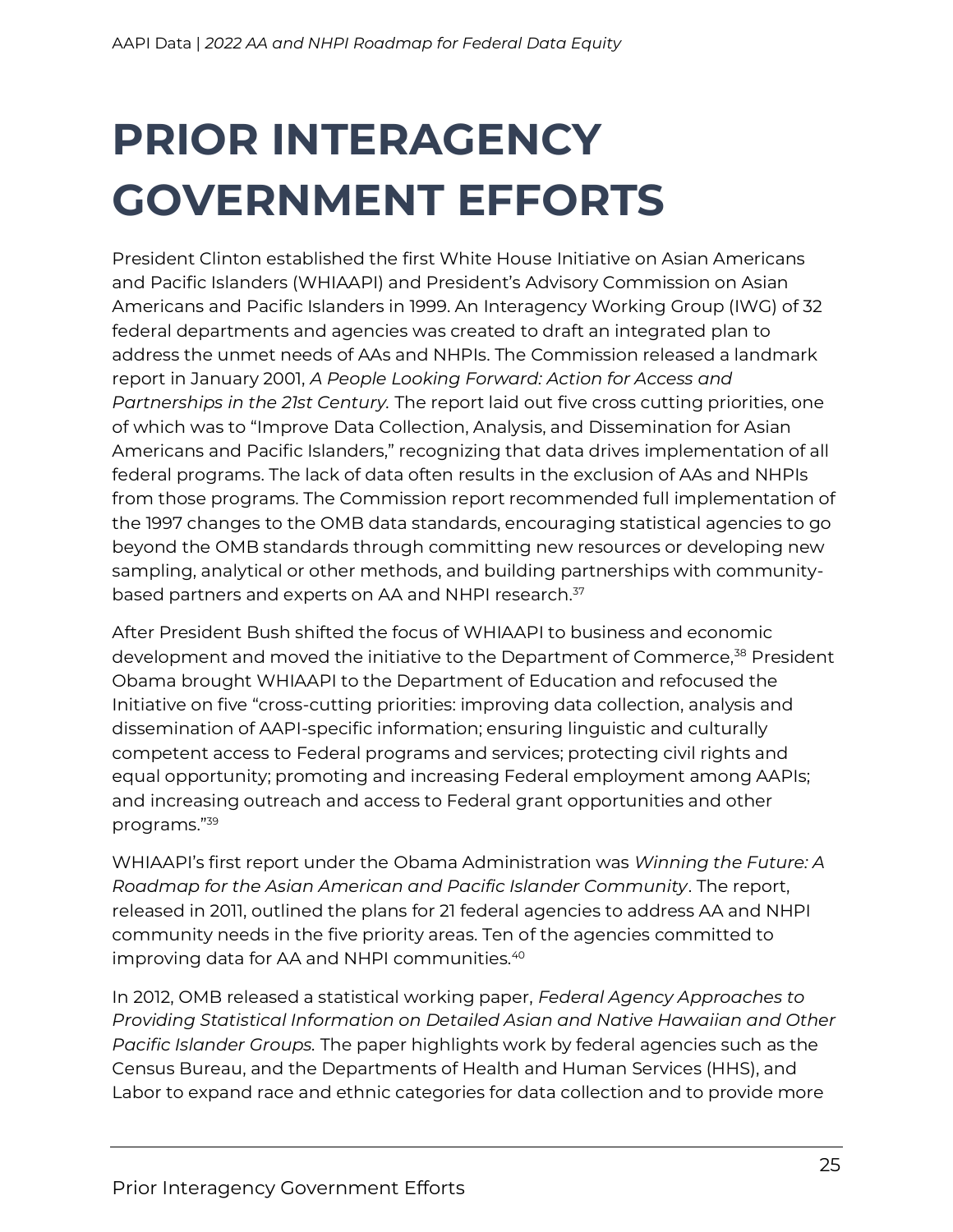# PRIOR INTERAGENCY GOVERNMENT EFFORTS

President Clinton established the first White House Initiative on Asian Americans and Pacific Islanders (WHIAAPI) and President's Advisory Commission on Asian Americans and Pacific Islanders in 1999. An Interagency Working Group (IWG) of 32 federal departments and agencies was created to draft an integrated plan to address the unmet needs of AAs and NHPIs. The Commission released a landmark report in January 2001, *A People Looking Forward: Action for Access and Partnerships in the 21st Century.* The report laid out five cross cutting priorities, one of which was to "Improve Data Collection, Analysis, and Dissemination for Asian Americans and Pacific Islanders," recognizing that data drives implementation of all federal programs. The lack of data often results in the exclusion of AAs and NHPIs from those programs. The Commission report recommended full implementation of the 1997 changes to the OMB data standards, encouraging statistical agencies to go beyond the OMB standards through committing new resources or developing new sampling, analytical or other methods, and building partnerships with community-based partners and experts on AA and NHPI research.[37]

After President Bush shifted the focus of WHIAAPI to business and economic development and moved the initiative to the Department of Commerce,[38] President Obama brought WHIAAPI to the Department of Education and refocused the Initiative on five "cross-cutting priorities: improving data collection, analysis and dissemination of AAPI-specific information; ensuring linguistic and culturally competent access to Federal programs and services; protecting civil rights and equal opportunity; promoting and increasing Federal employment among AAPIs; and increasing outreach and access to Federal grant opportunities and other programs."[39]

WHIAAPI's first report under the Obama Administration was *Winning the Future: A Roadmap for the Asian American and Pacific Islander Community*. The report, released in 2011, outlined the plans for 21 federal agencies to address AA and NHPI community needs in the five priority areas. Ten of the agencies committed to improving data for AA and NHPI communities.[40]

In 2012, OMB released a statistical working paper, *Federal Agency Approaches to Providing Statistical Information on Detailed Asian and Native Hawaiian and Other Pacific Islander Groups.* The paper highlights work by federal agencies such as the Census Bureau, and the Departments of Health and Human Services (HHS), and Labor to expand race and ethnic categories for data collection and to provide more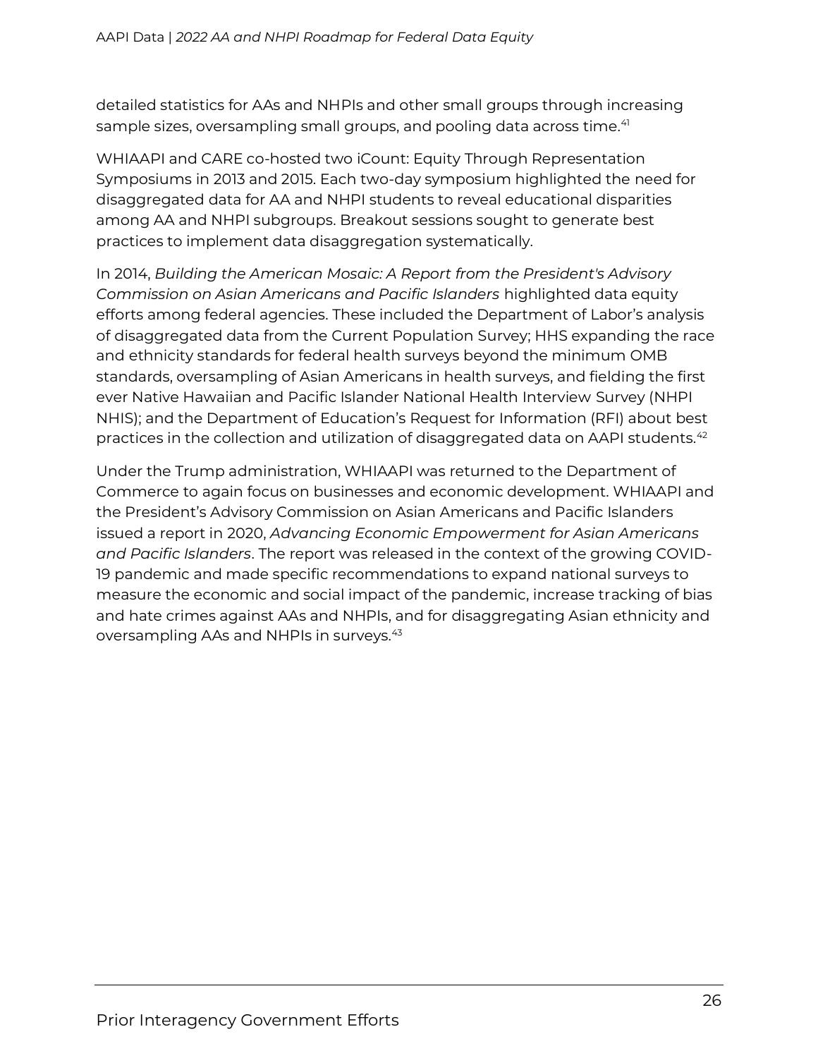detailed statistics for AAs and NHPIs and other small groups through increasing sample sizes, oversampling small groups, and pooling data across time.[41]

WHIAAPI and CARE co-hosted two iCount: Equity Through Representation Symposiums in 2013 and 2015. Each two-day symposium highlighted the need for disaggregated data for AA and NHPI students to reveal educational disparities among AA and NHPI subgroups. Breakout sessions sought to generate best practices to implement data disaggregation systematically.

In 2014, *Building the American Mosaic: A Report from the President's Advisory Commission on Asian Americans and Pacific Islanders* highlighted data equity efforts among federal agencies. These included the Department of Labor's analysis of disaggregated data from the Current Population Survey; HHS expanding the race and ethnicity standards for federal health surveys beyond the minimum OMB standards, oversampling of Asian Americans in health surveys, and fielding the first ever Native Hawaiian and Pacific Islander National Health Interview Survey (NHPI NHIS); and the Department of Education's Request for Information (RFI) about best practices in the collection and utilization of disaggregated data on AAPI students.[42]

Under the Trump administration, WHIAAPI was returned to the Department of Commerce to again focus on businesses and economic development. WHIAAPI and the President's Advisory Commission on Asian Americans and Pacific Islanders issued a report in 2020, *Advancing Economic Empowerment for Asian Americans and Pacific Islanders*. The report was released in the context of the growing COVID-19 pandemic and made specific recommendations to expand national surveys to measure the economic and social impact of the pandemic, increase tracking of bias and hate crimes against AAs and NHPIs, and for disaggregating Asian ethnicity and oversampling AAs and NHPIs in surveys.[43]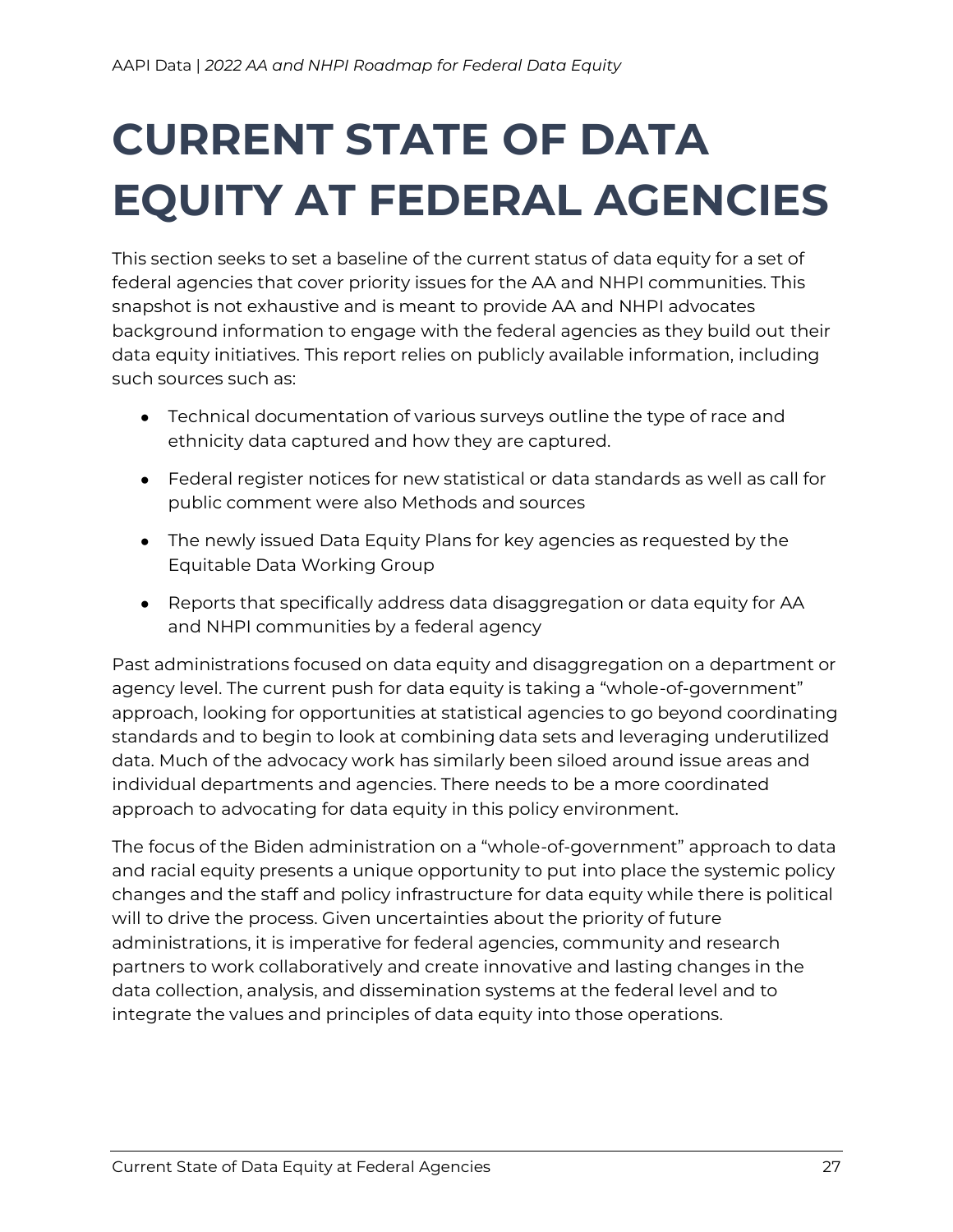# CURRENT STATE OF DATA EQUITY AT FEDERAL AGENCIES

This section seeks to set a baseline of the current status of data equity for a set of federal agencies that cover priority issues for the AA and NHPI communities. This snapshot is not exhaustive and is meant to provide AA and NHPI advocates background information to engage with the federal agencies as they build out their data equity initiatives. This report relies on publicly available information, including such sources such as:

- Technical documentation of various surveys outline the type of race and ethnicity data captured and how they are captured.
- Federal register notices for new statistical or data standards as well as call for public comment were also Methods and sources
- The newly issued Data Equity Plans for key agencies as requested by the Equitable Data Working Group
- Reports that specifically address data disaggregation or data equity for AA and NHPI communities by a federal agency

Past administrations focused on data equity and disaggregation on a department or agency level. The current push for data equity is taking a "whole-of-government" approach, looking for opportunities at statistical agencies to go beyond coordinating standards and to begin to look at combining data sets and leveraging underutilized data. Much of the advocacy work has similarly been siloed around issue areas and individual departments and agencies. There needs to be a more coordinated approach to advocating for data equity in this policy environment.

The focus of the Biden administration on a "whole-of-government" approach to data and racial equity presents a unique opportunity to put into place the systemic policy changes and the staff and policy infrastructure for data equity while there is political will to drive the process. Given uncertainties about the priority of future administrations, it is imperative for federal agencies, community and research partners to work collaboratively and create innovative and lasting changes in the data collection, analysis, and dissemination systems at the federal level and to integrate the values and principles of data equity into those operations.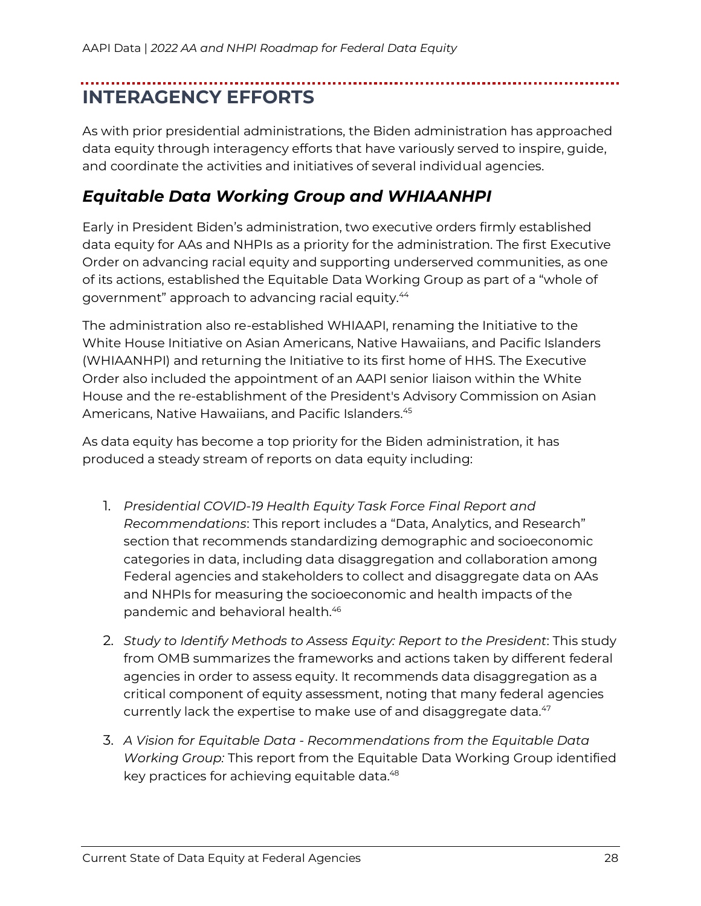## INTERAGENCY EFFORTS

As with prior presidential administrations, the Biden administration has approached data equity through interagency efforts that have variously served to inspire, guide, and coordinate the activities and initiatives of several individual agencies.

### *Equitable Data Working Group and WHIAANHPI*

Early in President Biden's administration, two executive orders firmly established data equity for AAs and NHPIs as a priority for the administration. The first Executive Order on advancing racial equity and supporting underserved communities, as one of its actions, established the Equitable Data Working Group as part of a "whole of government" approach to advancing racial equity.[44]

The administration also re-established WHIAAPI, renaming the Initiative to the White House Initiative on Asian Americans, Native Hawaiians, and Pacific Islanders (WHIAANHPI) and returning the Initiative to its first home of HHS. The Executive Order also included the appointment of an AAPI senior liaison within the White House and the re-establishment of the President's Advisory Commission on Asian Americans, Native Hawaiians, and Pacific Islanders.[45]

As data equity has become a top priority for the Biden administration, it has produced a steady stream of reports on data equity including:

1. *Presidential COVID-19 Health Equity Task Force Final Report and Recommendations*: This report includes a "Data, Analytics, and Research" section that recommends standardizing demographic and socioeconomic categories in data, including data disaggregation and collaboration among Federal agencies and stakeholders to collect and disaggregate data on AAs and NHPIs for measuring the socioeconomic and health impacts of the pandemic and behavioral health.[46]
2. *Study to Identify Methods to Assess Equity: Report to the President*: This study from OMB summarizes the frameworks and actions taken by different federal agencies in order to assess equity. It recommends data disaggregation as a critical component of equity assessment, noting that many federal agencies currently lack the expertise to make use of and disaggregate data.[47]
3. *A Vision for Equitable Data - Recommendations from the Equitable Data Working Group:* This report from the Equitable Data Working Group identified key practices for achieving equitable data.[48]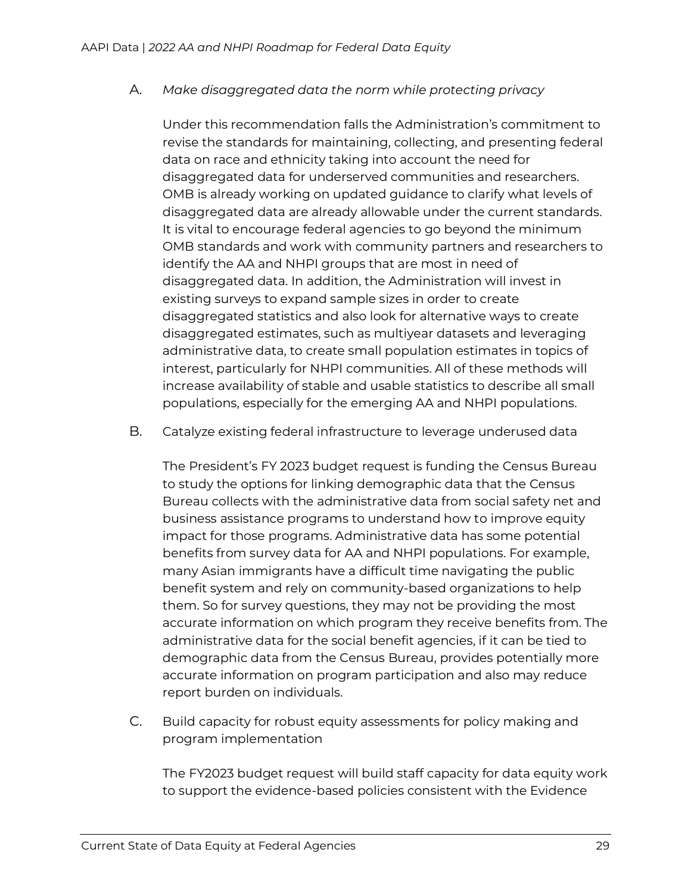A. *Make disaggregated data the norm while protecting privacy*

Under this recommendation falls the Administration's commitment to revise the standards for maintaining, collecting, and presenting federal data on race and ethnicity taking into account the need for disaggregated data for underserved communities and researchers. OMB is already working on updated guidance to clarify what levels of disaggregated data are already allowable under the current standards. It is vital to encourage federal agencies to go beyond the minimum OMB standards and work with community partners and researchers to identify the AA and NHPI groups that are most in need of disaggregated data. In addition, the Administration will invest in existing surveys to expand sample sizes in order to create disaggregated statistics and also look for alternative ways to create disaggregated estimates, such as multiyear datasets and leveraging administrative data, to create small population estimates in topics of interest, particularly for NHPI communities. All of these methods will increase availability of stable and usable statistics to describe all small populations, especially for the emerging AA and NHPI populations.

B. Catalyze existing federal infrastructure to leverage underused data

The President's FY 2023 budget request is funding the Census Bureau to study the options for linking demographic data that the Census Bureau collects with the administrative data from social safety net and business assistance programs to understand how to improve equity impact for those programs. Administrative data has some potential benefits from survey data for AA and NHPI populations. For example, many Asian immigrants have a difficult time navigating the public benefit system and rely on community-based organizations to help them. So for survey questions, they may not be providing the most accurate information on which program they receive benefits from. The administrative data for the social benefit agencies, if it can be tied to demographic data from the Census Bureau, provides potentially more accurate information on program participation and also may reduce report burden on individuals.

C. Build capacity for robust equity assessments for policy making and program implementation

The FY2023 budget request will build staff capacity for data equity work to support the evidence-based policies consistent with the Evidence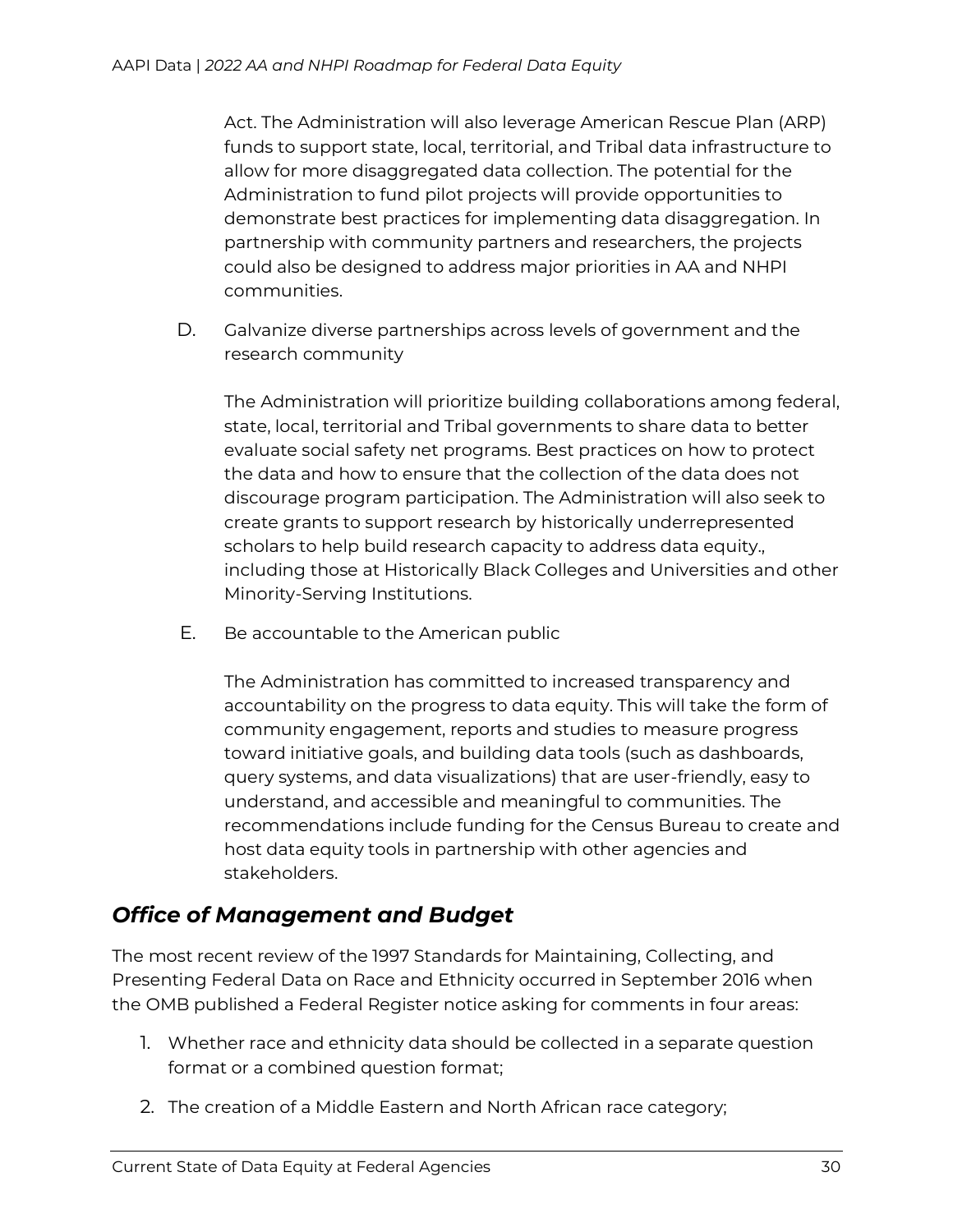Act. The Administration will also leverage American Rescue Plan (ARP) funds to support state, local, territorial, and Tribal data infrastructure to allow for more disaggregated data collection. The potential for the Administration to fund pilot projects will provide opportunities to demonstrate best practices for implementing data disaggregation. In partnership with community partners and researchers, the projects could also be designed to address major priorities in AA and NHPI communities.

D. Galvanize diverse partnerships across levels of government and the research community

The Administration will prioritize building collaborations among federal, state, local, territorial and Tribal governments to share data to better evaluate social safety net programs. Best practices on how to protect the data and how to ensure that the collection of the data does not discourage program participation. The Administration will also seek to create grants to support research by historically underrepresented scholars to help build research capacity to address data equity., including those at Historically Black Colleges and Universities and other Minority-Serving Institutions.

E. Be accountable to the American public

The Administration has committed to increased transparency and accountability on the progress to data equity. This will take the form of community engagement, reports and studies to measure progress toward initiative goals, and building data tools (such as dashboards, query systems, and data visualizations) that are user-friendly, easy to understand, and accessible and meaningful to communities. The recommendations include funding for the Census Bureau to create and host data equity tools in partnership with other agencies and stakeholders.

## *Office of Management and Budget*

The most recent review of the 1997 Standards for Maintaining, Collecting, and Presenting Federal Data on Race and Ethnicity occurred in September 2016 when the OMB published a Federal Register notice asking for comments in four areas:

1. Whether race and ethnicity data should be collected in a separate question format or a combined question format;
2. The creation of a Middle Eastern and North African race category;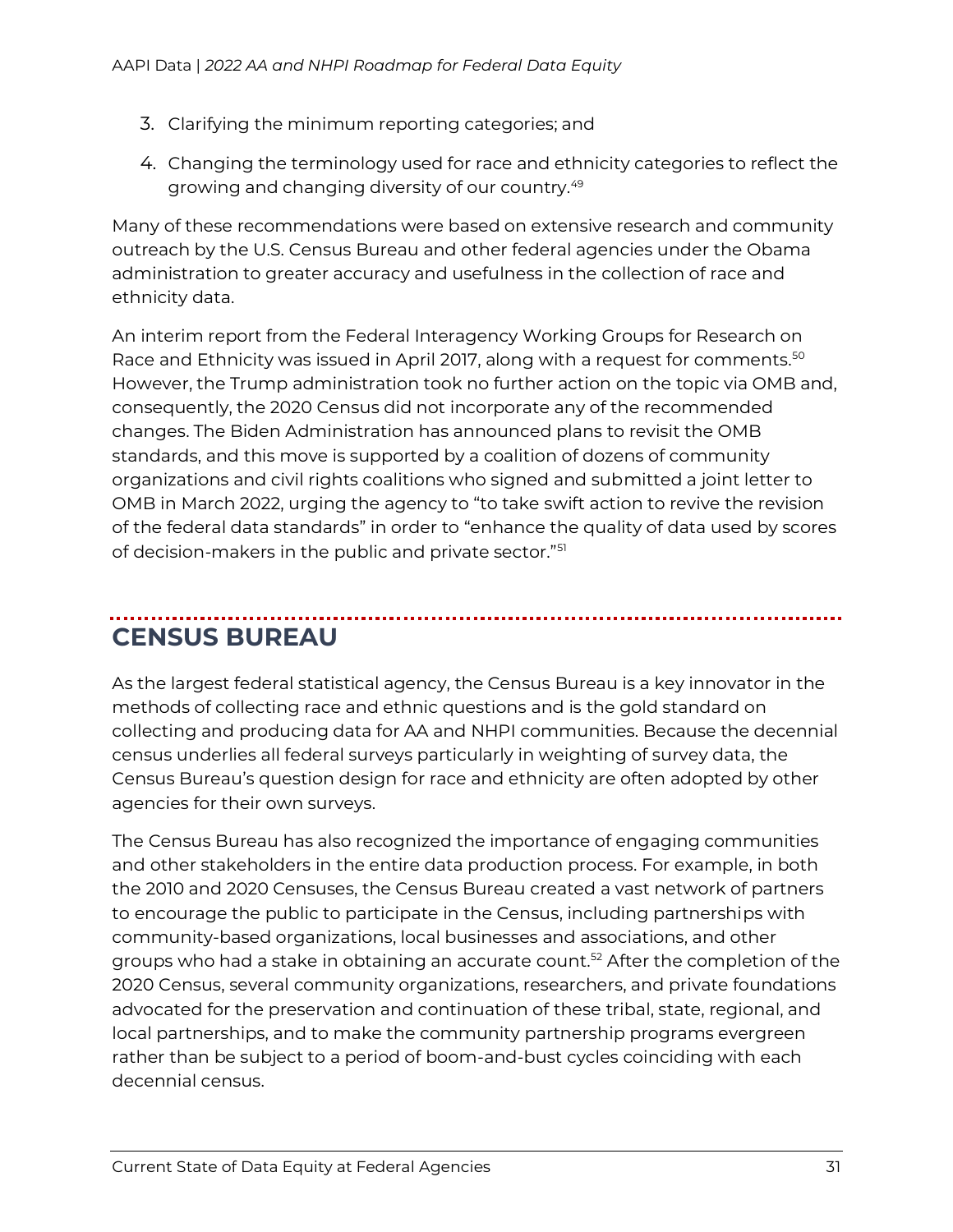3. Clarifying the minimum reporting categories; and
4. Changing the terminology used for race and ethnicity categories to reflect the growing and changing diversity of our country.[49]

Many of these recommendations were based on extensive research and community outreach by the U.S. Census Bureau and other federal agencies under the Obama administration to greater accuracy and usefulness in the collection of race and ethnicity data.

An interim report from the Federal Interagency Working Groups for Research on Race and Ethnicity was issued in April 2017, along with a request for comments.[50] However, the Trump administration took no further action on the topic via OMB and, consequently, the 2020 Census did not incorporate any of the recommended changes. The Biden Administration has announced plans to revisit the OMB standards, and this move is supported by a coalition of dozens of community organizations and civil rights coalitions who signed and submitted a joint letter to OMB in March 2022, urging the agency to "to take swift action to revive the revision of the federal data standards" in order to "enhance the quality of data used by scores of decision-makers in the public and private sector."[51]

## CENSUS BUREAU

As the largest federal statistical agency, the Census Bureau is a key innovator in the methods of collecting race and ethnic questions and is the gold standard on collecting and producing data for AA and NHPI communities. Because the decennial census underlies all federal surveys particularly in weighting of survey data, the Census Bureau's question design for race and ethnicity are often adopted by other agencies for their own surveys.

The Census Bureau has also recognized the importance of engaging communities and other stakeholders in the entire data production process. For example, in both the 2010 and 2020 Censuses, the Census Bureau created a vast network of partners to encourage the public to participate in the Census, including partnerships with community-based organizations, local businesses and associations, and other groups who had a stake in obtaining an accurate count.[52] After the completion of the 2020 Census, several community organizations, researchers, and private foundations advocated for the preservation and continuation of these tribal, state, regional, and local partnerships, and to make the community partnership programs evergreen rather than be subject to a period of boom-and-bust cycles coinciding with each decennial census.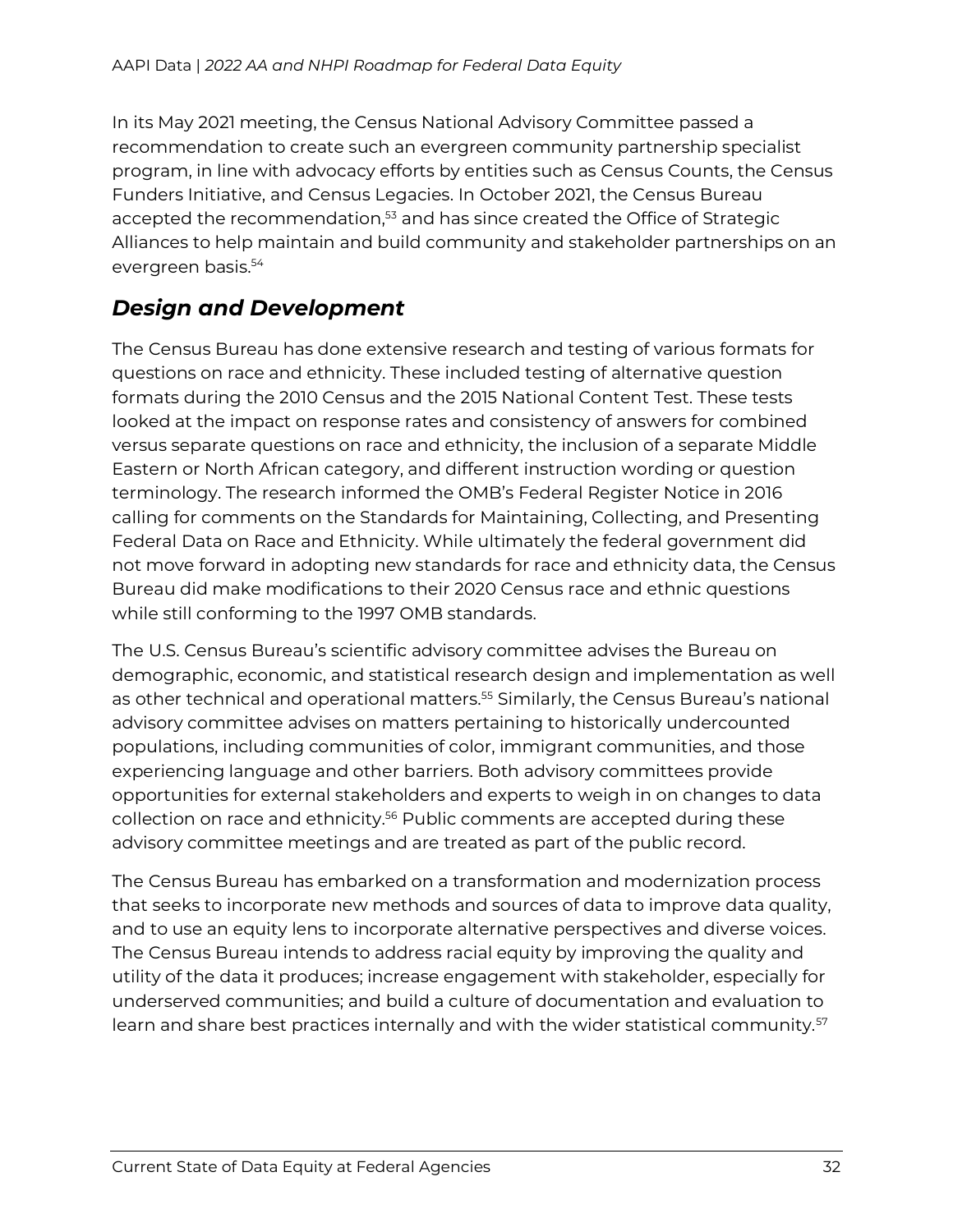In its May 2021 meeting, the Census National Advisory Committee passed a recommendation to create such an evergreen community partnership specialist program, in line with advocacy efforts by entities such as Census Counts, the Census Funders Initiative, and Census Legacies. In October 2021, the Census Bureau accepted the recommendation,[53] and has since created the Office of Strategic Alliances to help maintain and build community and stakeholder partnerships on an evergreen basis.[54]

## *Design and Development*

The Census Bureau has done extensive research and testing of various formats for questions on race and ethnicity. These included testing of alternative question formats during the 2010 Census and the 2015 National Content Test. These tests looked at the impact on response rates and consistency of answers for combined versus separate questions on race and ethnicity, the inclusion of a separate Middle Eastern or North African category, and different instruction wording or question terminology. The research informed the OMB's Federal Register Notice in 2016 calling for comments on the Standards for Maintaining, Collecting, and Presenting Federal Data on Race and Ethnicity. While ultimately the federal government did not move forward in adopting new standards for race and ethnicity data, the Census Bureau did make modifications to their 2020 Census race and ethnic questions while still conforming to the 1997 OMB standards.

The U.S. Census Bureau's scientific advisory committee advises the Bureau on demographic, economic, and statistical research design and implementation as well as other technical and operational matters.[55] Similarly, the Census Bureau's national advisory committee advises on matters pertaining to historically undercounted populations, including communities of color, immigrant communities, and those experiencing language and other barriers. Both advisory committees provide opportunities for external stakeholders and experts to weigh in on changes to data collection on race and ethnicity.[56] Public comments are accepted during these advisory committee meetings and are treated as part of the public record.

The Census Bureau has embarked on a transformation and modernization process that seeks to incorporate new methods and sources of data to improve data quality, and to use an equity lens to incorporate alternative perspectives and diverse voices. The Census Bureau intends to address racial equity by improving the quality and utility of the data it produces; increase engagement with stakeholder, especially for underserved communities; and build a culture of documentation and evaluation to learn and share best practices internally and with the wider statistical community.[57]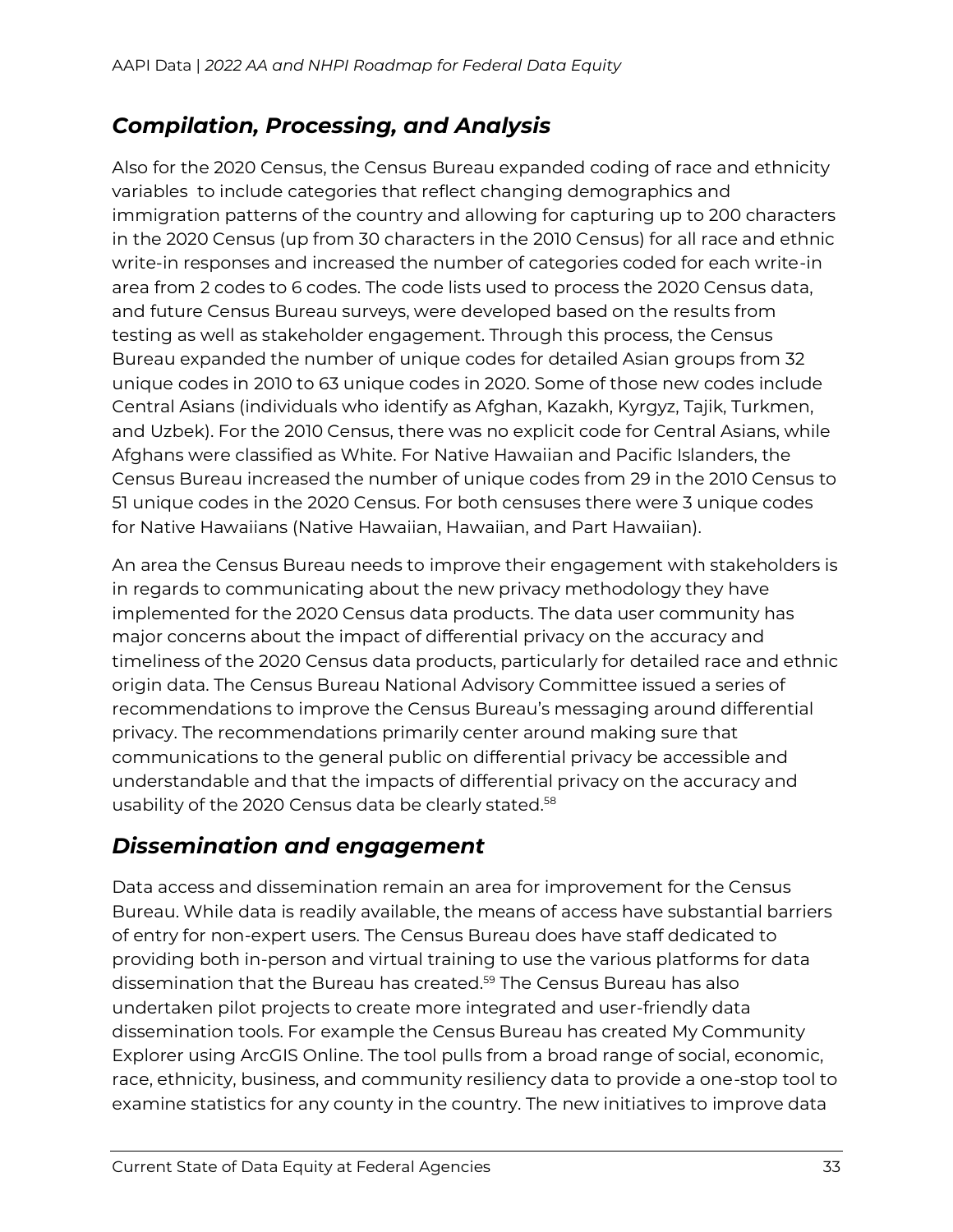## *Compilation, Processing, and Analysis*

Also for the 2020 Census, the Census Bureau expanded coding of race and ethnicity variables to include categories that reflect changing demographics and immigration patterns of the country and allowing for capturing up to 200 characters in the 2020 Census (up from 30 characters in the 2010 Census) for all race and ethnic write-in responses and increased the number of categories coded for each write-in area from 2 codes to 6 codes. The code lists used to process the 2020 Census data, and future Census Bureau surveys, were developed based on the results from testing as well as stakeholder engagement. Through this process, the Census Bureau expanded the number of unique codes for detailed Asian groups from 32 unique codes in 2010 to 63 unique codes in 2020. Some of those new codes include Central Asians (individuals who identify as Afghan, Kazakh, Kyrgyz, Tajik, Turkmen, and Uzbek). For the 2010 Census, there was no explicit code for Central Asians, while Afghans were classified as White. For Native Hawaiian and Pacific Islanders, the Census Bureau increased the number of unique codes from 29 in the 2010 Census to 51 unique codes in the 2020 Census. For both censuses there were 3 unique codes for Native Hawaiians (Native Hawaiian, Hawaiian, and Part Hawaiian).

An area the Census Bureau needs to improve their engagement with stakeholders is in regards to communicating about the new privacy methodology they have implemented for the 2020 Census data products. The data user community has major concerns about the impact of differential privacy on the accuracy and timeliness of the 2020 Census data products, particularly for detailed race and ethnic origin data. The Census Bureau National Advisory Committee issued a series of recommendations to improve the Census Bureau's messaging around differential privacy. The recommendations primarily center around making sure that communications to the general public on differential privacy be accessible and understandable and that the impacts of differential privacy on the accuracy and usability of the 2020 Census data be clearly stated.[58]

## *Dissemination and engagement*

Data access and dissemination remain an area for improvement for the Census Bureau. While data is readily available, the means of access have substantial barriers of entry for non-expert users. The Census Bureau does have staff dedicated to providing both in-person and virtual training to use the various platforms for data dissemination that the Bureau has created.[59] The Census Bureau has also undertaken pilot projects to create more integrated and user-friendly data dissemination tools. For example the Census Bureau has created My Community Explorer using ArcGIS Online. The tool pulls from a broad range of social, economic, race, ethnicity, business, and community resiliency data to provide a one-stop tool to examine statistics for any county in the country. The new initiatives to improve data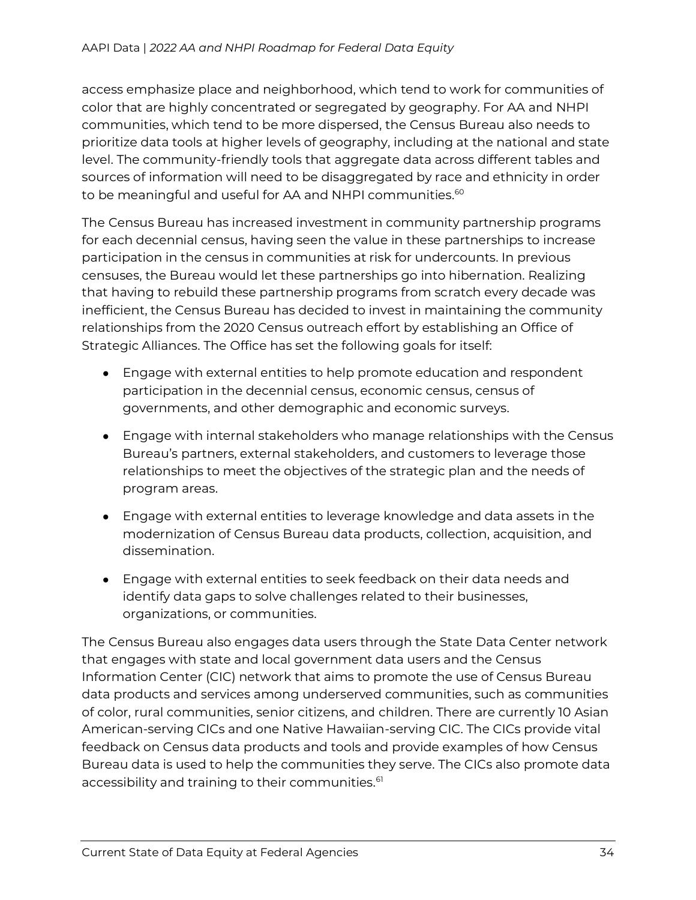access emphasize place and neighborhood, which tend to work for communities of color that are highly concentrated or segregated by geography. For AA and NHPI communities, which tend to be more dispersed, the Census Bureau also needs to prioritize data tools at higher levels of geography, including at the national and state level. The community-friendly tools that aggregate data across different tables and sources of information will need to be disaggregated by race and ethnicity in order to be meaningful and useful for AA and NHPI communities.[60]

The Census Bureau has increased investment in community partnership programs for each decennial census, having seen the value in these partnerships to increase participation in the census in communities at risk for undercounts. In previous censuses, the Bureau would let these partnerships go into hibernation. Realizing that having to rebuild these partnership programs from scratch every decade was inefficient, the Census Bureau has decided to invest in maintaining the community relationships from the 2020 Census outreach effort by establishing an Office of Strategic Alliances. The Office has set the following goals for itself:

- Engage with external entities to help promote education and respondent participation in the decennial census, economic census, census of governments, and other demographic and economic surveys.
- Engage with internal stakeholders who manage relationships with the Census Bureau's partners, external stakeholders, and customers to leverage those relationships to meet the objectives of the strategic plan and the needs of program areas.
- Engage with external entities to leverage knowledge and data assets in the modernization of Census Bureau data products, collection, acquisition, and dissemination.
- Engage with external entities to seek feedback on their data needs and identify data gaps to solve challenges related to their businesses, organizations, or communities.

The Census Bureau also engages data users through the State Data Center network that engages with state and local government data users and the Census Information Center (CIC) network that aims to promote the use of Census Bureau data products and services among underserved communities, such as communities of color, rural communities, senior citizens, and children. There are currently 10 Asian American-serving CICs and one Native Hawaiian-serving CIC. The CICs provide vital feedback on Census data products and tools and provide examples of how Census Bureau data is used to help the communities they serve. The CICs also promote data accessibility and training to their communities.[61]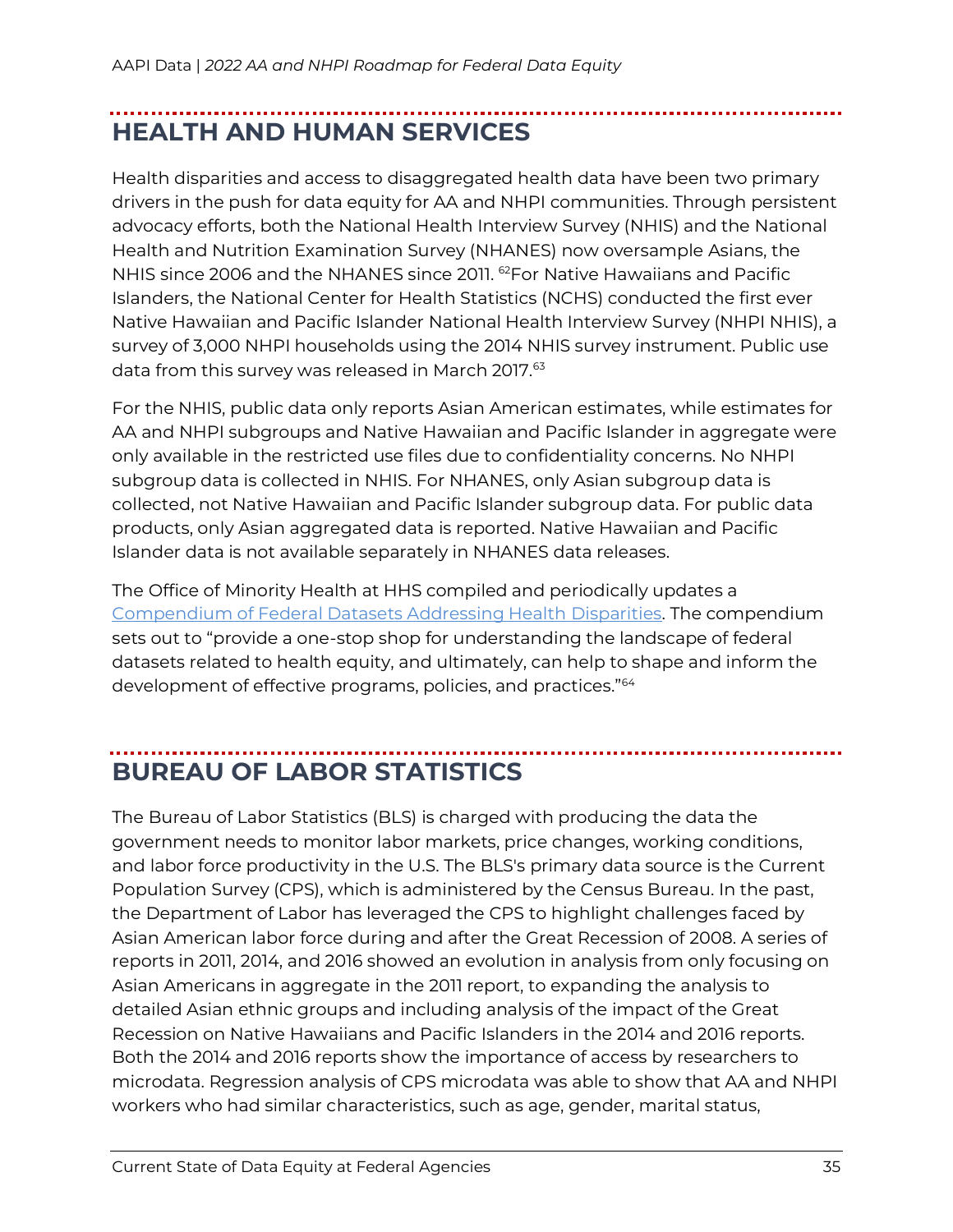## HEALTH AND HUMAN SERVICES

Health disparities and access to disaggregated health data have been two primary drivers in the push for data equity for AA and NHPI communities. Through persistent advocacy efforts, both the National Health Interview Survey (NHIS) and the National Health and Nutrition Examination Survey (NHANES) now oversample Asians, the NHIS since 2006 and the NHANES since 2011. [62]For Native Hawaiians and Pacific Islanders, the National Center for Health Statistics (NCHS) conducted the first ever Native Hawaiian and Pacific Islander National Health Interview Survey (NHPI NHIS), a survey of 3,000 NHPI households using the 2014 NHIS survey instrument. Public use data from this survey was released in March 2017.[63]

For the NHIS, public data only reports Asian American estimates, while estimates for AA and NHPI subgroups and Native Hawaiian and Pacific Islander in aggregate were only available in the restricted use files due to confidentiality concerns. No NHPI subgroup data is collected in NHIS. For NHANES, only Asian subgroup data is collected, not Native Hawaiian and Pacific Islander subgroup data. For public data products, only Asian aggregated data is reported. Native Hawaiian and Pacific Islander data is not available separately in NHANES data releases.

The Office of Minority Health at HHS compiled and periodically updates a [Compendium of Federal Datasets Addressing Health Disparities](). The compendium sets out to "provide a one-stop shop for understanding the landscape of federal datasets related to health equity, and ultimately, can help to shape and inform the development of effective programs, policies, and practices."[64]

## BUREAU OF LABOR STATISTICS

The Bureau of Labor Statistics (BLS) is charged with producing the data the government needs to monitor labor markets, price changes, working conditions, and labor force productivity in the U.S. The BLS's primary data source is the Current Population Survey (CPS), which is administered by the Census Bureau. In the past, the Department of Labor has leveraged the CPS to highlight challenges faced by Asian American labor force during and after the Great Recession of 2008. A series of reports in 2011, 2014, and 2016 showed an evolution in analysis from only focusing on Asian Americans in aggregate in the 2011 report, to expanding the analysis to detailed Asian ethnic groups and including analysis of the impact of the Great Recession on Native Hawaiians and Pacific Islanders in the 2014 and 2016 reports. Both the 2014 and 2016 reports show the importance of access by researchers to microdata. Regression analysis of CPS microdata was able to show that AA and NHPI workers who had similar characteristics, such as age, gender, marital status,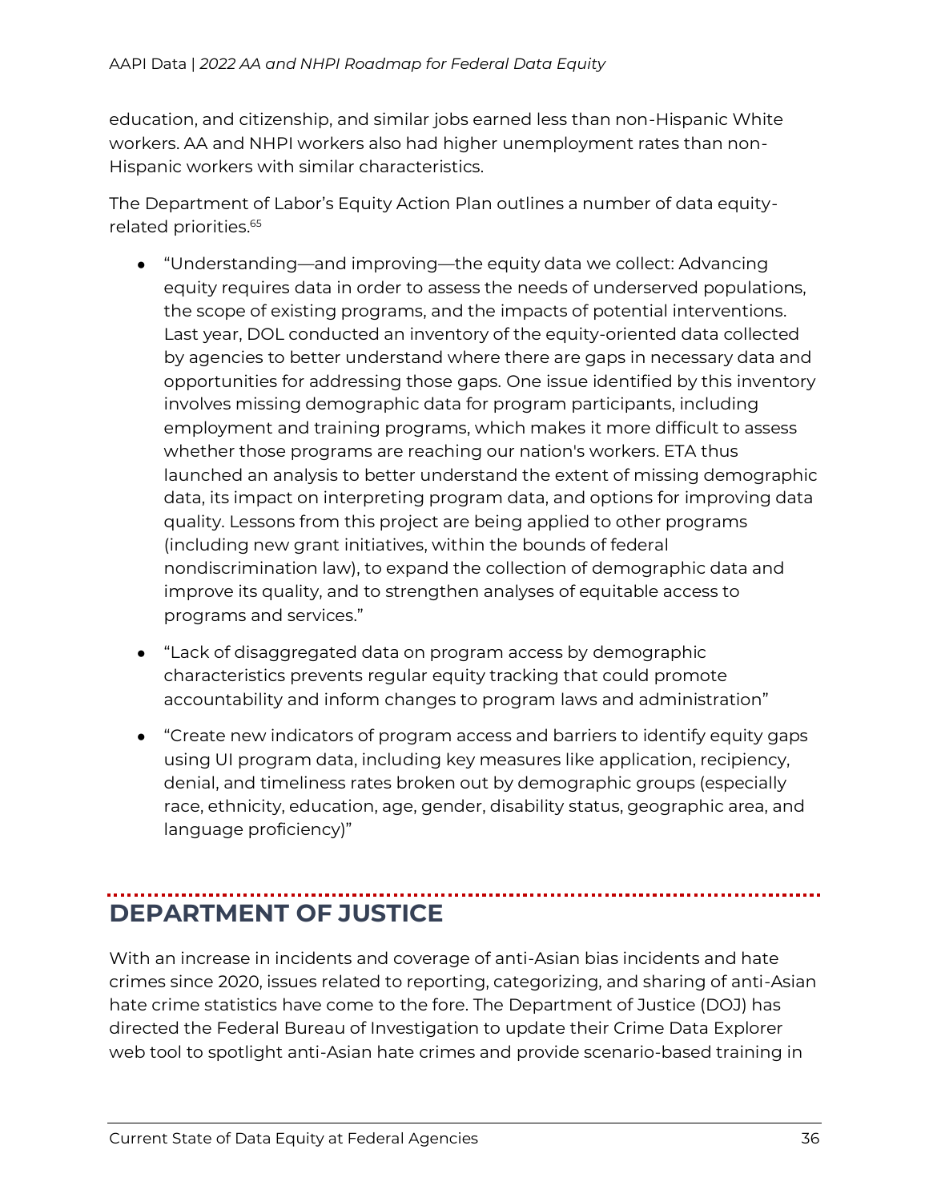education, and citizenship, and similar jobs earned less than non-Hispanic White workers. AA and NHPI workers also had higher unemployment rates than non-Hispanic workers with similar characteristics.

The Department of Labor's Equity Action Plan outlines a number of data equity-related priorities.[65]

- "Understanding—and improving—the equity data we collect: Advancing equity requires data in order to assess the needs of underserved populations, the scope of existing programs, and the impacts of potential interventions. Last year, DOL conducted an inventory of the equity-oriented data collected by agencies to better understand where there are gaps in necessary data and opportunities for addressing those gaps. One issue identified by this inventory involves missing demographic data for program participants, including employment and training programs, which makes it more difficult to assess whether those programs are reaching our nation's workers. ETA thus launched an analysis to better understand the extent of missing demographic data, its impact on interpreting program data, and options for improving data quality. Lessons from this project are being applied to other programs (including new grant initiatives, within the bounds of federal nondiscrimination law), to expand the collection of demographic data and improve its quality, and to strengthen analyses of equitable access to programs and services."
- "Lack of disaggregated data on program access by demographic characteristics prevents regular equity tracking that could promote accountability and inform changes to program laws and administration"
- "Create new indicators of program access and barriers to identify equity gaps using UI program data, including key measures like application, recipiency, denial, and timeliness rates broken out by demographic groups (especially race, ethnicity, education, age, gender, disability status, geographic area, and language proficiency)"

## DEPARTMENT OF JUSTICE

With an increase in incidents and coverage of anti-Asian bias incidents and hate crimes since 2020, issues related to reporting, categorizing, and sharing of anti-Asian hate crime statistics have come to the fore. The Department of Justice (DOJ) has directed the Federal Bureau of Investigation to update their Crime Data Explorer web tool to spotlight anti-Asian hate crimes and provide scenario-based training in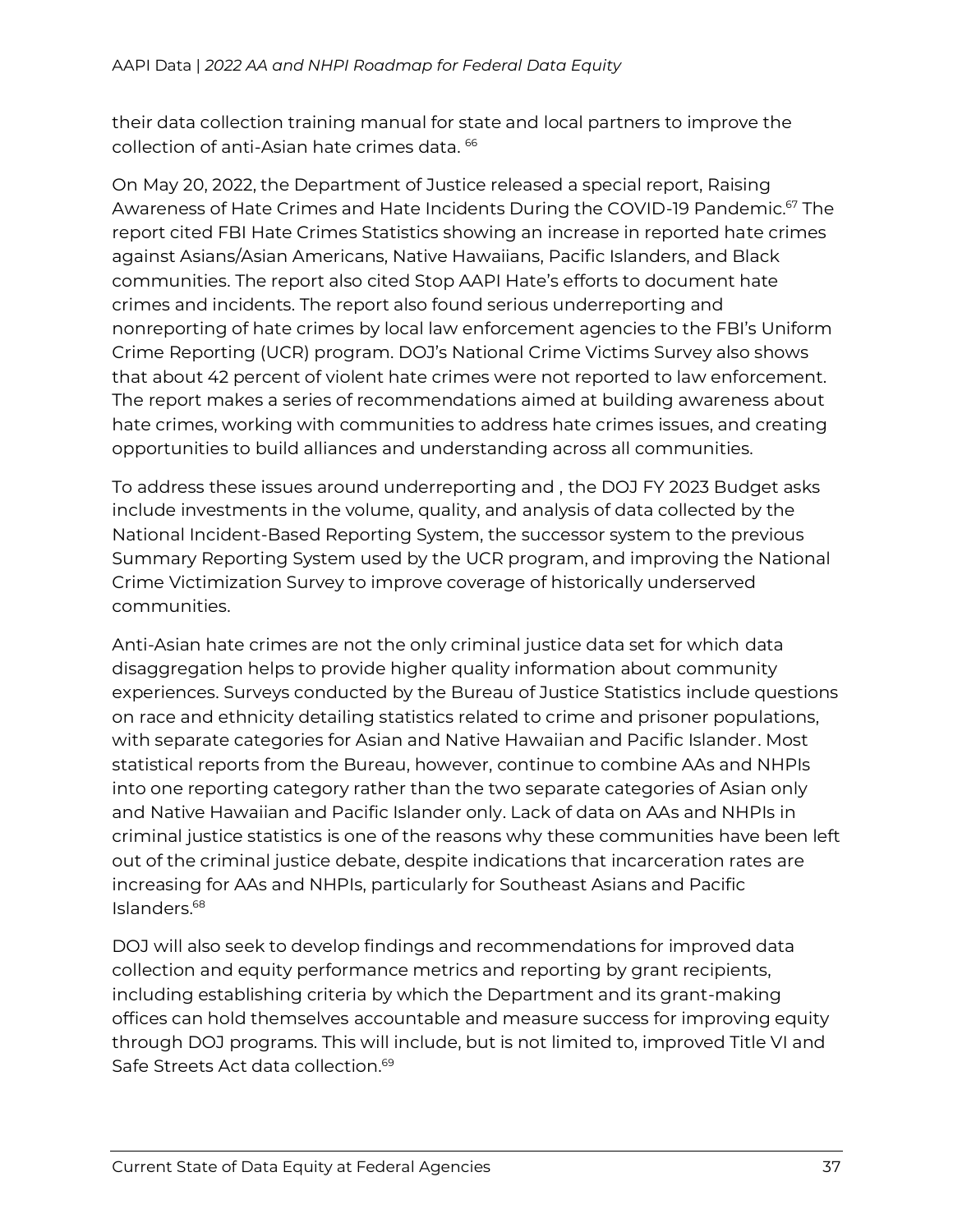their data collection training manual for state and local partners to improve the collection of anti-Asian hate crimes data. [66]

On May 20, 2022, the Department of Justice released a special report, Raising Awareness of Hate Crimes and Hate Incidents During the COVID-19 Pandemic.[67] The report cited FBI Hate Crimes Statistics showing an increase in reported hate crimes against Asians/Asian Americans, Native Hawaiians, Pacific Islanders, and Black communities. The report also cited Stop AAPI Hate's efforts to document hate crimes and incidents. The report also found serious underreporting and nonreporting of hate crimes by local law enforcement agencies to the FBI's Uniform Crime Reporting (UCR) program. DOJ's National Crime Victims Survey also shows that about 42 percent of violent hate crimes were not reported to law enforcement. The report makes a series of recommendations aimed at building awareness about hate crimes, working with communities to address hate crimes issues, and creating opportunities to build alliances and understanding across all communities.

To address these issues around underreporting and , the DOJ FY 2023 Budget asks include investments in the volume, quality, and analysis of data collected by the National Incident-Based Reporting System, the successor system to the previous Summary Reporting System used by the UCR program, and improving the National Crime Victimization Survey to improve coverage of historically underserved communities.

Anti-Asian hate crimes are not the only criminal justice data set for which data disaggregation helps to provide higher quality information about community experiences. Surveys conducted by the Bureau of Justice Statistics include questions on race and ethnicity detailing statistics related to crime and prisoner populations, with separate categories for Asian and Native Hawaiian and Pacific Islander. Most statistical reports from the Bureau, however, continue to combine AAs and NHPIs into one reporting category rather than the two separate categories of Asian only and Native Hawaiian and Pacific Islander only. Lack of data on AAs and NHPIs in criminal justice statistics is one of the reasons why these communities have been left out of the criminal justice debate, despite indications that incarceration rates are increasing for AAs and NHPIs, particularly for Southeast Asians and Pacific Islanders.[68]

DOJ will also seek to develop findings and recommendations for improved data collection and equity performance metrics and reporting by grant recipients, including establishing criteria by which the Department and its grant-making offices can hold themselves accountable and measure success for improving equity through DOJ programs. This will include, but is not limited to, improved Title VI and Safe Streets Act data collection.[69]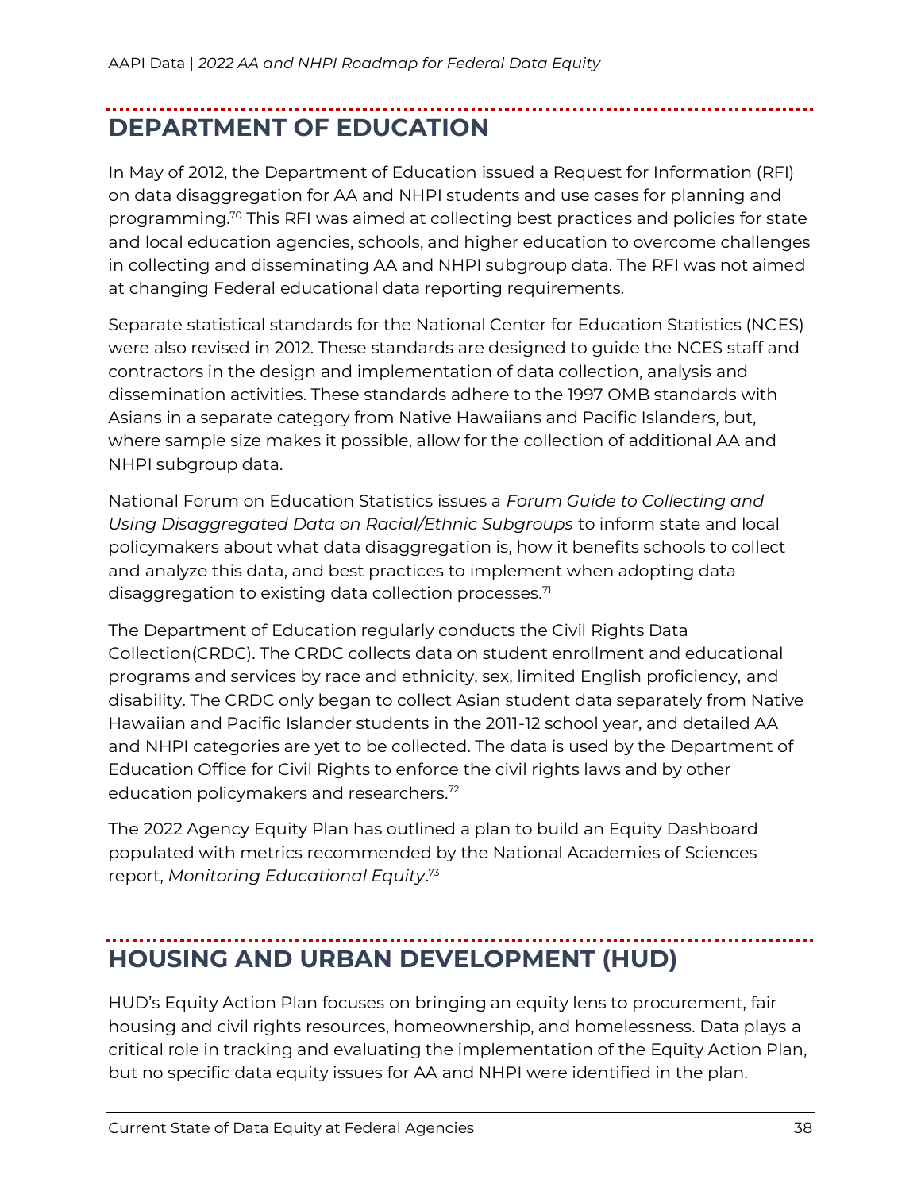## DEPARTMENT OF EDUCATION

In May of 2012, the Department of Education issued a Request for Information (RFI) on data disaggregation for AA and NHPI students and use cases for planning and programming.[70] This RFI was aimed at collecting best practices and policies for state and local education agencies, schools, and higher education to overcome challenges in collecting and disseminating AA and NHPI subgroup data. The RFI was not aimed at changing Federal educational data reporting requirements.

Separate statistical standards for the National Center for Education Statistics (NCES) were also revised in 2012. These standards are designed to guide the NCES staff and contractors in the design and implementation of data collection, analysis and dissemination activities. These standards adhere to the 1997 OMB standards with Asians in a separate category from Native Hawaiians and Pacific Islanders, but, where sample size makes it possible, allow for the collection of additional AA and NHPI subgroup data.

National Forum on Education Statistics issues a *Forum Guide to Collecting and Using Disaggregated Data on Racial/Ethnic Subgroups* to inform state and local policymakers about what data disaggregation is, how it benefits schools to collect and analyze this data, and best practices to implement when adopting data disaggregation to existing data collection processes.[71]

The Department of Education regularly conducts the Civil Rights Data Collection(CRDC). The CRDC collects data on student enrollment and educational programs and services by race and ethnicity, sex, limited English proficiency, and disability. The CRDC only began to collect Asian student data separately from Native Hawaiian and Pacific Islander students in the 2011-12 school year, and detailed AA and NHPI categories are yet to be collected. The data is used by the Department of Education Office for Civil Rights to enforce the civil rights laws and by other education policymakers and researchers.[72]

The 2022 Agency Equity Plan has outlined a plan to build an Equity Dashboard populated with metrics recommended by the National Academies of Sciences report, *Monitoring Educational Equity*.[73]

## HOUSING AND URBAN DEVELOPMENT (HUD)

HUD's Equity Action Plan focuses on bringing an equity lens to procurement, fair housing and civil rights resources, homeownership, and homelessness. Data plays a critical role in tracking and evaluating the implementation of the Equity Action Plan, but no specific data equity issues for AA and NHPI were identified in the plan.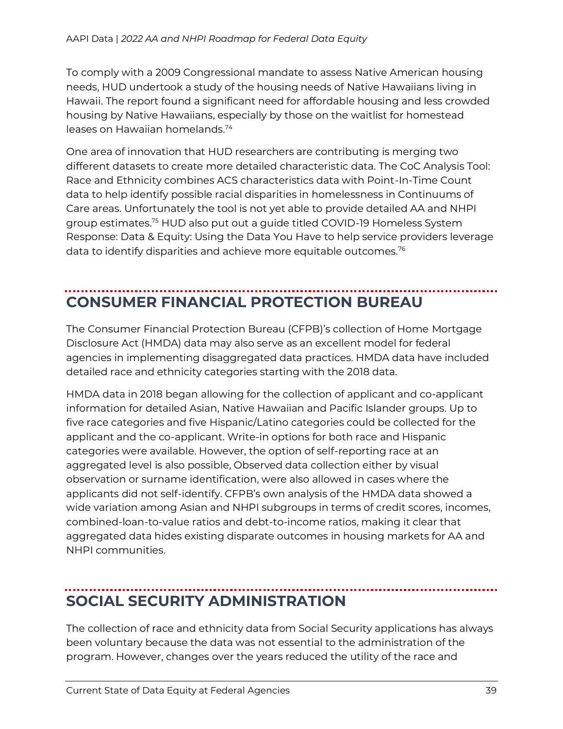To comply with a 2009 Congressional mandate to assess Native American housing needs, HUD undertook a study of the housing needs of Native Hawaiians living in Hawaii. The report found a significant need for affordable housing and less crowded housing by Native Hawaiians, especially by those on the waitlist for homestead leases on Hawaiian homelands.[74]

One area of innovation that HUD researchers are contributing is merging two different datasets to create more detailed characteristic data. The CoC Analysis Tool: Race and Ethnicity combines ACS characteristics data with Point-In-Time Count data to help identify possible racial disparities in homelessness in Continuums of Care areas. Unfortunately the tool is not yet able to provide detailed AA and NHPI group estimates.[75] HUD also put out a guide titled COVID-19 Homeless System Response: Data & Equity: Using the Data You Have to help service providers leverage data to identify disparities and achieve more equitable outcomes.[76]

## CONSUMER FINANCIAL PROTECTION BUREAU

The Consumer Financial Protection Bureau (CFPB)'s collection of Home Mortgage Disclosure Act (HMDA) data may also serve as an excellent model for federal agencies in implementing disaggregated data practices. HMDA data have included detailed race and ethnicity categories starting with the 2018 data.

HMDA data in 2018 began allowing for the collection of applicant and co-applicant information for detailed Asian, Native Hawaiian and Pacific Islander groups. Up to five race categories and five Hispanic/Latino categories could be collected for the applicant and the co-applicant. Write-in options for both race and Hispanic categories were available. However, the option of self-reporting race at an aggregated level is also possible, Observed data collection either by visual observation or surname identification, were also allowed in cases where the applicants did not self-identify. CFPB's own analysis of the HMDA data showed a wide variation among Asian and NHPI subgroups in terms of credit scores, incomes, combined-loan-to-value ratios and debt-to-income ratios, making it clear that aggregated data hides existing disparate outcomes in housing markets for AA and NHPI communities.

## SOCIAL SECURITY ADMINISTRATION

The collection of race and ethnicity data from Social Security applications has always been voluntary because the data was not essential to the administration of the program. However, changes over the years reduced the utility of the race and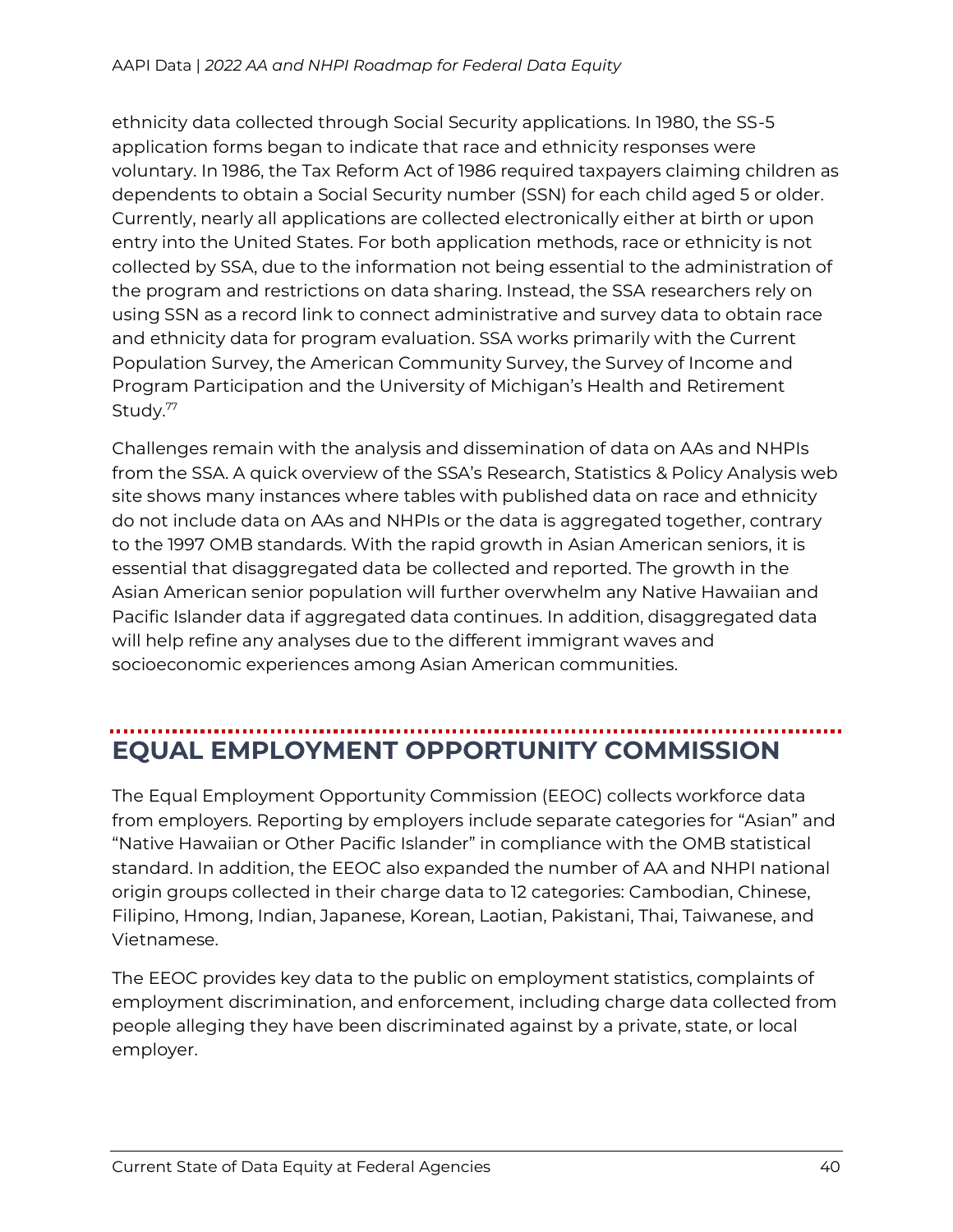ethnicity data collected through Social Security applications. In 1980, the SS-5 application forms began to indicate that race and ethnicity responses were voluntary. In 1986, the Tax Reform Act of 1986 required taxpayers claiming children as dependents to obtain a Social Security number (SSN) for each child aged 5 or older. Currently, nearly all applications are collected electronically either at birth or upon entry into the United States. For both application methods, race or ethnicity is not collected by SSA, due to the information not being essential to the administration of the program and restrictions on data sharing. Instead, the SSA researchers rely on using SSN as a record link to connect administrative and survey data to obtain race and ethnicity data for program evaluation. SSA works primarily with the Current Population Survey, the American Community Survey, the Survey of Income and Program Participation and the University of Michigan's Health and Retirement Study.[77]

Challenges remain with the analysis and dissemination of data on AAs and NHPIs from the SSA. A quick overview of the SSA's Research, Statistics & Policy Analysis web site shows many instances where tables with published data on race and ethnicity do not include data on AAs and NHPIs or the data is aggregated together, contrary to the 1997 OMB standards. With the rapid growth in Asian American seniors, it is essential that disaggregated data be collected and reported. The growth in the Asian American senior population will further overwhelm any Native Hawaiian and Pacific Islander data if aggregated data continues. In addition, disaggregated data will help refine any analyses due to the different immigrant waves and socioeconomic experiences among Asian American communities.

## EQUAL EMPLOYMENT OPPORTUNITY COMMISSION

The Equal Employment Opportunity Commission (EEOC) collects workforce data from employers. Reporting by employers include separate categories for "Asian" and "Native Hawaiian or Other Pacific Islander" in compliance with the OMB statistical standard. In addition, the EEOC also expanded the number of AA and NHPI national origin groups collected in their charge data to 12 categories: Cambodian, Chinese, Filipino, Hmong, Indian, Japanese, Korean, Laotian, Pakistani, Thai, Taiwanese, and Vietnamese.

The EEOC provides key data to the public on employment statistics, complaints of employment discrimination, and enforcement, including charge data collected from people alleging they have been discriminated against by a private, state, or local employer.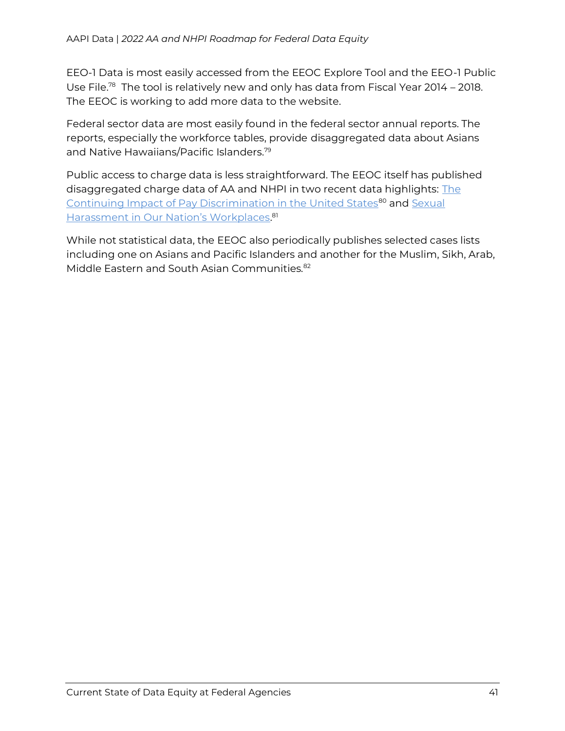EEO-1 Data is most easily accessed from the EEOC Explore Tool and the EEO-1 Public Use File.[78] The tool is relatively new and only has data from Fiscal Year 2014 – 2018. The EEOC is working to add more data to the website.

Federal sector data are most easily found in the federal sector annual reports. The reports, especially the workforce tables, provide disaggregated data about Asians and Native Hawaiians/Pacific Islanders.[79]

Public access to charge data is less straightforward. The EEOC itself has published disaggregated charge data of AA and NHPI in two recent data highlights: The Continuing Impact of Pay Discrimination in the United States[80] and Sexual Harassment in Our Nation's Workplaces.[81]

While not statistical data, the EEOC also periodically publishes selected cases lists including one on Asians and Pacific Islanders and another for the Muslim, Sikh, Arab, Middle Eastern and South Asian Communities.[82]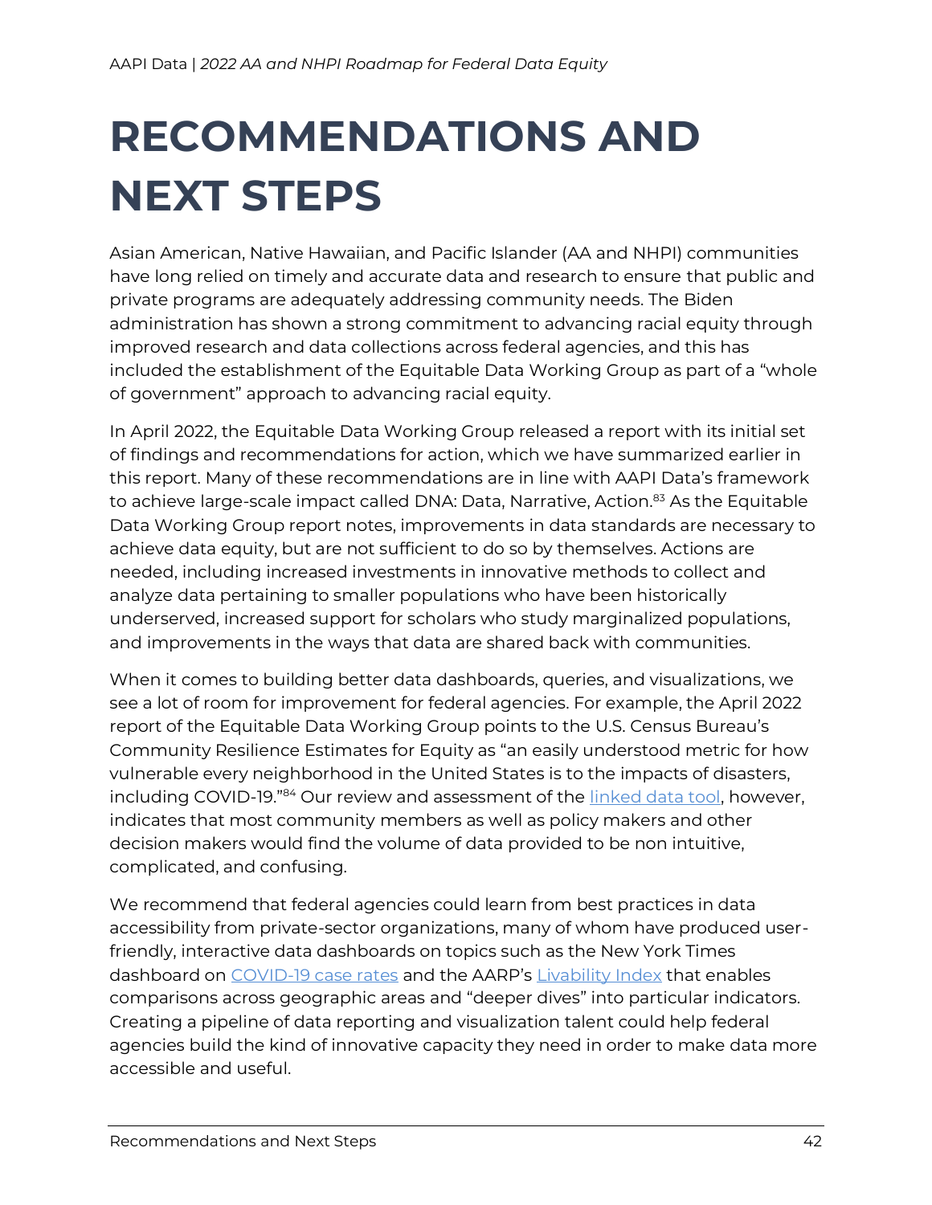# RECOMMENDATIONS AND NEXT STEPS

Asian American, Native Hawaiian, and Pacific Islander (AA and NHPI) communities have long relied on timely and accurate data and research to ensure that public and private programs are adequately addressing community needs. The Biden administration has shown a strong commitment to advancing racial equity through improved research and data collections across federal agencies, and this has included the establishment of the Equitable Data Working Group as part of a "whole of government" approach to advancing racial equity.

In April 2022, the Equitable Data Working Group released a report with its initial set of findings and recommendations for action, which we have summarized earlier in this report. Many of these recommendations are in line with AAPI Data's framework to achieve large-scale impact called DNA: Data, Narrative, Action.[83] As the Equitable Data Working Group report notes, improvements in data standards are necessary to achieve data equity, but are not sufficient to do so by themselves. Actions are needed, including increased investments in innovative methods to collect and analyze data pertaining to smaller populations who have been historically underserved, increased support for scholars who study marginalized populations, and improvements in the ways that data are shared back with communities.

When it comes to building better data dashboards, queries, and visualizations, we see a lot of room for improvement for federal agencies. For example, the April 2022 report of the Equitable Data Working Group points to the U.S. Census Bureau's Community Resilience Estimates for Equity as "an easily understood metric for how vulnerable every neighborhood in the United States is to the impacts of disasters, including COVID-19."[84] Our review and assessment of the linked data tool, however, indicates that most community members as well as policy makers and other decision makers would find the volume of data provided to be non intuitive, complicated, and confusing.

We recommend that federal agencies could learn from best practices in data accessibility from private-sector organizations, many of whom have produced user-friendly, interactive data dashboards on topics such as the New York Times dashboard on COVID-19 case rates and the AARP's Livability Index that enables comparisons across geographic areas and "deeper dives" into particular indicators. Creating a pipeline of data reporting and visualization talent could help federal agencies build the kind of innovative capacity they need in order to make data more accessible and useful.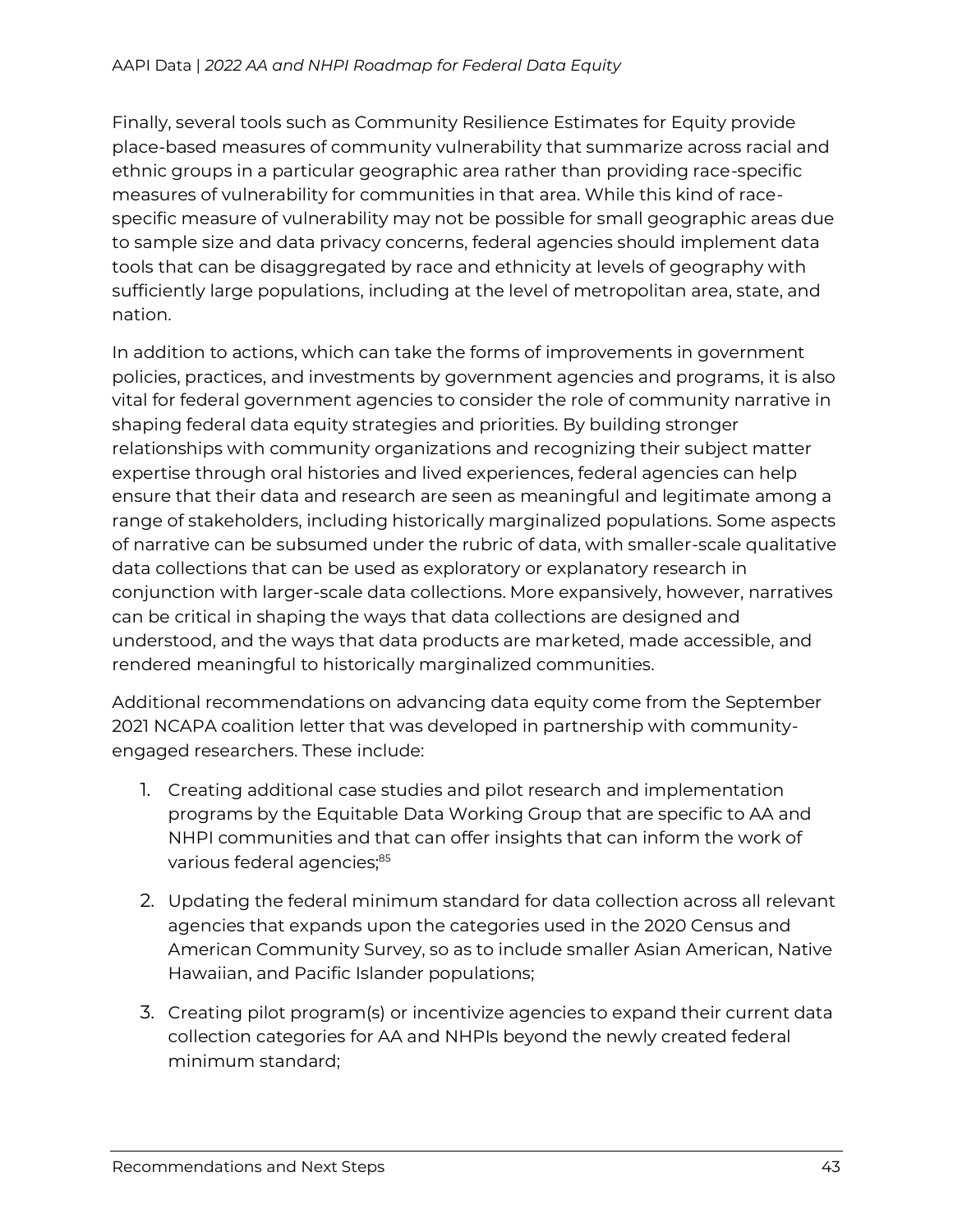Finally, several tools such as Community Resilience Estimates for Equity provide place-based measures of community vulnerability that summarize across racial and ethnic groups in a particular geographic area rather than providing race-specific measures of vulnerability for communities in that area. While this kind of race-specific measure of vulnerability may not be possible for small geographic areas due to sample size and data privacy concerns, federal agencies should implement data tools that can be disaggregated by race and ethnicity at levels of geography with sufficiently large populations, including at the level of metropolitan area, state, and nation.

In addition to actions, which can take the forms of improvements in government policies, practices, and investments by government agencies and programs, it is also vital for federal government agencies to consider the role of community narrative in shaping federal data equity strategies and priorities. By building stronger relationships with community organizations and recognizing their subject matter expertise through oral histories and lived experiences, federal agencies can help ensure that their data and research are seen as meaningful and legitimate among a range of stakeholders, including historically marginalized populations. Some aspects of narrative can be subsumed under the rubric of data, with smaller-scale qualitative data collections that can be used as exploratory or explanatory research in conjunction with larger-scale data collections. More expansively, however, narratives can be critical in shaping the ways that data collections are designed and understood, and the ways that data products are marketed, made accessible, and rendered meaningful to historically marginalized communities.

Additional recommendations on advancing data equity come from the September 2021 NCAPA coalition letter that was developed in partnership with community-engaged researchers. These include:

1. Creating additional case studies and pilot research and implementation programs by the Equitable Data Working Group that are specific to AA and NHPI communities and that can offer insights that can inform the work of various federal agencies;[85]
2. Updating the federal minimum standard for data collection across all relevant agencies that expands upon the categories used in the 2020 Census and American Community Survey, so as to include smaller Asian American, Native Hawaiian, and Pacific Islander populations;
3. Creating pilot program(s) or incentivize agencies to expand their current data collection categories for AA and NHPIs beyond the newly created federal minimum standard;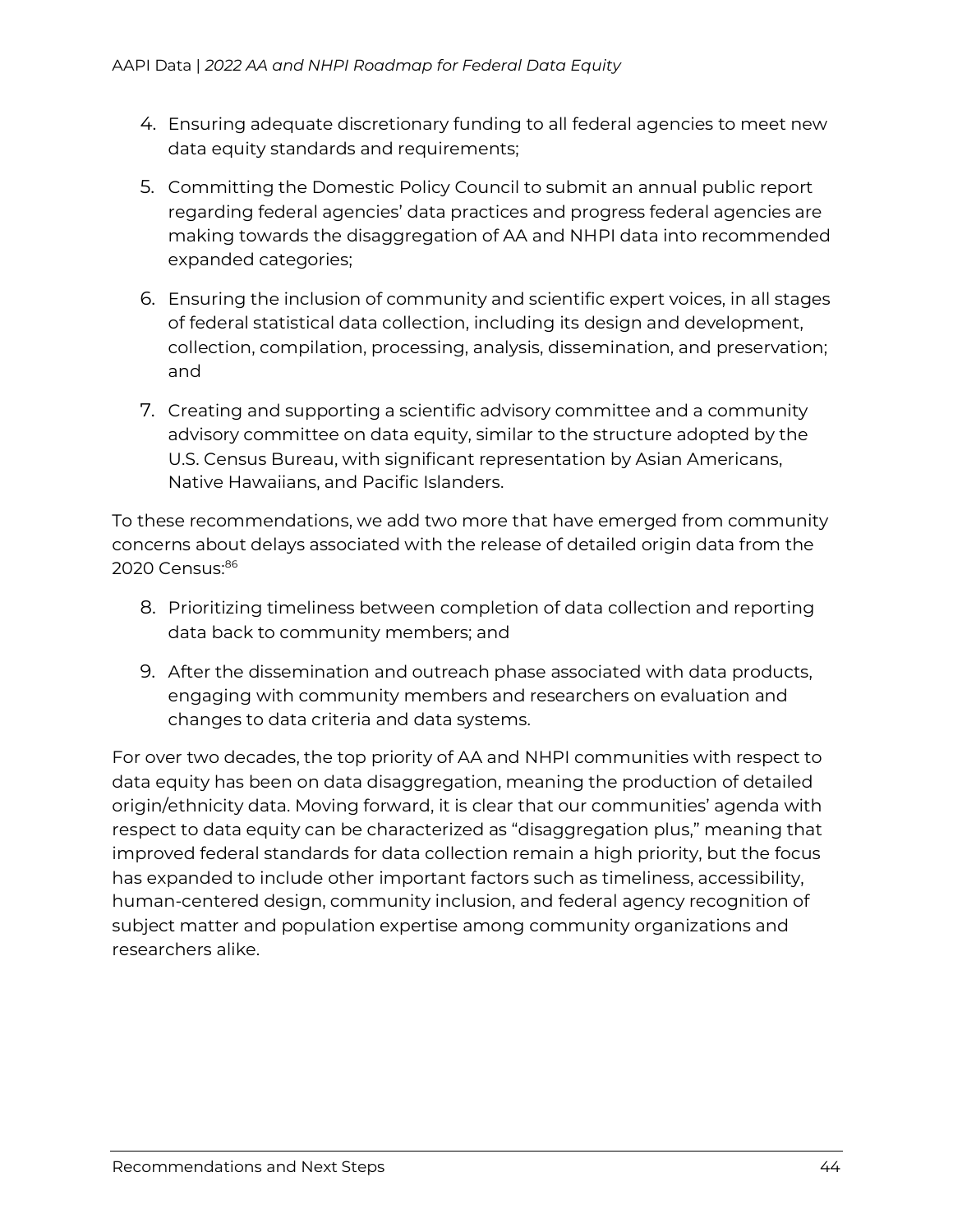4. Ensuring adequate discretionary funding to all federal agencies to meet new data equity standards and requirements;
5. Committing the Domestic Policy Council to submit an annual public report regarding federal agencies' data practices and progress federal agencies are making towards the disaggregation of AA and NHPI data into recommended expanded categories;
6. Ensuring the inclusion of community and scientific expert voices, in all stages of federal statistical data collection, including its design and development, collection, compilation, processing, analysis, dissemination, and preservation; and
7. Creating and supporting a scientific advisory committee and a community advisory committee on data equity, similar to the structure adopted by the U.S. Census Bureau, with significant representation by Asian Americans, Native Hawaiians, and Pacific Islanders.

To these recommendations, we add two more that have emerged from community concerns about delays associated with the release of detailed origin data from the 2020 Census:[86]

8. Prioritizing timeliness between completion of data collection and reporting data back to community members; and
9. After the dissemination and outreach phase associated with data products, engaging with community members and researchers on evaluation and changes to data criteria and data systems.

For over two decades, the top priority of AA and NHPI communities with respect to data equity has been on data disaggregation, meaning the production of detailed origin/ethnicity data. Moving forward, it is clear that our communities' agenda with respect to data equity can be characterized as "disaggregation plus," meaning that improved federal standards for data collection remain a high priority, but the focus has expanded to include other important factors such as timeliness, accessibility, human-centered design, community inclusion, and federal agency recognition of subject matter and population expertise among community organizations and researchers alike.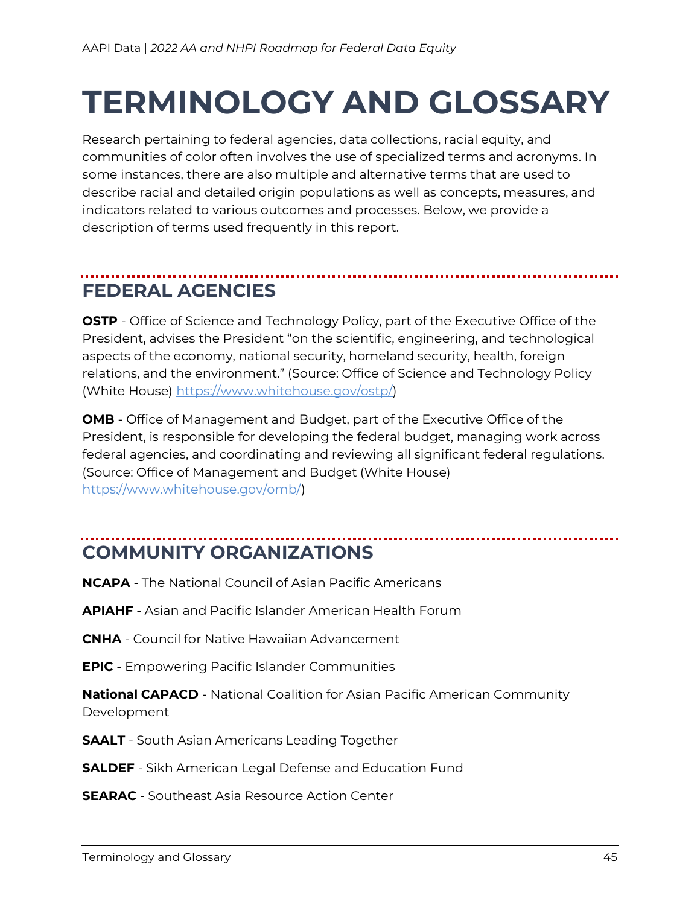# TERMINOLOGY AND GLOSSARY

Research pertaining to federal agencies, data collections, racial equity, and communities of color often involves the use of specialized terms and acronyms. In some instances, there are also multiple and alternative terms that are used to describe racial and detailed origin populations as well as concepts, measures, and indicators related to various outcomes and processes. Below, we provide a description of terms used frequently in this report.

## FEDERAL AGENCIES

**OSTP** - Office of Science and Technology Policy, part of the Executive Office of the President, advises the President "on the scientific, engineering, and technological aspects of the economy, national security, homeland security, health, foreign relations, and the environment." (Source: Office of Science and Technology Policy (White House) https://www.whitehouse.gov/ostp/)

**OMB** - Office of Management and Budget, part of the Executive Office of the President, is responsible for developing the federal budget, managing work across federal agencies, and coordinating and reviewing all significant federal regulations. (Source: Office of Management and Budget (White House) https://www.whitehouse.gov/omb/)

## COMMUNITY ORGANIZATIONS

**NCAPA** - The National Council of Asian Pacific Americans

**APIAHF** - Asian and Pacific Islander American Health Forum

**CNHA** - Council for Native Hawaiian Advancement

**EPIC** - Empowering Pacific Islander Communities

**National CAPACD** - National Coalition for Asian Pacific American Community Development

**SAALT** - South Asian Americans Leading Together

**SALDEF** - Sikh American Legal Defense and Education Fund

**SEARAC** - Southeast Asia Resource Action Center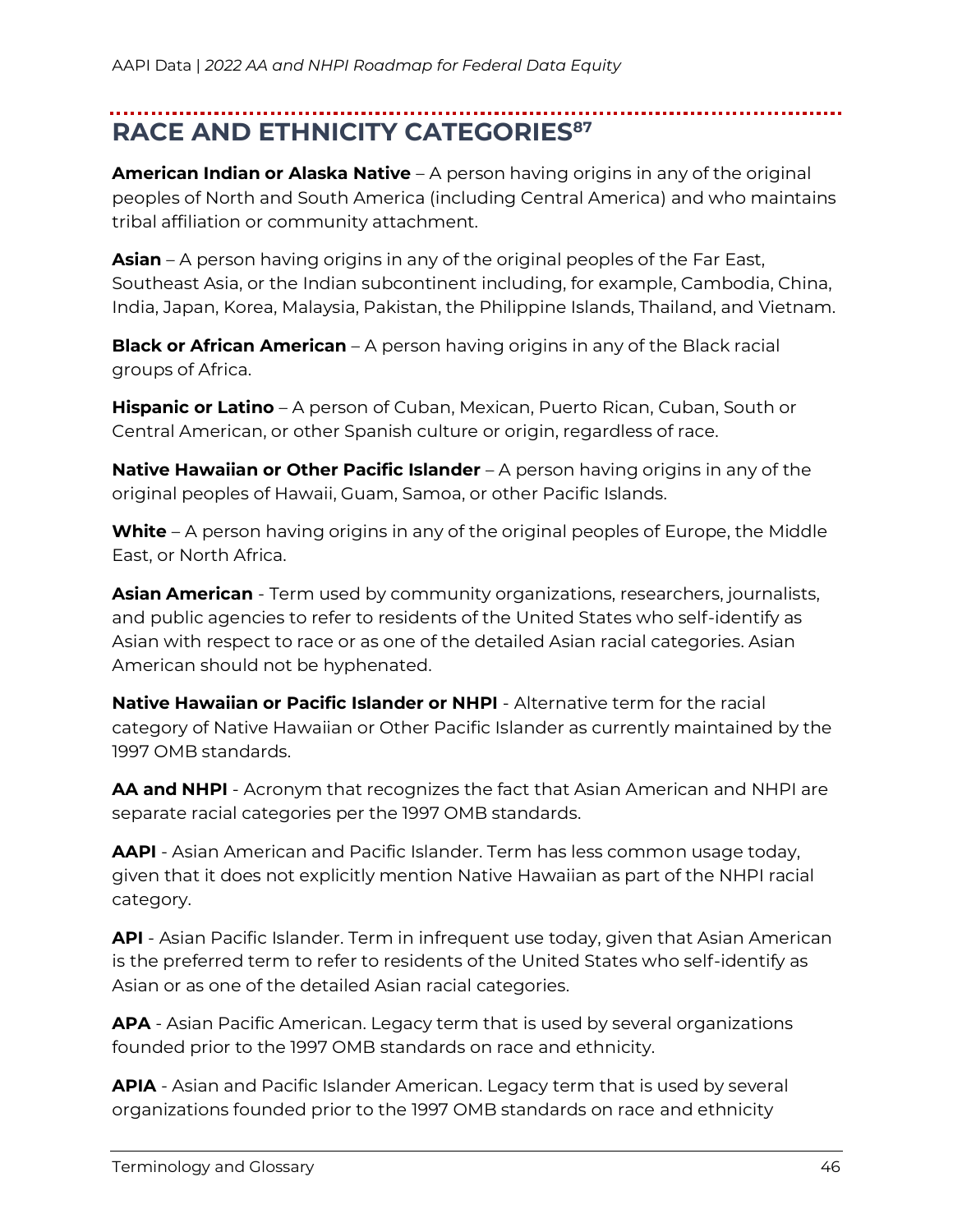## RACE AND ETHNICITY CATEGORIES[87]

**American Indian or Alaska Native** – A person having origins in any of the original peoples of North and South America (including Central America) and who maintains tribal affiliation or community attachment.

**Asian** – A person having origins in any of the original peoples of the Far East, Southeast Asia, or the Indian subcontinent including, for example, Cambodia, China, India, Japan, Korea, Malaysia, Pakistan, the Philippine Islands, Thailand, and Vietnam.

**Black or African American** – A person having origins in any of the Black racial groups of Africa.

**Hispanic or Latino** – A person of Cuban, Mexican, Puerto Rican, Cuban, South or Central American, or other Spanish culture or origin, regardless of race.

**Native Hawaiian or Other Pacific Islander** – A person having origins in any of the original peoples of Hawaii, Guam, Samoa, or other Pacific Islands.

**White** – A person having origins in any of the original peoples of Europe, the Middle East, or North Africa.

**Asian American** - Term used by community organizations, researchers, journalists, and public agencies to refer to residents of the United States who self-identify as Asian with respect to race or as one of the detailed Asian racial categories. Asian American should not be hyphenated.

**Native Hawaiian or Pacific Islander or NHPI** - Alternative term for the racial category of Native Hawaiian or Other Pacific Islander as currently maintained by the 1997 OMB standards.

**AA and NHPI** - Acronym that recognizes the fact that Asian American and NHPI are separate racial categories per the 1997 OMB standards.

**AAPI** - Asian American and Pacific Islander. Term has less common usage today, given that it does not explicitly mention Native Hawaiian as part of the NHPI racial category.

**API** - Asian Pacific Islander. Term in infrequent use today, given that Asian American is the preferred term to refer to residents of the United States who self-identify as Asian or as one of the detailed Asian racial categories.

**APA** - Asian Pacific American. Legacy term that is used by several organizations founded prior to the 1997 OMB standards on race and ethnicity.

**APIA** - Asian and Pacific Islander American. Legacy term that is used by several organizations founded prior to the 1997 OMB standards on race and ethnicity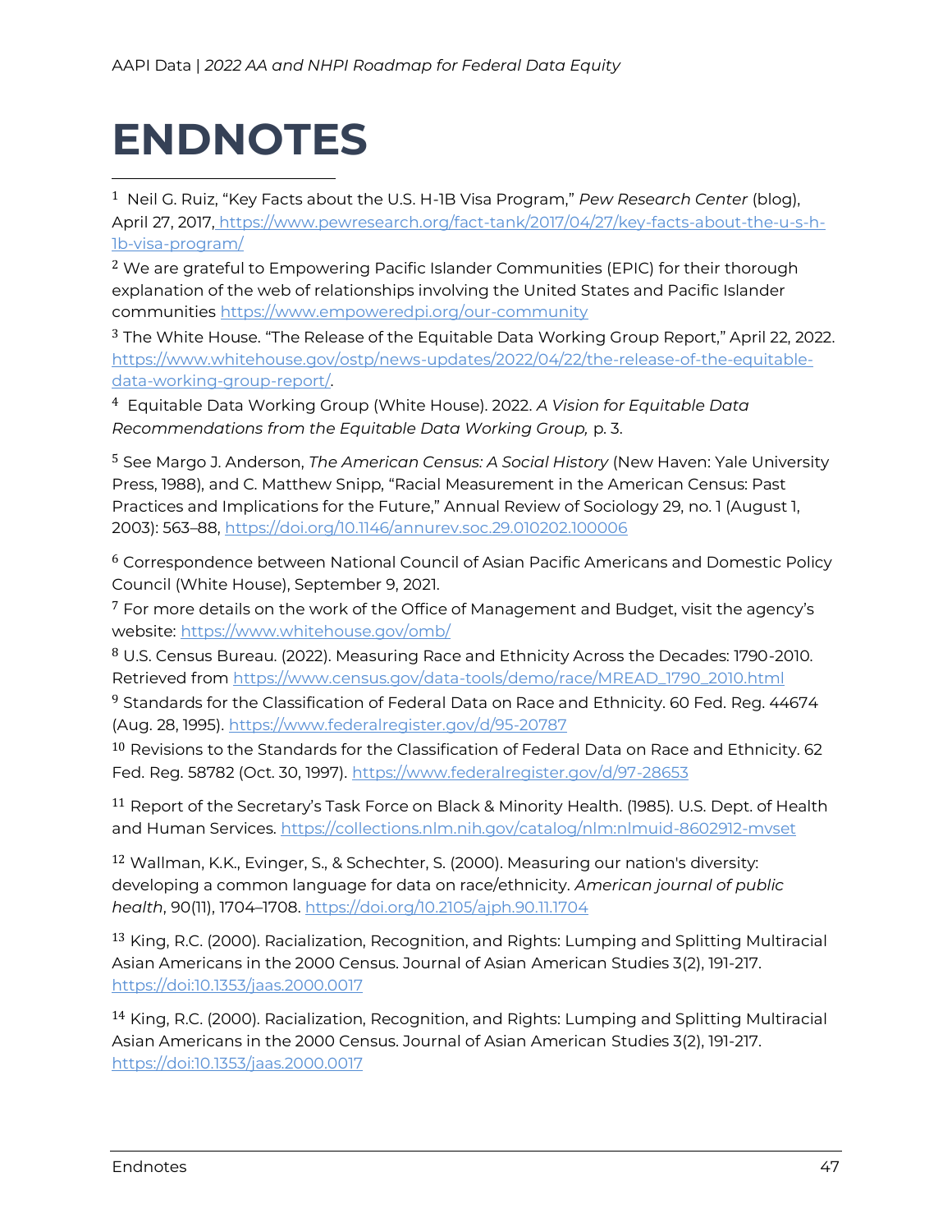# ENDNOTES

[1] Neil G. Ruiz, "Key Facts about the U.S. H-1B Visa Program," *Pew Research Center* (blog), April 27, 2017, https://www.pewresearch.org/fact-tank/2017/04/27/key-facts-about-the-u-s-h-1b-visa-program/

[2] We are grateful to Empowering Pacific Islander Communities (EPIC) for their thorough explanation of the web of relationships involving the United States and Pacific Islander communities https://www.empoweredpi.org/our-community

[3] The White House. "The Release of the Equitable Data Working Group Report," April 22, 2022. https://www.whitehouse.gov/ostp/news-updates/2022/04/22/the-release-of-the-equitable-data-working-group-report/.

[4] Equitable Data Working Group (White House). 2022. *A Vision for Equitable Data Recommendations from the Equitable Data Working Group,* p. 3.

[5] See Margo J. Anderson, *The American Census: A Social History* (New Haven: Yale University Press, 1988), and C. Matthew Snipp, "Racial Measurement in the American Census: Past Practices and Implications for the Future," Annual Review of Sociology 29, no. 1 (August 1, 2003): 563–88, https://doi.org/10.1146/annurev.soc.29.010202.100006

[6] Correspondence between National Council of Asian Pacific Americans and Domestic Policy Council (White House), September 9, 2021.

[7] For more details on the work of the Office of Management and Budget, visit the agency's website: https://www.whitehouse.gov/omb/

[8] U.S. Census Bureau. (2022). Measuring Race and Ethnicity Across the Decades: 1790-2010. Retrieved from https://www.census.gov/data-tools/demo/race/MREAD_1790_2010.html

[9] Standards for the Classification of Federal Data on Race and Ethnicity. 60 Fed. Reg. 44674 (Aug. 28, 1995). https://www.federalregister.gov/d/95-20787

[10] Revisions to the Standards for the Classification of Federal Data on Race and Ethnicity. 62 Fed. Reg. 58782 (Oct. 30, 1997). https://www.federalregister.gov/d/97-28653

[11] Report of the Secretary's Task Force on Black & Minority Health. (1985). U.S. Dept. of Health and Human Services. https://collections.nlm.nih.gov/catalog/nlm:nlmuid-8602912-mvset

[12] Wallman, K.K., Evinger, S., & Schechter, S. (2000). Measuring our nation's diversity: developing a common language for data on race/ethnicity. *American journal of public health*, 90(11), 1704–1708. https://doi.org/10.2105/ajph.90.11.1704

[13] King, R.C. (2000). Racialization, Recognition, and Rights: Lumping and Splitting Multiracial Asian Americans in the 2000 Census. Journal of Asian American Studies 3(2), 191-217. https://doi:10.1353/jaas.2000.0017

[14] King, R.C. (2000). Racialization, Recognition, and Rights: Lumping and Splitting Multiracial Asian Americans in the 2000 Census. Journal of Asian American Studies 3(2), 191-217. https://doi:10.1353/jaas.2000.0017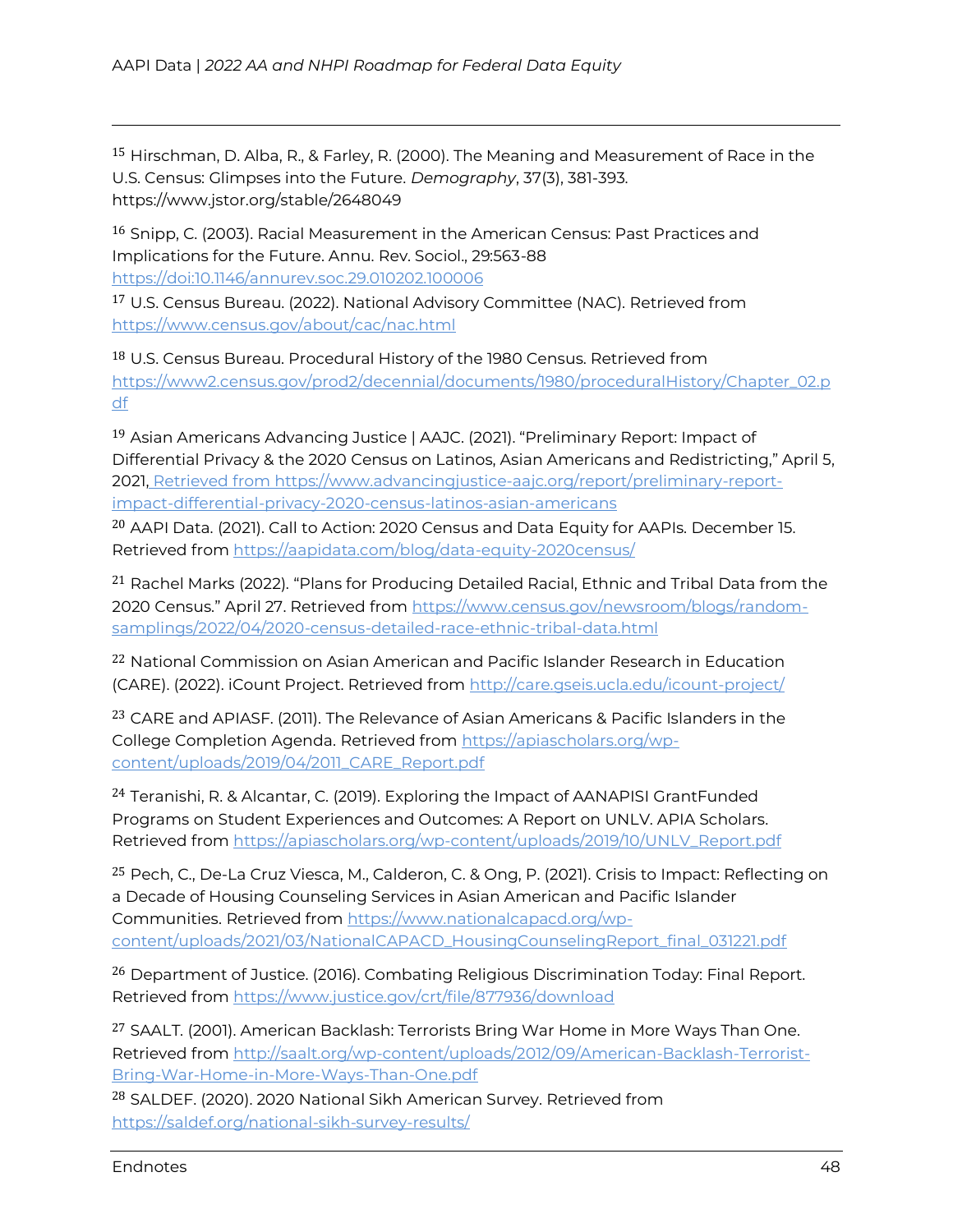[15] Hirschman, D. Alba, R., & Farley, R. (2000). The Meaning and Measurement of Race in the U.S. Census: Glimpses into the Future. *Demography*, 37(3), 381-393. https://www.jstor.org/stable/2648049

[16] Snipp, C. (2003). Racial Measurement in the American Census: Past Practices and Implications for the Future. Annu. Rev. Sociol., 29:563-88 https://doi:10.1146/annurev.soc.29.010202.100006

[17] U.S. Census Bureau. (2022). National Advisory Committee (NAC). Retrieved from https://www.census.gov/about/cac/nac.html

[18] U.S. Census Bureau. Procedural History of the 1980 Census. Retrieved from https://www2.census.gov/prod2/decennial/documents/1980/proceduralHistory/Chapter_02.pdf

[19] Asian Americans Advancing Justice | AAJC. (2021). "Preliminary Report: Impact of Differential Privacy & the 2020 Census on Latinos, Asian Americans and Redistricting," April 5, 2021, Retrieved from https://www.advancingjustice-aajc.org/report/preliminary-report-impact-differential-privacy-2020-census-latinos-asian-americans

[20] AAPI Data. (2021). Call to Action: 2020 Census and Data Equity for AAPIs. December 15. Retrieved from https://aapidata.com/blog/data-equity-2020census/

[21] Rachel Marks (2022). "Plans for Producing Detailed Racial, Ethnic and Tribal Data from the 2020 Census." April 27. Retrieved from https://www.census.gov/newsroom/blogs/random-samplings/2022/04/2020-census-detailed-race-ethnic-tribal-data.html

[22] National Commission on Asian American and Pacific Islander Research in Education (CARE). (2022). iCount Project. Retrieved from http://care.gseis.ucla.edu/icount-project/

[23] CARE and APIASF. (2011). The Relevance of Asian Americans & Pacific Islanders in the College Completion Agenda. Retrieved from https://apiascholars.org/wp-content/uploads/2019/04/2011_CARE_Report.pdf

[24] Teranishi, R. & Alcantar, C. (2019). Exploring the Impact of AANAPISI GrantFunded Programs on Student Experiences and Outcomes: A Report on UNLV. APIA Scholars. Retrieved from https://apiascholars.org/wp-content/uploads/2019/10/UNLV_Report.pdf

[25] Pech, C., De-La Cruz Viesca, M., Calderon, C. & Ong, P. (2021). Crisis to Impact: Reflecting on a Decade of Housing Counseling Services in Asian American and Pacific Islander Communities. Retrieved from https://www.nationalcapacd.org/wp-content/uploads/2021/03/NationalCAPACD_HousingCounselingReport_final_031221.pdf

[26] Department of Justice. (2016). Combating Religious Discrimination Today: Final Report. Retrieved from https://www.justice.gov/crt/file/877936/download

[27] SAALT. (2001). American Backlash: Terrorists Bring War Home in More Ways Than One. Retrieved from http://saalt.org/wp-content/uploads/2012/09/American-Backlash-Terrorist-Bring-War-Home-in-More-Ways-Than-One.pdf

[28] SALDEF. (2020). 2020 National Sikh American Survey. Retrieved from https://saldef.org/national-sikh-survey-results/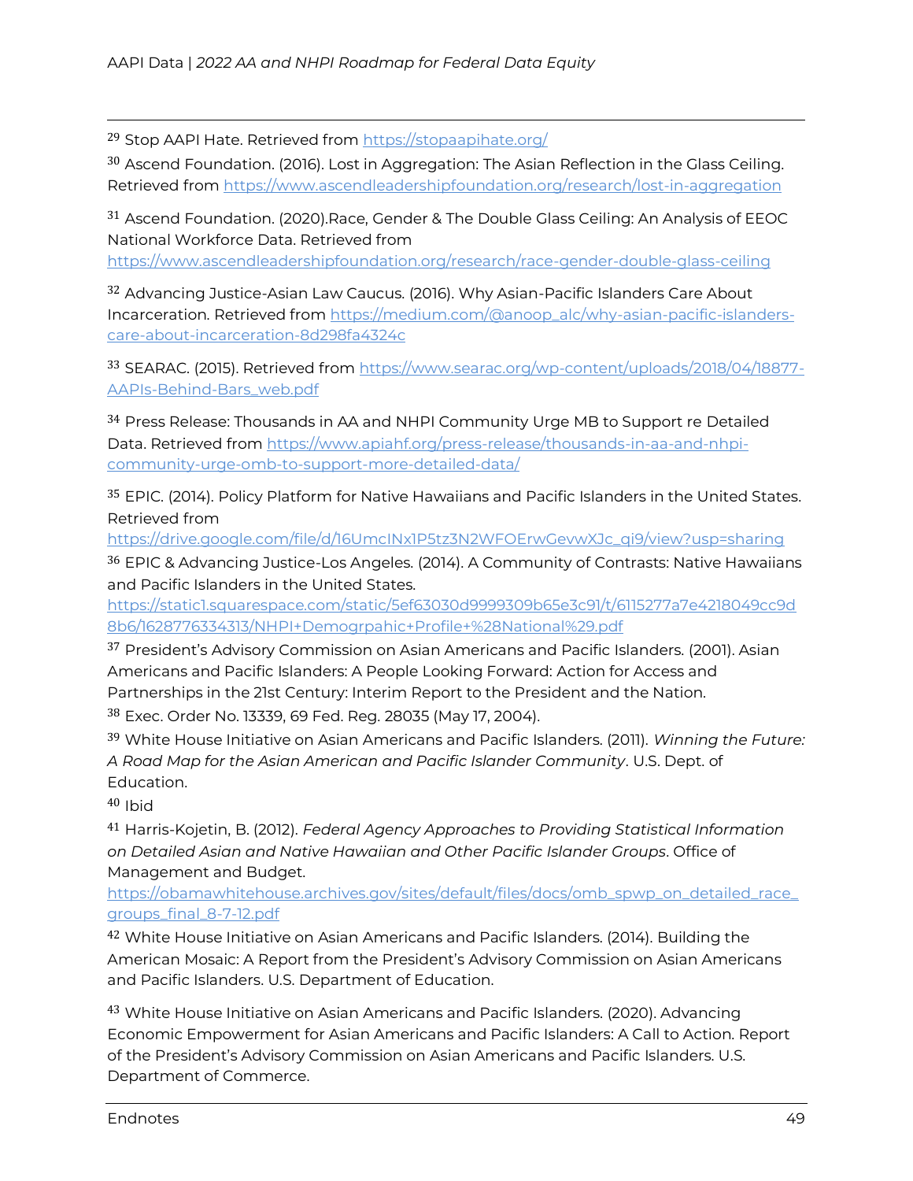[29] Stop AAPI Hate. Retrieved from https://stopaapihate.org/

[30] Ascend Foundation. (2016). Lost in Aggregation: The Asian Reflection in the Glass Ceiling. Retrieved from https://www.ascendleadershipfoundation.org/research/lost-in-aggregation

[31] Ascend Foundation. (2020).Race, Gender & The Double Glass Ceiling: An Analysis of EEOC National Workforce Data. Retrieved from https://www.ascendleadershipfoundation.org/research/race-gender-double-glass-ceiling

[32] Advancing Justice-Asian Law Caucus. (2016). Why Asian-Pacific Islanders Care About Incarceration. Retrieved from https://medium.com/@anoop_alc/why-asian-pacific-islanders-care-about-incarceration-8d298fa4324c

[33] SEARAC. (2015). Retrieved from https://www.searac.org/wp-content/uploads/2018/04/18877-AAPIs-Behind-Bars_web.pdf

[34] Press Release: Thousands in AA and NHPI Community Urge MB to Support re Detailed Data. Retrieved from https://www.apiahf.org/press-release/thousands-in-aa-and-nhpi-community-urge-omb-to-support-more-detailed-data/

[35] EPIC. (2014). Policy Platform for Native Hawaiians and Pacific Islanders in the United States. Retrieved from https://drive.google.com/file/d/16UmcINx1P5tz3N2WFOErwGevwXJc_qi9/view?usp=sharing

[36] EPIC & Advancing Justice-Los Angeles. (2014). A Community of Contrasts: Native Hawaiians and Pacific Islanders in the United States. https://static1.squarespace.com/static/5ef63030d9999309b65e3c91/t/6115277a7e4218049cc9d8b6/1628776334313/NHPI+Demogrpahic+Profile+%28National%29.pdf

[37] President's Advisory Commission on Asian Americans and Pacific Islanders. (2001). Asian Americans and Pacific Islanders: A People Looking Forward: Action for Access and Partnerships in the 21st Century: Interim Report to the President and the Nation.

[38] Exec. Order No. 13339, 69 Fed. Reg. 28035 (May 17, 2004).

[39] White House Initiative on Asian Americans and Pacific Islanders. (2011). *Winning the Future: A Road Map for the Asian American and Pacific Islander Community*. U.S. Dept. of Education.

[40] Ibid

[41] Harris-Kojetin, B. (2012). *Federal Agency Approaches to Providing Statistical Information on Detailed Asian and Native Hawaiian and Other Pacific Islander Groups*. Office of Management and Budget. https://obamawhitehouse.archives.gov/sites/default/files/docs/omb_spwp_on_detailed_race_groups_final_8-7-12.pdf

[42] White House Initiative on Asian Americans and Pacific Islanders. (2014). Building the American Mosaic: A Report from the President's Advisory Commission on Asian Americans and Pacific Islanders. U.S. Department of Education.

[43] White House Initiative on Asian Americans and Pacific Islanders. (2020). Advancing Economic Empowerment for Asian Americans and Pacific Islanders: A Call to Action. Report of the President's Advisory Commission on Asian Americans and Pacific Islanders. U.S. Department of Commerce.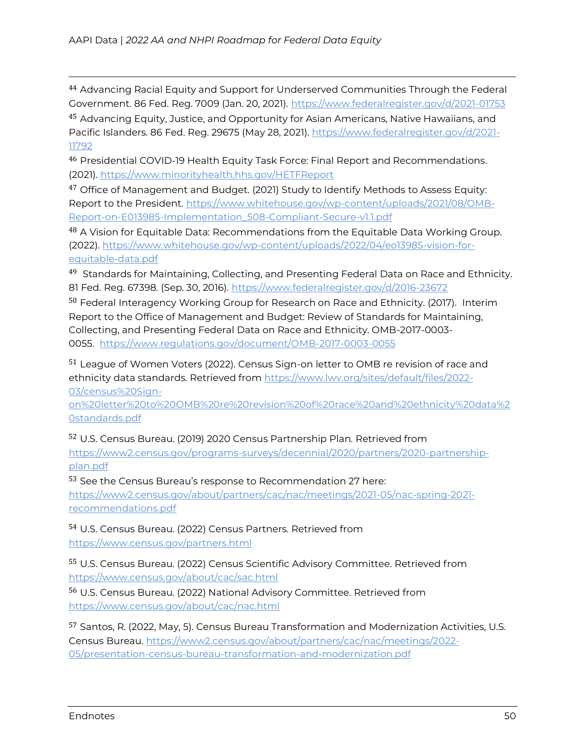[44] Advancing Racial Equity and Support for Underserved Communities Through the Federal Government. 86 Fed. Reg. 7009 (Jan. 20, 2021). https://www.federalregister.gov/d/2021-01753

[45] Advancing Equity, Justice, and Opportunity for Asian Americans, Native Hawaiians, and Pacific Islanders. 86 Fed. Reg. 29675 (May 28, 2021). https://www.federalregister.gov/d/2021-11792

[46] Presidential COVID-19 Health Equity Task Force: Final Report and Recommendations. (2021). https://www.minorityhealth.hhs.gov/HETFReport

[47] Office of Management and Budget. (2021) Study to Identify Methods to Assess Equity: Report to the President. https://www.whitehouse.gov/wp-content/uploads/2021/08/OMB-Report-on-E013985-Implementation_508-Compliant-Secure-v1.1.pdf

[48] A Vision for Equitable Data: Recommendations from the Equitable Data Working Group. (2022). https://www.whitehouse.gov/wp-content/uploads/2022/04/eo13985-vision-for-equitable-data.pdf

[49] Standards for Maintaining, Collecting, and Presenting Federal Data on Race and Ethnicity. 81 Fed. Reg. 67398. (Sep. 30, 2016). https://www.federalregister.gov/d/2016-23672

[50] Federal Interagency Working Group for Research on Race and Ethnicity. (2017). Interim Report to the Office of Management and Budget: Review of Standards for Maintaining, Collecting, and Presenting Federal Data on Race and Ethnicity. OMB-2017-0003-0055. https://www.regulations.gov/document/OMB-2017-0003-0055

[51] League of Women Voters (2022). Census Sign-on letter to OMB re revision of race and ethnicity data standards. Retrieved from https://www.lwv.org/sites/default/files/2022-03/census%20Sign-on%20letter%20to%20OMB%20re%20revision%20of%20race%20and%20ethnicity%20data%20standards.pdf

[52] U.S. Census Bureau. (2019) 2020 Census Partnership Plan. Retrieved from https://www2.census.gov/programs-surveys/decennial/2020/partners/2020-partnership-plan.pdf

[53] See the Census Bureau's response to Recommendation 27 here: https://www2.census.gov/about/partners/cac/nac/meetings/2021-05/nac-spring-2021-recommendations.pdf

[54] U.S. Census Bureau. (2022) Census Partners. Retrieved from https://www.census.gov/partners.html

[55] U.S. Census Bureau. (2022) Census Scientific Advisory Committee. Retrieved from https://www.census.gov/about/cac/sac.html

[56] U.S. Census Bureau. (2022) National Advisory Committee. Retrieved from https://www.census.gov/about/cac/nac.html

[57] Santos, R. (2022, May, 5). Census Bureau Transformation and Modernization Activities, U.S. Census Bureau. https://www2.census.gov/about/partners/cac/nac/meetings/2022-05/presentation-census-bureau-transformation-and-modernization.pdf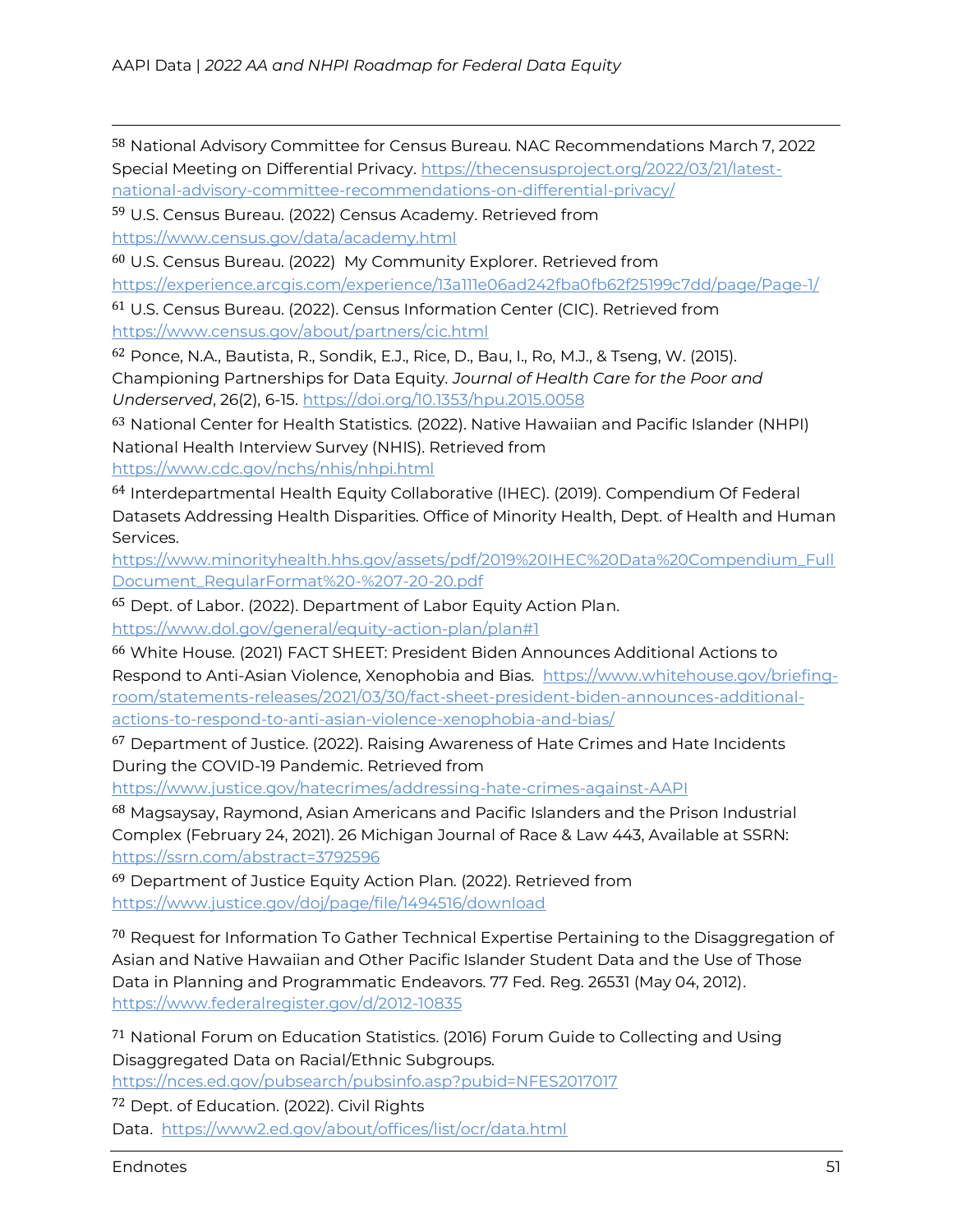[58] National Advisory Committee for Census Bureau. NAC Recommendations March 7, 2022 Special Meeting on Differential Privacy. https://thecensusproject.org/2022/03/21/latest-national-advisory-committee-recommendations-on-differential-privacy/

[59] U.S. Census Bureau. (2022) Census Academy. Retrieved from https://www.census.gov/data/academy.html

[60] U.S. Census Bureau. (2022) My Community Explorer. Retrieved from https://experience.arcgis.com/experience/13a111e06ad242fba0fb62f25199c7dd/page/Page-1/

[61] U.S. Census Bureau. (2022). Census Information Center (CIC). Retrieved from https://www.census.gov/about/partners/cic.html

[62] Ponce, N.A., Bautista, R., Sondik, E.J., Rice, D., Bau, I., Ro, M.J., & Tseng, W. (2015). Championing Partnerships for Data Equity. *Journal of Health Care for the Poor and Underserved*, 26(2), 6-15. https://doi.org/10.1353/hpu.2015.0058

[63] National Center for Health Statistics. (2022). Native Hawaiian and Pacific Islander (NHPI) National Health Interview Survey (NHIS). Retrieved from https://www.cdc.gov/nchs/nhis/nhpi.html

[64] Interdepartmental Health Equity Collaborative (IHEC). (2019). Compendium Of Federal Datasets Addressing Health Disparities. Office of Minority Health, Dept. of Health and Human Services. https://www.minorityhealth.hhs.gov/assets/pdf/2019%20IHEC%20Data%20Compendium_FullDocument_RegularFormat%20-%207-20-20.pdf

[65] Dept. of Labor. (2022). Department of Labor Equity Action Plan. https://www.dol.gov/general/equity-action-plan/plan#1

[66] White House. (2021) FACT SHEET: President Biden Announces Additional Actions to Respond to Anti-Asian Violence, Xenophobia and Bias. https://www.whitehouse.gov/briefing-room/statements-releases/2021/03/30/fact-sheet-president-biden-announces-additional-actions-to-respond-to-anti-asian-violence-xenophobia-and-bias/

[67] Department of Justice. (2022). Raising Awareness of Hate Crimes and Hate Incidents During the COVID-19 Pandemic. Retrieved from https://www.justice.gov/hatecrimes/addressing-hate-crimes-against-AAPI

[68] Magsaysay, Raymond, Asian Americans and Pacific Islanders and the Prison Industrial Complex (February 24, 2021). 26 Michigan Journal of Race & Law 443, Available at SSRN: https://ssrn.com/abstract=3792596

[69] Department of Justice Equity Action Plan. (2022). Retrieved from https://www.justice.gov/doj/page/file/1494516/download

[70] Request for Information To Gather Technical Expertise Pertaining to the Disaggregation of Asian and Native Hawaiian and Other Pacific Islander Student Data and the Use of Those Data in Planning and Programmatic Endeavors. 77 Fed. Reg. 26531 (May 04, 2012). https://www.federalregister.gov/d/2012-10835

[71] National Forum on Education Statistics. (2016) Forum Guide to Collecting and Using Disaggregated Data on Racial/Ethnic Subgroups. https://nces.ed.gov/pubsearch/pubsinfo.asp?pubid=NFES2017017

[72] Dept. of Education. (2022). Civil Rights Data. https://www2.ed.gov/about/offices/list/ocr/data.html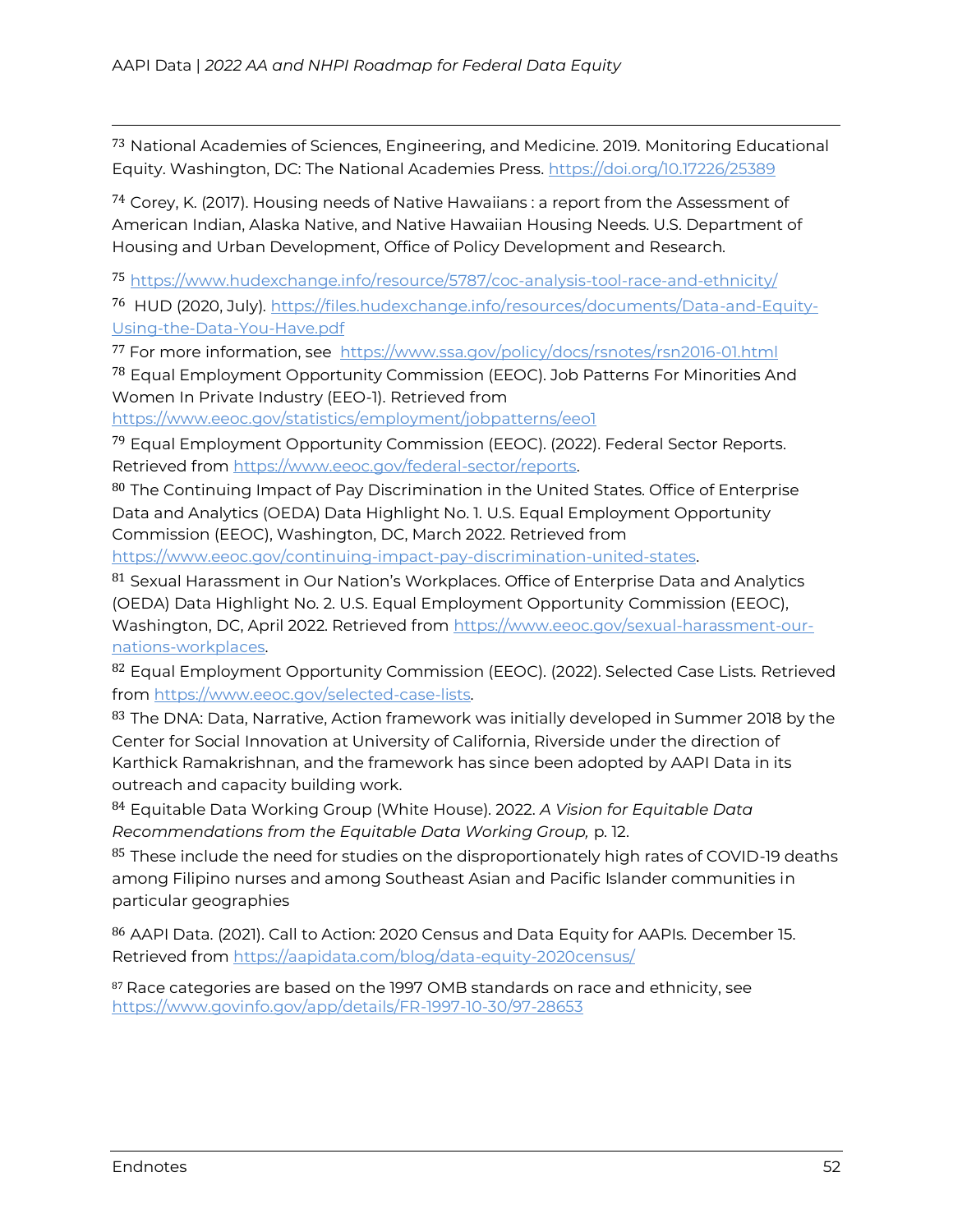[73] National Academies of Sciences, Engineering, and Medicine. 2019. Monitoring Educational Equity. Washington, DC: The National Academies Press. https://doi.org/10.17226/25389

[74] Corey, K. (2017). Housing needs of Native Hawaiians : a report from the Assessment of American Indian, Alaska Native, and Native Hawaiian Housing Needs. U.S. Department of Housing and Urban Development, Office of Policy Development and Research.

[75] https://www.hudexchange.info/resource/5787/coc-analysis-tool-race-and-ethnicity/

[76] HUD (2020, July). https://files.hudexchange.info/resources/documents/Data-and-Equity-Using-the-Data-You-Have.pdf

[77] For more information, see https://www.ssa.gov/policy/docs/rsnotes/rsn2016-01.html

[78] Equal Employment Opportunity Commission (EEOC). Job Patterns For Minorities And Women In Private Industry (EEO-1). Retrieved from https://www.eeoc.gov/statistics/employment/jobpatterns/eeo1

[79] Equal Employment Opportunity Commission (EEOC). (2022). Federal Sector Reports. Retrieved from https://www.eeoc.gov/federal-sector/reports.

[80] The Continuing Impact of Pay Discrimination in the United States. Office of Enterprise Data and Analytics (OEDA) Data Highlight No. 1. U.S. Equal Employment Opportunity Commission (EEOC), Washington, DC, March 2022. Retrieved from https://www.eeoc.gov/continuing-impact-pay-discrimination-united-states.

[81] Sexual Harassment in Our Nation's Workplaces. Office of Enterprise Data and Analytics (OEDA) Data Highlight No. 2. U.S. Equal Employment Opportunity Commission (EEOC), Washington, DC, April 2022. Retrieved from https://www.eeoc.gov/sexual-harassment-our-nations-workplaces.

[82] Equal Employment Opportunity Commission (EEOC). (2022). Selected Case Lists. Retrieved from https://www.eeoc.gov/selected-case-lists.

[83] The DNA: Data, Narrative, Action framework was initially developed in Summer 2018 by the Center for Social Innovation at University of California, Riverside under the direction of Karthick Ramakrishnan, and the framework has since been adopted by AAPI Data in its outreach and capacity building work.

[84] Equitable Data Working Group (White House). 2022. *A Vision for Equitable Data Recommendations from the Equitable Data Working Group,* p. 12.

[85] These include the need for studies on the disproportionately high rates of COVID-19 deaths among Filipino nurses and among Southeast Asian and Pacific Islander communities in particular geographies

[86] AAPI Data. (2021). Call to Action: 2020 Census and Data Equity for AAPIs. December 15. Retrieved from https://aapidata.com/blog/data-equity-2020census/

[87] Race categories are based on the 1997 OMB standards on race and ethnicity, see https://www.govinfo.gov/app/details/FR-1997-10-30/97-28653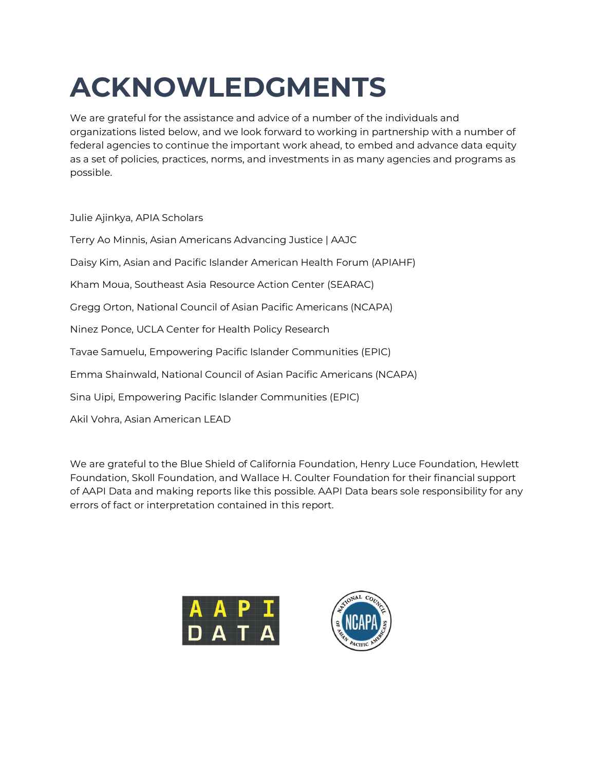# ACKNOWLEDGMENTS

We are grateful for the assistance and advice of a number of the individuals and organizations listed below, and we look forward to working in partnership with a number of federal agencies to continue the important work ahead, to embed and advance data equity as a set of policies, practices, norms, and investments in as many agencies and programs as possible.

Julie Ajinkya, APIA Scholars

Terry Ao Minnis, Asian Americans Advancing Justice | AAJC

Daisy Kim, Asian and Pacific Islander American Health Forum (APIAHF)

Kham Moua, Southeast Asia Resource Action Center (SEARAC)

Gregg Orton, National Council of Asian Pacific Americans (NCAPA)

Ninez Ponce, UCLA Center for Health Policy Research

Tavae Samuelu, Empowering Pacific Islander Communities (EPIC)

Emma Shainwald, National Council of Asian Pacific Americans (NCAPA)

Sina Uipi, Empowering Pacific Islander Communities (EPIC)

Akil Vohra, Asian American LEAD

We are grateful to the Blue Shield of California Foundation, Henry Luce Foundation, Hewlett Foundation, Skoll Foundation, and Wallace H. Coulter Foundation for their financial support of AAPI Data and making reports like this possible. AAPI Data bears sole responsibility for any errors of fact or interpretation contained in this report.